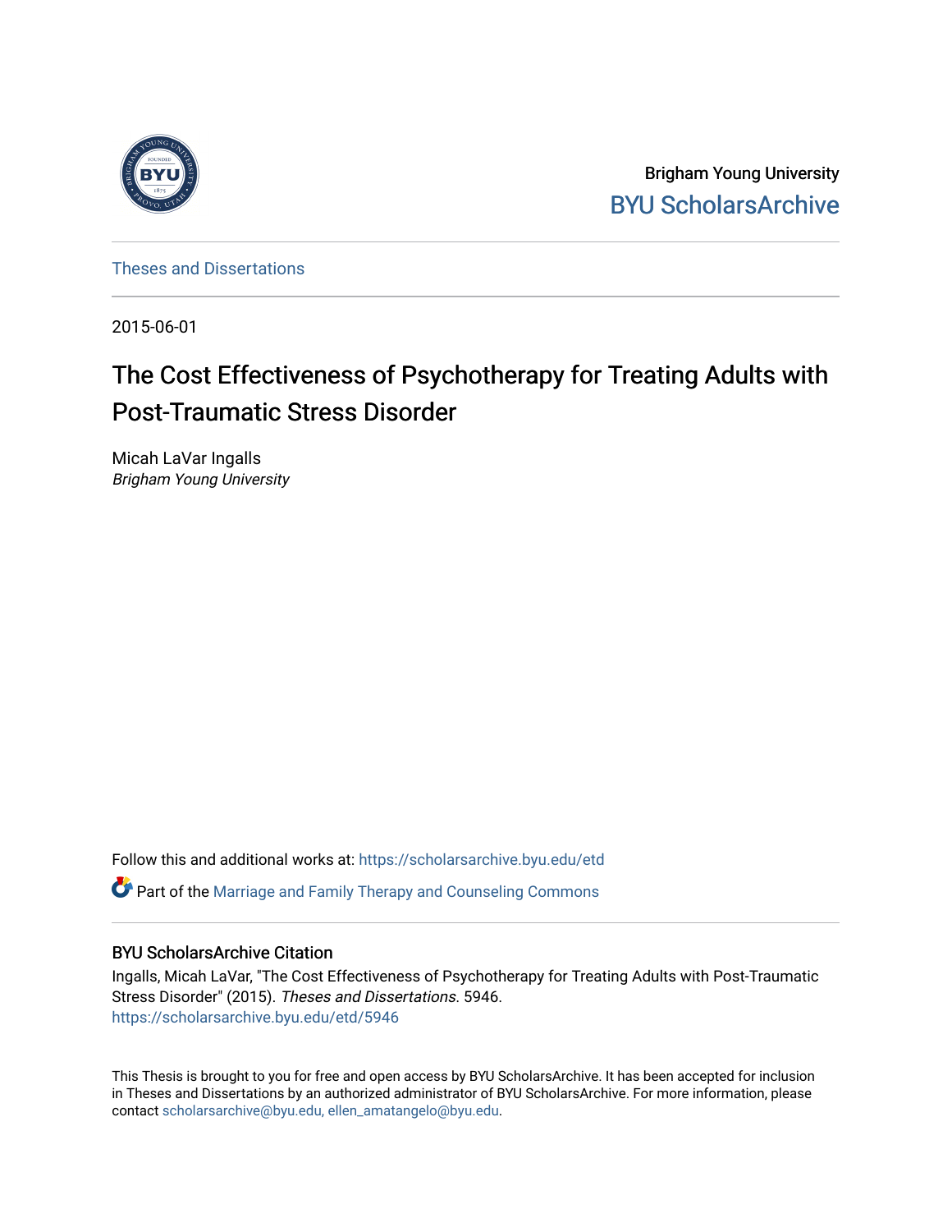Brigham Young University
BYU ScholarsArchive

Theses and Dissertations

2015-06-01

# The Cost Effectiveness of Psychotherapy for Treating Adults with Post-Traumatic Stress Disorder

Micah LaVar Ingalls
*Brigham Young University*

Follow this and additional works at: https://scholarsarchive.byu.edu/etd

Part of the Marriage and Family Therapy and Counseling Commons

## BYU ScholarsArchive Citation

Ingalls, Micah LaVar, "The Cost Effectiveness of Psychotherapy for Treating Adults with Post-Traumatic Stress Disorder" (2015). *Theses and Dissertations*. 5946.
https://scholarsarchive.byu.edu/etd/5946

This Thesis is brought to you for free and open access by BYU ScholarsArchive. It has been accepted for inclusion in Theses and Dissertations by an authorized administrator of BYU ScholarsArchive. For more information, please contact scholarsarchive@byu.edu, ellen_amatangelo@byu.edu.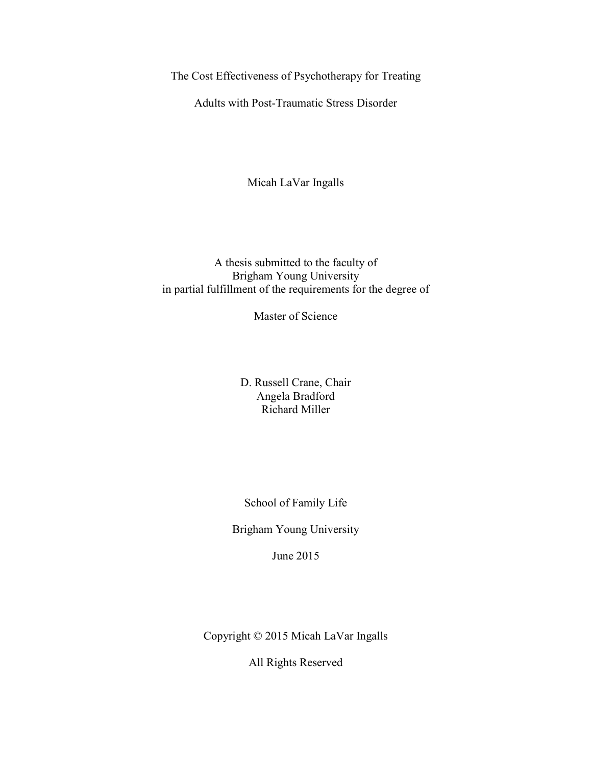# The Cost Effectiveness of Psychotherapy for Treating Adults with Post-Traumatic Stress Disorder

Micah LaVar Ingalls

A thesis submitted to the faculty of
Brigham Young University
in partial fulfillment of the requirements for the degree of

Master of Science

D. Russell Crane, Chair
Angela Bradford
Richard Miller

School of Family Life

Brigham Young University

June 2015

Copyright © 2015 Micah LaVar Ingalls

All Rights Reserved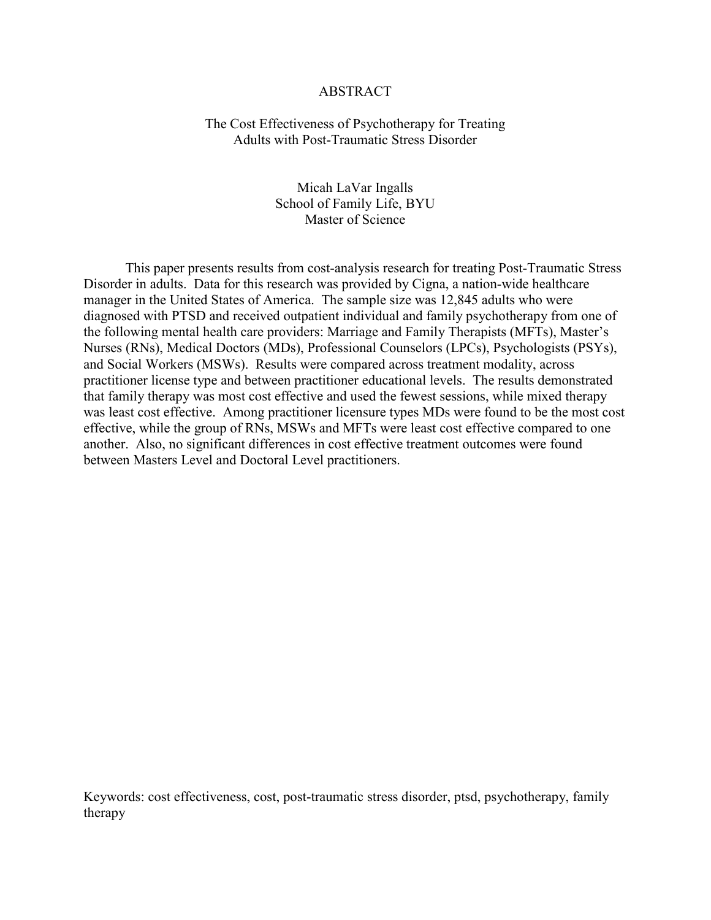# ABSTRACT

## The Cost Effectiveness of Psychotherapy for Treating Adults with Post-Traumatic Stress Disorder

Micah LaVar Ingalls
School of Family Life, BYU
Master of Science

This paper presents results from cost-analysis research for treating Post-Traumatic Stress Disorder in adults. Data for this research was provided by Cigna, a nation-wide healthcare manager in the United States of America. The sample size was 12,845 adults who were diagnosed with PTSD and received outpatient individual and family psychotherapy from one of the following mental health care providers: Marriage and Family Therapists (MFTs), Master's Nurses (RNs), Medical Doctors (MDs), Professional Counselors (LPCs), Psychologists (PSYs), and Social Workers (MSWs). Results were compared across treatment modality, across practitioner license type and between practitioner educational levels. The results demonstrated that family therapy was most cost effective and used the fewest sessions, while mixed therapy was least cost effective. Among practitioner licensure types MDs were found to be the most cost effective, while the group of RNs, MSWs and MFTs were least cost effective compared to one another. Also, no significant differences in cost effective treatment outcomes were found between Masters Level and Doctoral Level practitioners.

Keywords: cost effectiveness, cost, post-traumatic stress disorder, ptsd, psychotherapy, family therapy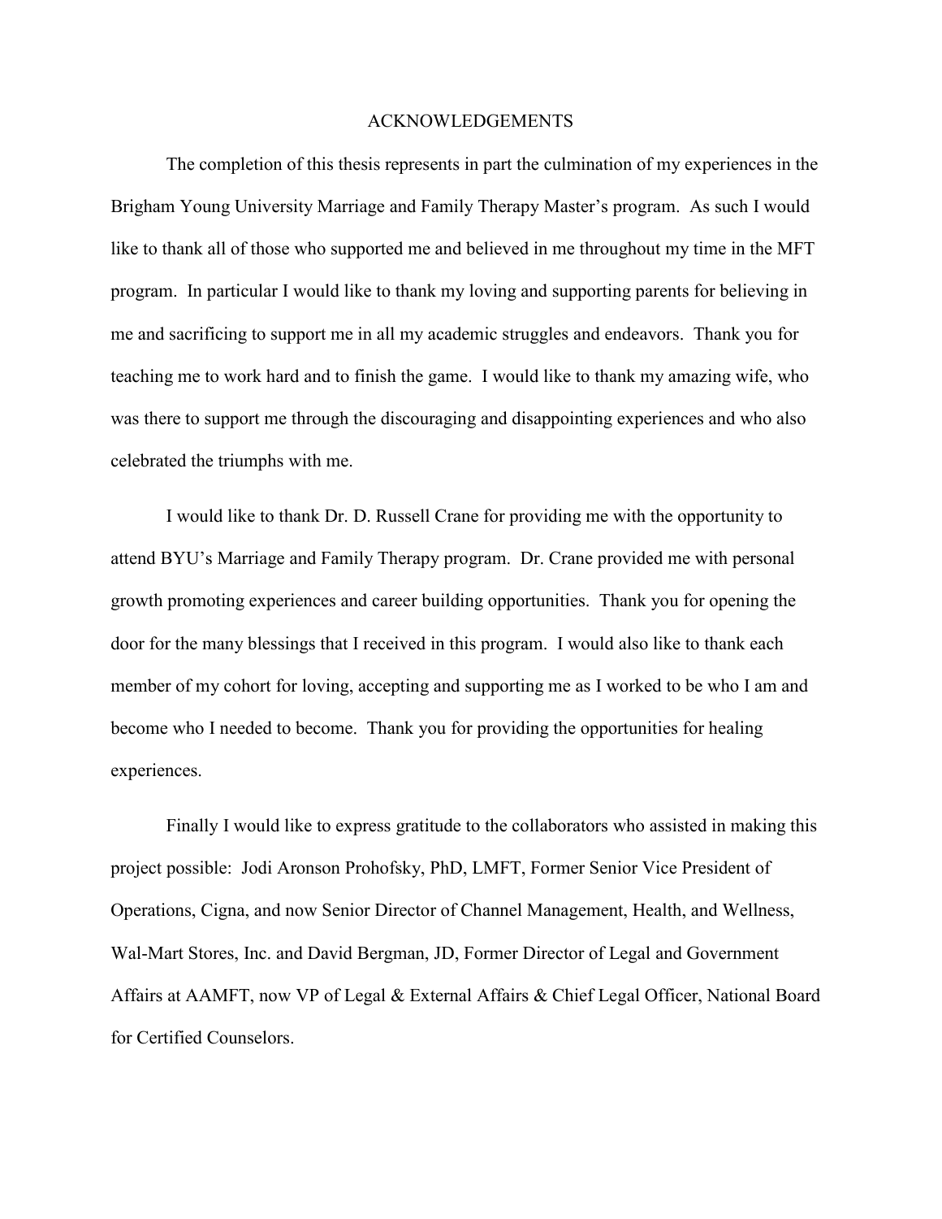# ACKNOWLEDGEMENTS

The completion of this thesis represents in part the culmination of my experiences in the Brigham Young University Marriage and Family Therapy Master's program. As such I would like to thank all of those who supported me and believed in me throughout my time in the MFT program. In particular I would like to thank my loving and supporting parents for believing in me and sacrificing to support me in all my academic struggles and endeavors. Thank you for teaching me to work hard and to finish the game. I would like to thank my amazing wife, who was there to support me through the discouraging and disappointing experiences and who also celebrated the triumphs with me.

I would like to thank Dr. D. Russell Crane for providing me with the opportunity to attend BYU's Marriage and Family Therapy program. Dr. Crane provided me with personal growth promoting experiences and career building opportunities. Thank you for opening the door for the many blessings that I received in this program. I would also like to thank each member of my cohort for loving, accepting and supporting me as I worked to be who I am and become who I needed to become. Thank you for providing the opportunities for healing experiences.

Finally I would like to express gratitude to the collaborators who assisted in making this project possible: Jodi Aronson Prohofsky, PhD, LMFT, Former Senior Vice President of Operations, Cigna, and now Senior Director of Channel Management, Health, and Wellness, Wal-Mart Stores, Inc. and David Bergman, JD, Former Director of Legal and Government Affairs at AAMFT, now VP of Legal & External Affairs & Chief Legal Officer, National Board for Certified Counselors.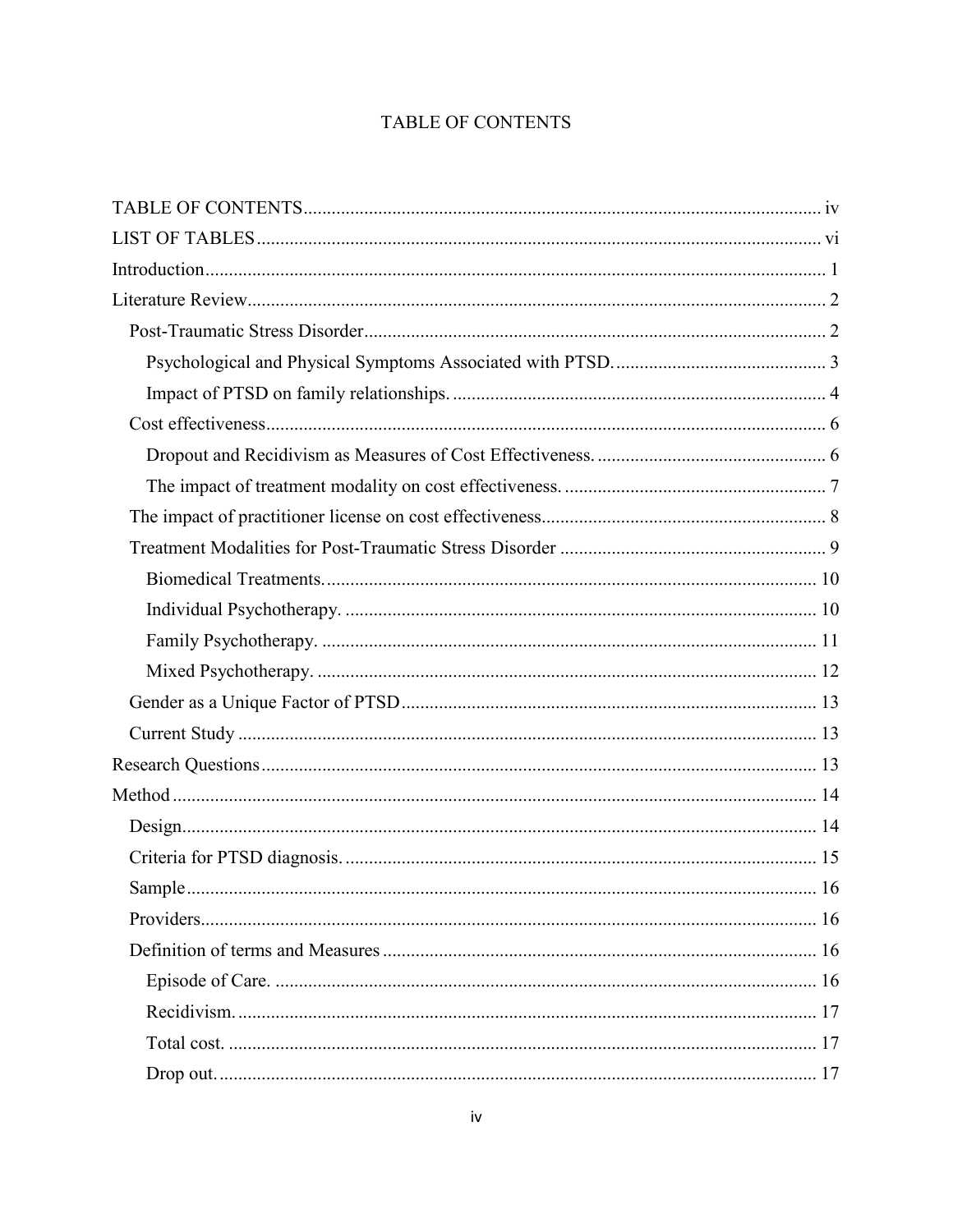# TABLE OF CONTENTS

- TABLE OF CONTENTS .......... iv
- LIST OF TABLES .......... vi
- Introduction .......... 1
- Literature Review .......... 2
  - Post-Traumatic Stress Disorder .......... 2
    - Psychological and Physical Symptoms Associated with PTSD. .......... 3
    - Impact of PTSD on family relationships. .......... 4
  - Cost effectiveness .......... 6
    - Dropout and Recidivism as Measures of Cost Effectiveness. .......... 6
    - The impact of treatment modality on cost effectiveness. .......... 7
  - The impact of practitioner license on cost effectiveness .......... 8
  - Treatment Modalities for Post-Traumatic Stress Disorder .......... 9
    - Biomedical Treatments. .......... 10
    - Individual Psychotherapy. .......... 10
    - Family Psychotherapy. .......... 11
    - Mixed Psychotherapy. .......... 12
  - Gender as a Unique Factor of PTSD .......... 13
  - Current Study .......... 13
- Research Questions .......... 13
- Method .......... 14
  - Design .......... 14
  - Criteria for PTSD diagnosis. .......... 15
  - Sample .......... 16
  - Providers .......... 16
  - Definition of terms and Measures .......... 16
    - Episode of Care. .......... 16
    - Recidivism. .......... 17
    - Total cost. .......... 17
    - Drop out. .......... 17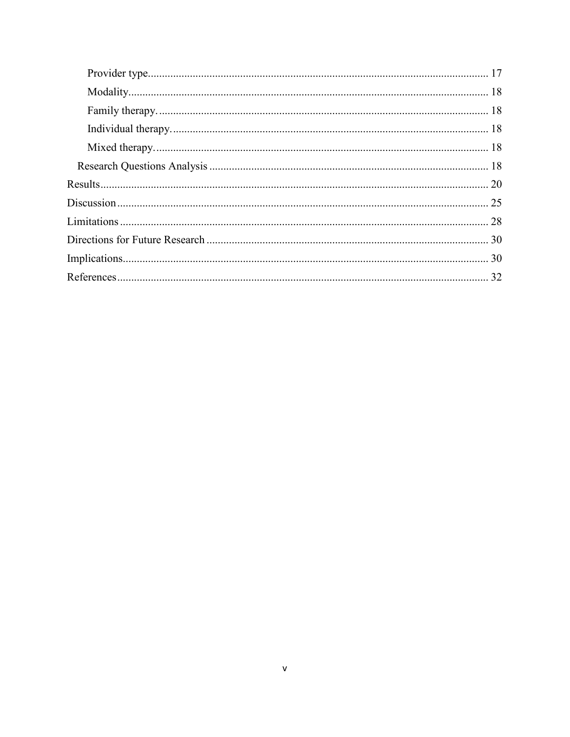Provider type.......................................................................................................... 17

Modality................................................................................................................. 18

Family therapy....................................................................................................... 18

Individual therapy.................................................................................................. 18

Mixed therapy........................................................................................................ 18

Research Questions Analysis .................................................................................... 18

Results.......................................................................................................................... 20

Discussion .................................................................................................................... 25

Limitations ................................................................................................................... 28

Directions for Future Research .................................................................................... 30

Implications.................................................................................................................. 30

References .................................................................................................................... 32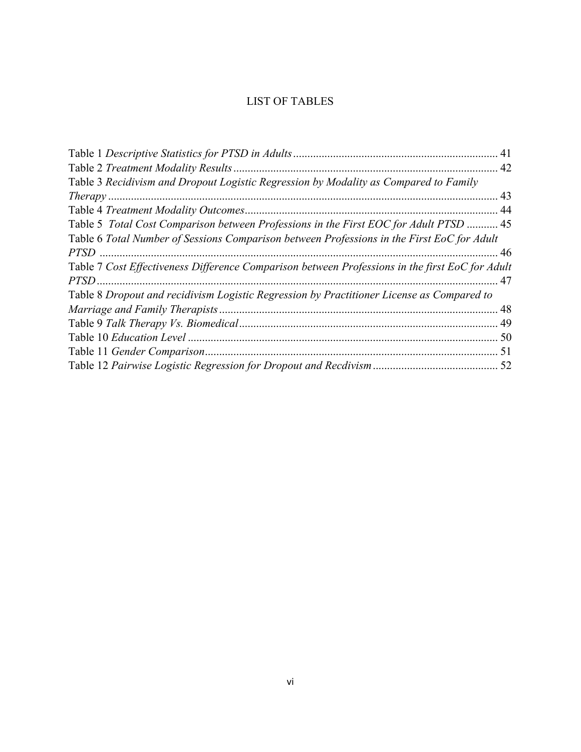# LIST OF TABLES

Table 1 *Descriptive Statistics for PTSD in Adults* ........................................................................ 41
Table 2 *Treatment Modality Results* ............................................................................................ 42
Table 3 *Recidivism and Dropout Logistic Regression by Modality as Compared to Family Therapy* ........................................................................................................................ 43
Table 4 *Treatment Modality Outcomes* ......................................................................................... 44
Table 5 *Total Cost Comparison between Professions in the First EOC for Adult PTSD* ........... 45
Table 6 *Total Number of Sessions Comparison between Professions in the First EoC for Adult PTSD* ........................................................................................................................... 46
Table 7 *Cost Effectiveness Difference Comparison between Professions in the first EoC for Adult PTSD* ........................................................................................................................... 47
Table 8 *Dropout and recidivism Logistic Regression by Practitioner License as Compared to Marriage and Family Therapists* ................................................................................. 48
Table 9 *Talk Therapy Vs. Biomedical* ........................................................................................... 49
Table 10 *Education Level* ............................................................................................................. 50
Table 11 *Gender Comparison* ....................................................................................................... 51
Table 12 *Pairwise Logistic Regression for Dropout and Recdivism* ............................................ 52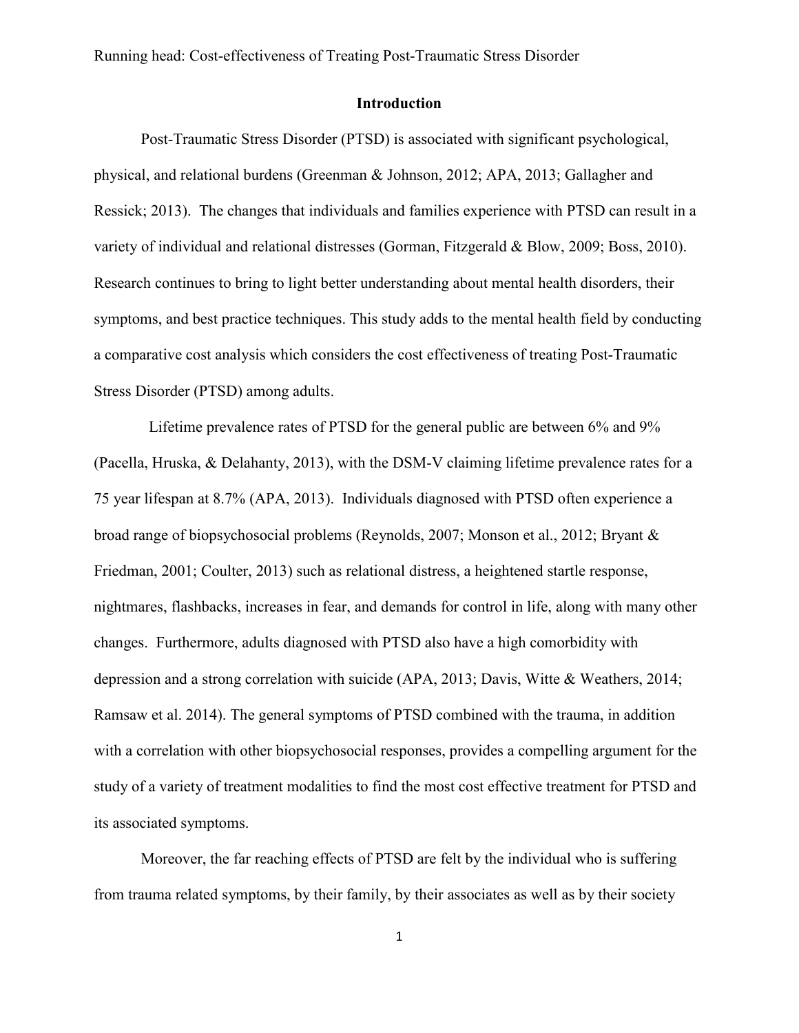## Introduction

Post-Traumatic Stress Disorder (PTSD) is associated with significant psychological, physical, and relational burdens (Greenman & Johnson, 2012; APA, 2013; Gallagher and Ressick; 2013). The changes that individuals and families experience with PTSD can result in a variety of individual and relational distresses (Gorman, Fitzgerald & Blow, 2009; Boss, 2010). Research continues to bring to light better understanding about mental health disorders, their symptoms, and best practice techniques. This study adds to the mental health field by conducting a comparative cost analysis which considers the cost effectiveness of treating Post-Traumatic Stress Disorder (PTSD) among adults.

Lifetime prevalence rates of PTSD for the general public are between 6% and 9% (Pacella, Hruska, & Delahanty, 2013), with the DSM-V claiming lifetime prevalence rates for a 75 year lifespan at 8.7% (APA, 2013). Individuals diagnosed with PTSD often experience a broad range of biopsychosocial problems (Reynolds, 2007; Monson et al., 2012; Bryant & Friedman, 2001; Coulter, 2013) such as relational distress, a heightened startle response, nightmares, flashbacks, increases in fear, and demands for control in life, along with many other changes. Furthermore, adults diagnosed with PTSD also have a high comorbidity with depression and a strong correlation with suicide (APA, 2013; Davis, Witte & Weathers, 2014; Ramsaw et al. 2014). The general symptoms of PTSD combined with the trauma, in addition with a correlation with other biopsychosocial responses, provides a compelling argument for the study of a variety of treatment modalities to find the most cost effective treatment for PTSD and its associated symptoms.

Moreover, the far reaching effects of PTSD are felt by the individual who is suffering from trauma related symptoms, by their family, by their associates as well as by their society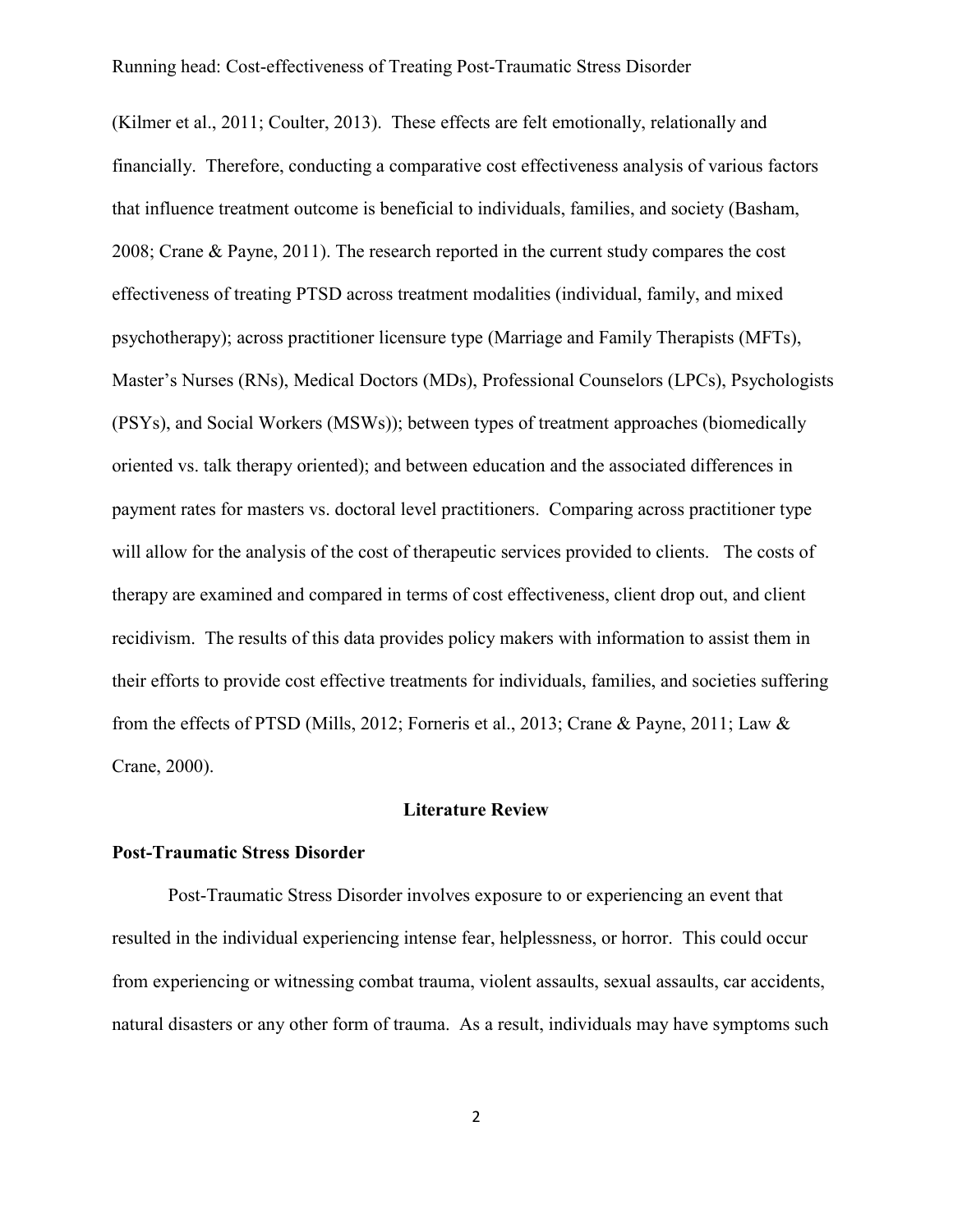(Kilmer et al., 2011; Coulter, 2013). These effects are felt emotionally, relationally and financially. Therefore, conducting a comparative cost effectiveness analysis of various factors that influence treatment outcome is beneficial to individuals, families, and society (Basham, 2008; Crane & Payne, 2011). The research reported in the current study compares the cost effectiveness of treating PTSD across treatment modalities (individual, family, and mixed psychotherapy); across practitioner licensure type (Marriage and Family Therapists (MFTs), Master's Nurses (RNs), Medical Doctors (MDs), Professional Counselors (LPCs), Psychologists (PSYs), and Social Workers (MSWs)); between types of treatment approaches (biomedically oriented vs. talk therapy oriented); and between education and the associated differences in payment rates for masters vs. doctoral level practitioners. Comparing across practitioner type will allow for the analysis of the cost of therapeutic services provided to clients. The costs of therapy are examined and compared in terms of cost effectiveness, client drop out, and client recidivism. The results of this data provides policy makers with information to assist them in their efforts to provide cost effective treatments for individuals, families, and societies suffering from the effects of PTSD (Mills, 2012; Forneris et al., 2013; Crane & Payne, 2011; Law & Crane, 2000).

## Literature Review

### Post-Traumatic Stress Disorder

Post-Traumatic Stress Disorder involves exposure to or experiencing an event that resulted in the individual experiencing intense fear, helplessness, or horror. This could occur from experiencing or witnessing combat trauma, violent assaults, sexual assaults, car accidents, natural disasters or any other form of trauma. As a result, individuals may have symptoms such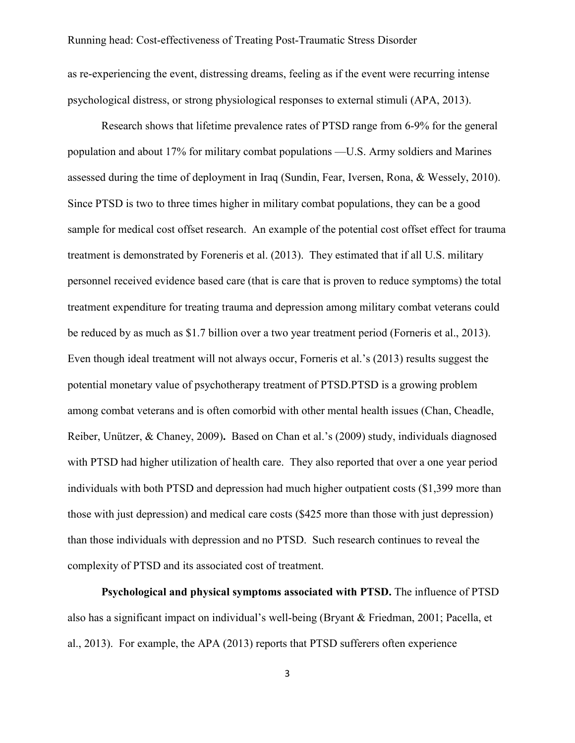as re-experiencing the event, distressing dreams, feeling as if the event were recurring intense psychological distress, or strong physiological responses to external stimuli (APA, 2013).

Research shows that lifetime prevalence rates of PTSD range from 6-9% for the general population and about 17% for military combat populations —U.S. Army soldiers and Marines assessed during the time of deployment in Iraq (Sundin, Fear, Iversen, Rona, & Wessely, 2010). Since PTSD is two to three times higher in military combat populations, they can be a good sample for medical cost offset research. An example of the potential cost offset effect for trauma treatment is demonstrated by Foreneris et al. (2013). They estimated that if all U.S. military personnel received evidence based care (that is care that is proven to reduce symptoms) the total treatment expenditure for treating trauma and depression among military combat veterans could be reduced by as much as $1.7 billion over a two year treatment period (Forneris et al., 2013). Even though ideal treatment will not always occur, Forneris et al.'s (2013) results suggest the potential monetary value of psychotherapy treatment of PTSD.PTSD is a growing problem among combat veterans and is often comorbid with other mental health issues (Chan, Cheadle, Reiber, Unützer, & Chaney, 2009)**.** Based on Chan et al.'s (2009) study, individuals diagnosed with PTSD had higher utilization of health care. They also reported that over a one year period individuals with both PTSD and depression had much higher outpatient costs ($1,399 more than those with just depression) and medical care costs ($425 more than those with just depression) than those individuals with depression and no PTSD. Such research continues to reveal the complexity of PTSD and its associated cost of treatment.

**Psychological and physical symptoms associated with PTSD.** The influence of PTSD also has a significant impact on individual's well-being (Bryant & Friedman, 2001; Pacella, et al., 2013). For example, the APA (2013) reports that PTSD sufferers often experience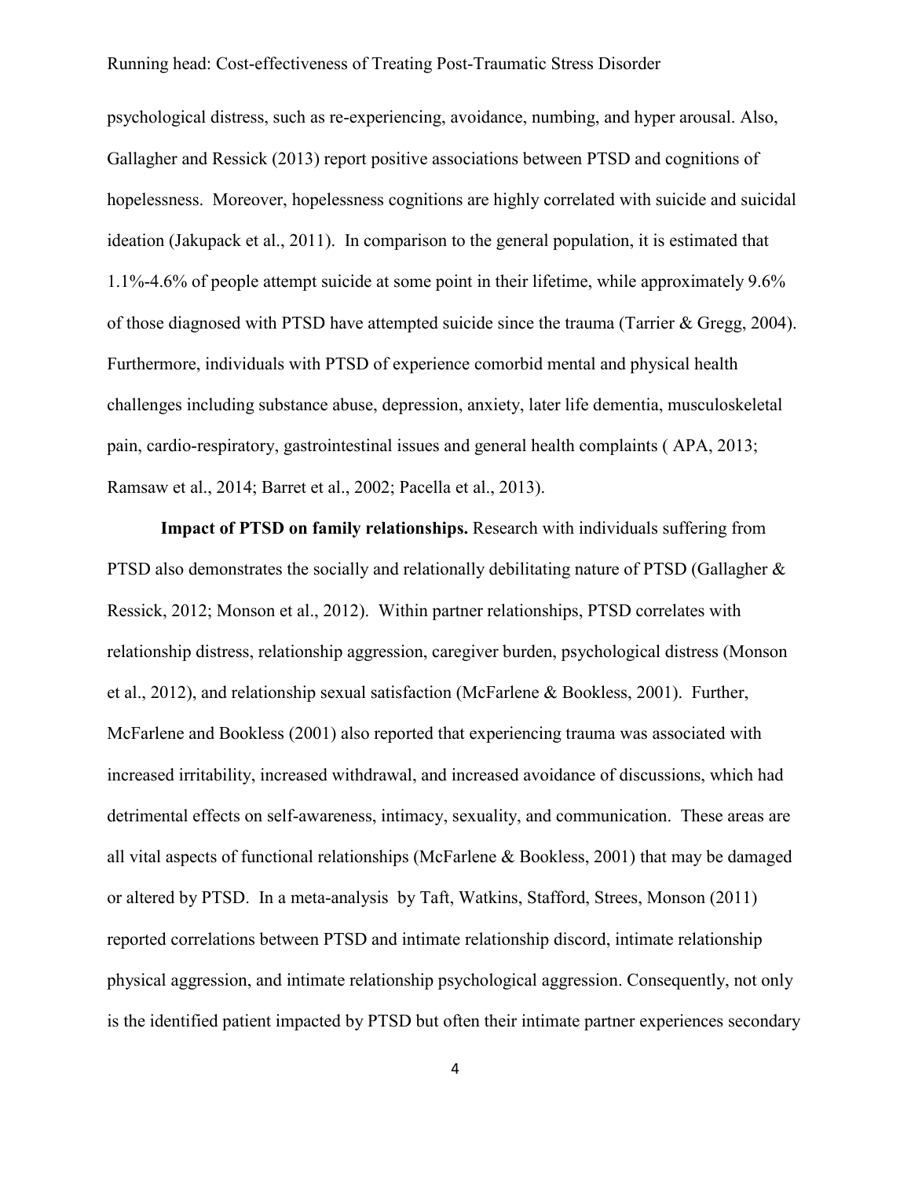psychological distress, such as re-experiencing, avoidance, numbing, and hyper arousal. Also, Gallagher and Ressick (2013) report positive associations between PTSD and cognitions of hopelessness. Moreover, hopelessness cognitions are highly correlated with suicide and suicidal ideation (Jakupack et al., 2011). In comparison to the general population, it is estimated that 1.1%-4.6% of people attempt suicide at some point in their lifetime, while approximately 9.6% of those diagnosed with PTSD have attempted suicide since the trauma (Tarrier & Gregg, 2004). Furthermore, individuals with PTSD of experience comorbid mental and physical health challenges including substance abuse, depression, anxiety, later life dementia, musculoskeletal pain, cardio-respiratory, gastrointestinal issues and general health complaints ( APA, 2013; Ramsaw et al., 2014; Barret et al., 2002; Pacella et al., 2013).

**Impact of PTSD on family relationships.** Research with individuals suffering from PTSD also demonstrates the socially and relationally debilitating nature of PTSD (Gallagher & Ressick, 2012; Monson et al., 2012). Within partner relationships, PTSD correlates with relationship distress, relationship aggression, caregiver burden, psychological distress (Monson et al., 2012), and relationship sexual satisfaction (McFarlene & Bookless, 2001). Further, McFarlene and Bookless (2001) also reported that experiencing trauma was associated with increased irritability, increased withdrawal, and increased avoidance of discussions, which had detrimental effects on self-awareness, intimacy, sexuality, and communication. These areas are all vital aspects of functional relationships (McFarlene & Bookless, 2001) that may be damaged or altered by PTSD. In a meta-analysis by Taft, Watkins, Stafford, Strees, Monson (2011) reported correlations between PTSD and intimate relationship discord, intimate relationship physical aggression, and intimate relationship psychological aggression. Consequently, not only is the identified patient impacted by PTSD but often their intimate partner experiences secondary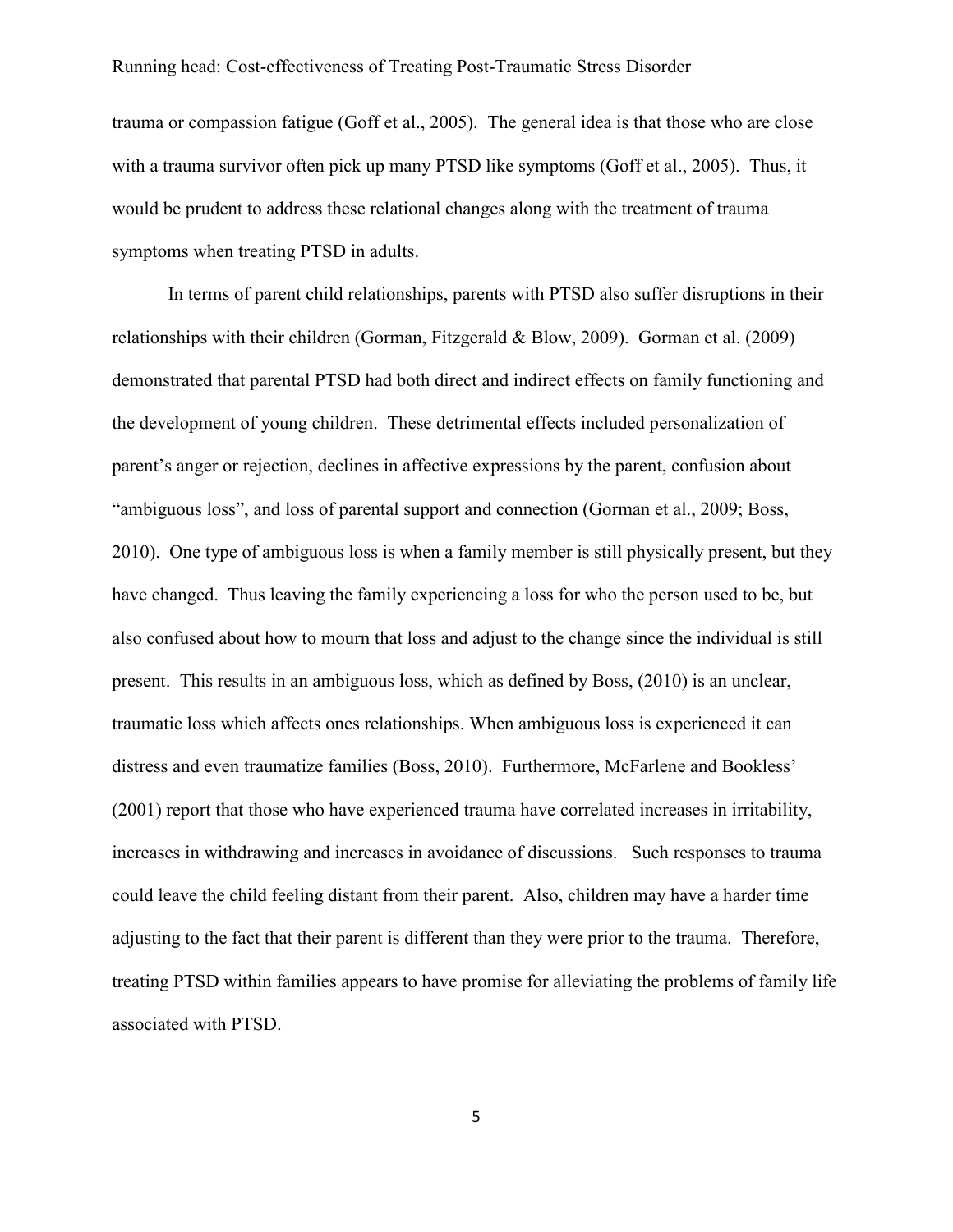trauma or compassion fatigue (Goff et al., 2005). The general idea is that those who are close with a trauma survivor often pick up many PTSD like symptoms (Goff et al., 2005). Thus, it would be prudent to address these relational changes along with the treatment of trauma symptoms when treating PTSD in adults.

In terms of parent child relationships, parents with PTSD also suffer disruptions in their relationships with their children (Gorman, Fitzgerald & Blow, 2009). Gorman et al. (2009) demonstrated that parental PTSD had both direct and indirect effects on family functioning and the development of young children. These detrimental effects included personalization of parent's anger or rejection, declines in affective expressions by the parent, confusion about "ambiguous loss", and loss of parental support and connection (Gorman et al., 2009; Boss, 2010). One type of ambiguous loss is when a family member is still physically present, but they have changed. Thus leaving the family experiencing a loss for who the person used to be, but also confused about how to mourn that loss and adjust to the change since the individual is still present. This results in an ambiguous loss, which as defined by Boss, (2010) is an unclear, traumatic loss which affects ones relationships. When ambiguous loss is experienced it can distress and even traumatize families (Boss, 2010). Furthermore, McFarlene and Bookless' (2001) report that those who have experienced trauma have correlated increases in irritability, increases in withdrawing and increases in avoidance of discussions. Such responses to trauma could leave the child feeling distant from their parent. Also, children may have a harder time adjusting to the fact that their parent is different than they were prior to the trauma. Therefore, treating PTSD within families appears to have promise for alleviating the problems of family life associated with PTSD.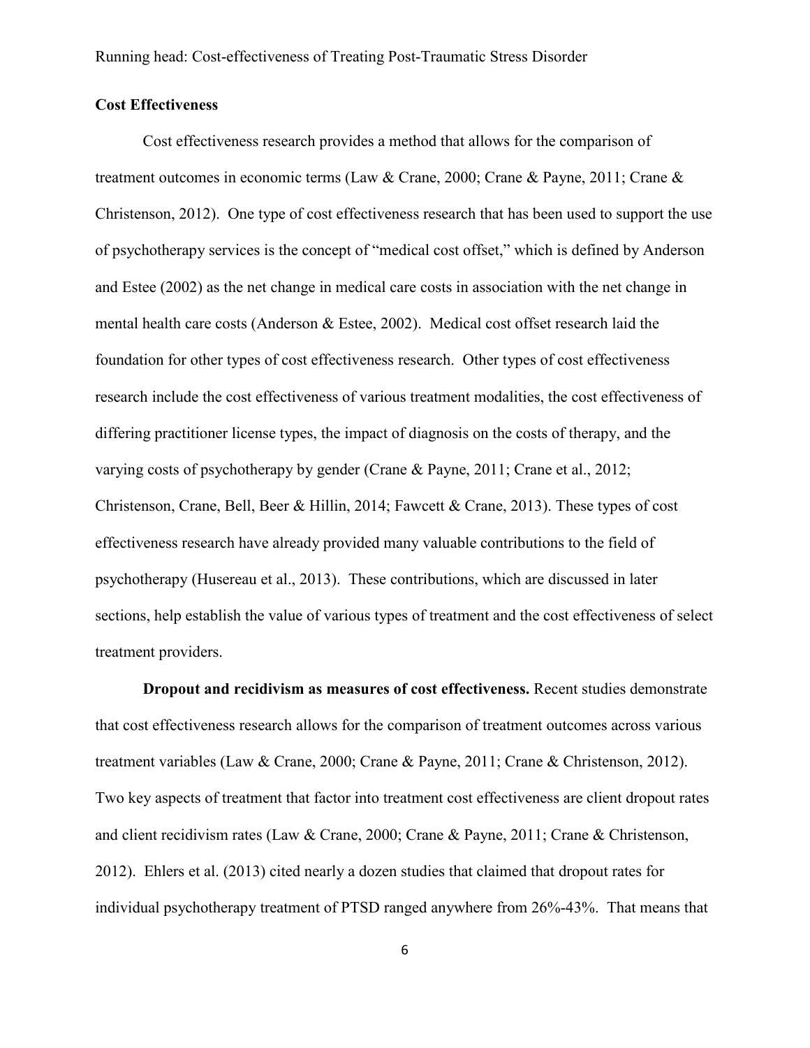## Cost Effectiveness

Cost effectiveness research provides a method that allows for the comparison of treatment outcomes in economic terms (Law & Crane, 2000; Crane & Payne, 2011; Crane & Christenson, 2012). One type of cost effectiveness research that has been used to support the use of psychotherapy services is the concept of "medical cost offset," which is defined by Anderson and Estee (2002) as the net change in medical care costs in association with the net change in mental health care costs (Anderson & Estee, 2002). Medical cost offset research laid the foundation for other types of cost effectiveness research. Other types of cost effectiveness research include the cost effectiveness of various treatment modalities, the cost effectiveness of differing practitioner license types, the impact of diagnosis on the costs of therapy, and the varying costs of psychotherapy by gender (Crane & Payne, 2011; Crane et al., 2012; Christenson, Crane, Bell, Beer & Hillin, 2014; Fawcett & Crane, 2013). These types of cost effectiveness research have already provided many valuable contributions to the field of psychotherapy (Husereau et al., 2013). These contributions, which are discussed in later sections, help establish the value of various types of treatment and the cost effectiveness of select treatment providers.

**Dropout and recidivism as measures of cost effectiveness.** Recent studies demonstrate that cost effectiveness research allows for the comparison of treatment outcomes across various treatment variables (Law & Crane, 2000; Crane & Payne, 2011; Crane & Christenson, 2012). Two key aspects of treatment that factor into treatment cost effectiveness are client dropout rates and client recidivism rates (Law & Crane, 2000; Crane & Payne, 2011; Crane & Christenson, 2012). Ehlers et al. (2013) cited nearly a dozen studies that claimed that dropout rates for individual psychotherapy treatment of PTSD ranged anywhere from 26%-43%. That means that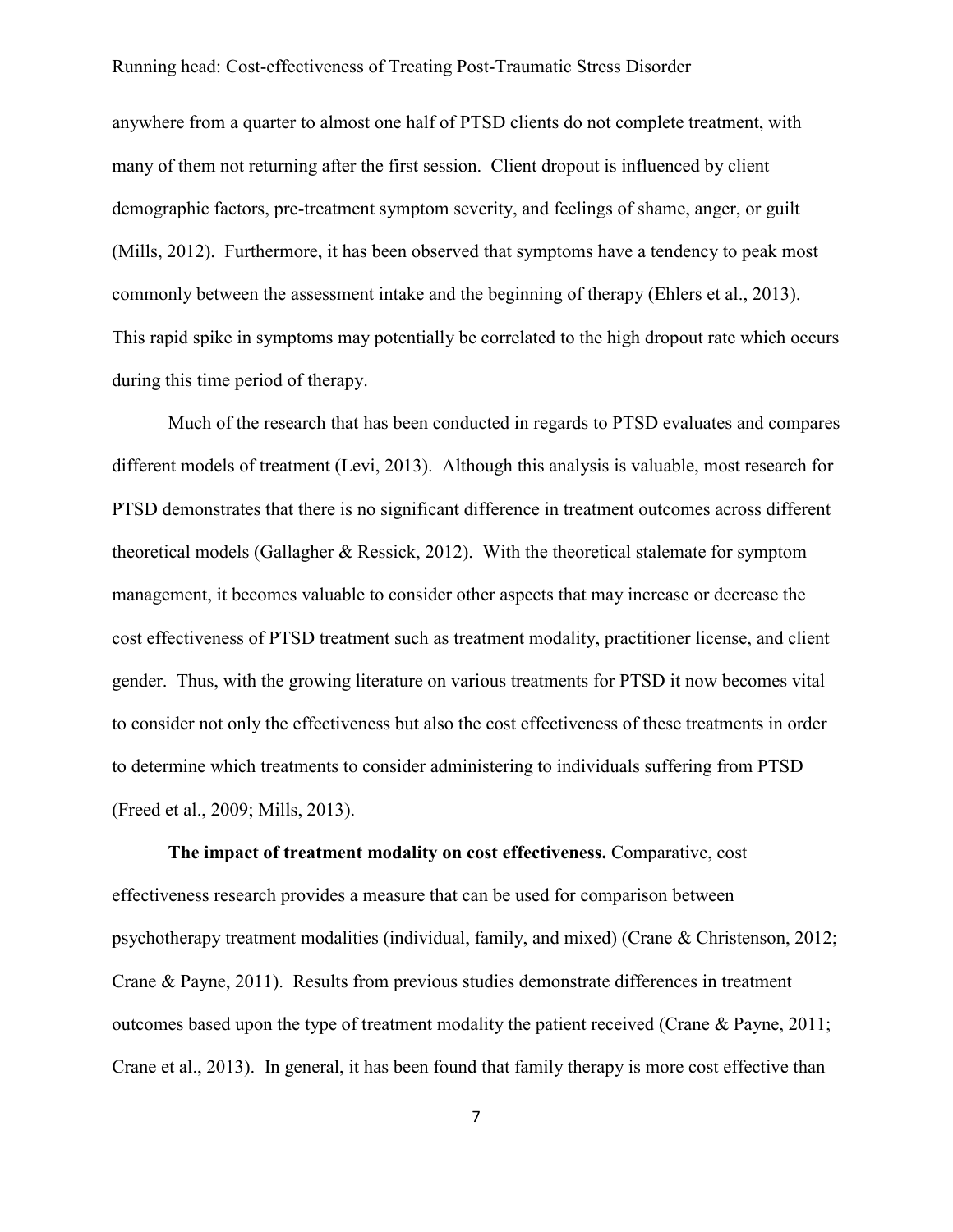anywhere from a quarter to almost one half of PTSD clients do not complete treatment, with many of them not returning after the first session. Client dropout is influenced by client demographic factors, pre-treatment symptom severity, and feelings of shame, anger, or guilt (Mills, 2012). Furthermore, it has been observed that symptoms have a tendency to peak most commonly between the assessment intake and the beginning of therapy (Ehlers et al., 2013). This rapid spike in symptoms may potentially be correlated to the high dropout rate which occurs during this time period of therapy.

Much of the research that has been conducted in regards to PTSD evaluates and compares different models of treatment (Levi, 2013). Although this analysis is valuable, most research for PTSD demonstrates that there is no significant difference in treatment outcomes across different theoretical models (Gallagher & Ressick, 2012). With the theoretical stalemate for symptom management, it becomes valuable to consider other aspects that may increase or decrease the cost effectiveness of PTSD treatment such as treatment modality, practitioner license, and client gender. Thus, with the growing literature on various treatments for PTSD it now becomes vital to consider not only the effectiveness but also the cost effectiveness of these treatments in order to determine which treatments to consider administering to individuals suffering from PTSD (Freed et al., 2009; Mills, 2013).

**The impact of treatment modality on cost effectiveness.** Comparative, cost effectiveness research provides a measure that can be used for comparison between psychotherapy treatment modalities (individual, family, and mixed) (Crane & Christenson, 2012; Crane & Payne, 2011). Results from previous studies demonstrate differences in treatment outcomes based upon the type of treatment modality the patient received (Crane & Payne, 2011; Crane et al., 2013). In general, it has been found that family therapy is more cost effective than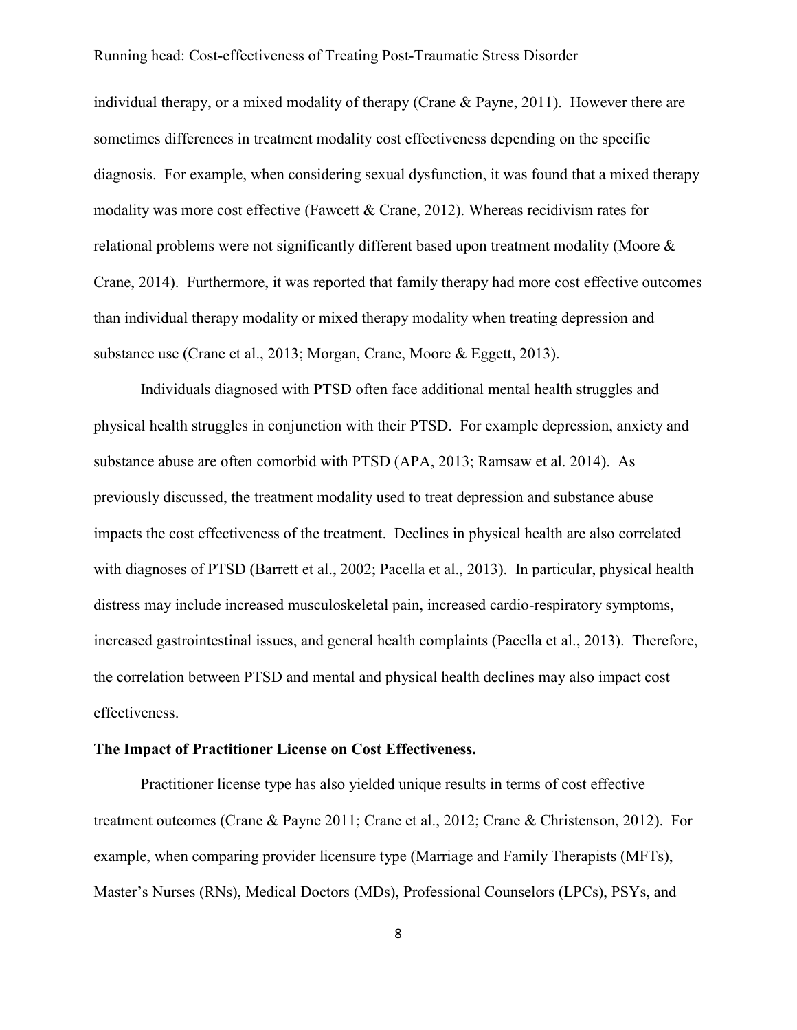individual therapy, or a mixed modality of therapy (Crane & Payne, 2011). However there are sometimes differences in treatment modality cost effectiveness depending on the specific diagnosis. For example, when considering sexual dysfunction, it was found that a mixed therapy modality was more cost effective (Fawcett & Crane, 2012). Whereas recidivism rates for relational problems were not significantly different based upon treatment modality (Moore & Crane, 2014). Furthermore, it was reported that family therapy had more cost effective outcomes than individual therapy modality or mixed therapy modality when treating depression and substance use (Crane et al., 2013; Morgan, Crane, Moore & Eggett, 2013).

Individuals diagnosed with PTSD often face additional mental health struggles and physical health struggles in conjunction with their PTSD. For example depression, anxiety and substance abuse are often comorbid with PTSD (APA, 2013; Ramsaw et al. 2014). As previously discussed, the treatment modality used to treat depression and substance abuse impacts the cost effectiveness of the treatment. Declines in physical health are also correlated with diagnoses of PTSD (Barrett et al., 2002; Pacella et al., 2013). In particular, physical health distress may include increased musculoskeletal pain, increased cardio-respiratory symptoms, increased gastrointestinal issues, and general health complaints (Pacella et al., 2013). Therefore, the correlation between PTSD and mental and physical health declines may also impact cost effectiveness.

**The Impact of Practitioner License on Cost Effectiveness.**

Practitioner license type has also yielded unique results in terms of cost effective treatment outcomes (Crane & Payne 2011; Crane et al., 2012; Crane & Christenson, 2012). For example, when comparing provider licensure type (Marriage and Family Therapists (MFTs), Master's Nurses (RNs), Medical Doctors (MDs), Professional Counselors (LPCs), PSYs, and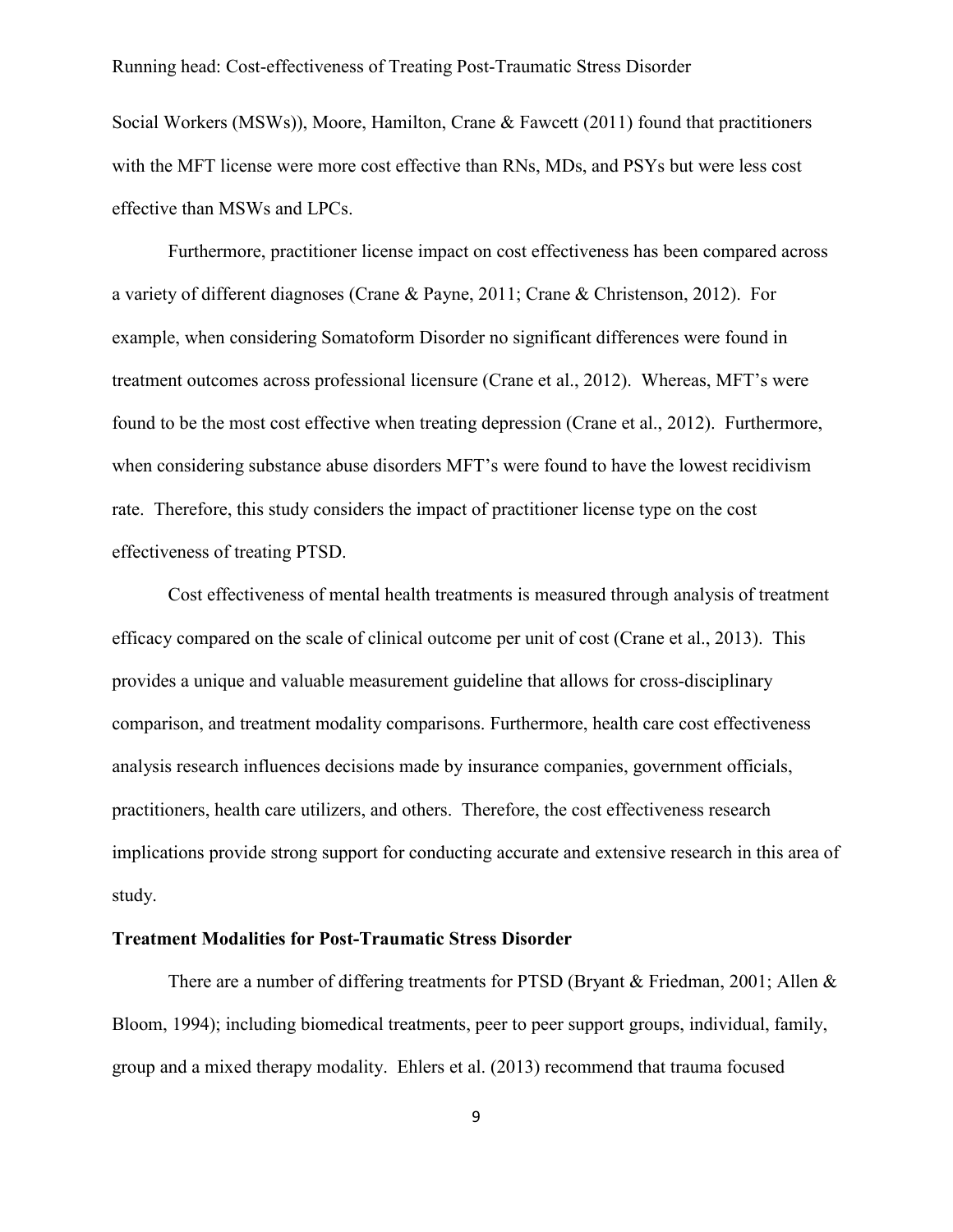Social Workers (MSWs)), Moore, Hamilton, Crane & Fawcett (2011) found that practitioners with the MFT license were more cost effective than RNs, MDs, and PSYs but were less cost effective than MSWs and LPCs.

Furthermore, practitioner license impact on cost effectiveness has been compared across a variety of different diagnoses (Crane & Payne, 2011; Crane & Christenson, 2012). For example, when considering Somatoform Disorder no significant differences were found in treatment outcomes across professional licensure (Crane et al., 2012). Whereas, MFT's were found to be the most cost effective when treating depression (Crane et al., 2012). Furthermore, when considering substance abuse disorders MFT's were found to have the lowest recidivism rate. Therefore, this study considers the impact of practitioner license type on the cost effectiveness of treating PTSD.

Cost effectiveness of mental health treatments is measured through analysis of treatment efficacy compared on the scale of clinical outcome per unit of cost (Crane et al., 2013). This provides a unique and valuable measurement guideline that allows for cross-disciplinary comparison, and treatment modality comparisons. Furthermore, health care cost effectiveness analysis research influences decisions made by insurance companies, government officials, practitioners, health care utilizers, and others. Therefore, the cost effectiveness research implications provide strong support for conducting accurate and extensive research in this area of study.

**Treatment Modalities for Post-Traumatic Stress Disorder**

There are a number of differing treatments for PTSD (Bryant & Friedman, 2001; Allen & Bloom, 1994); including biomedical treatments, peer to peer support groups, individual, family, group and a mixed therapy modality. Ehlers et al. (2013) recommend that trauma focused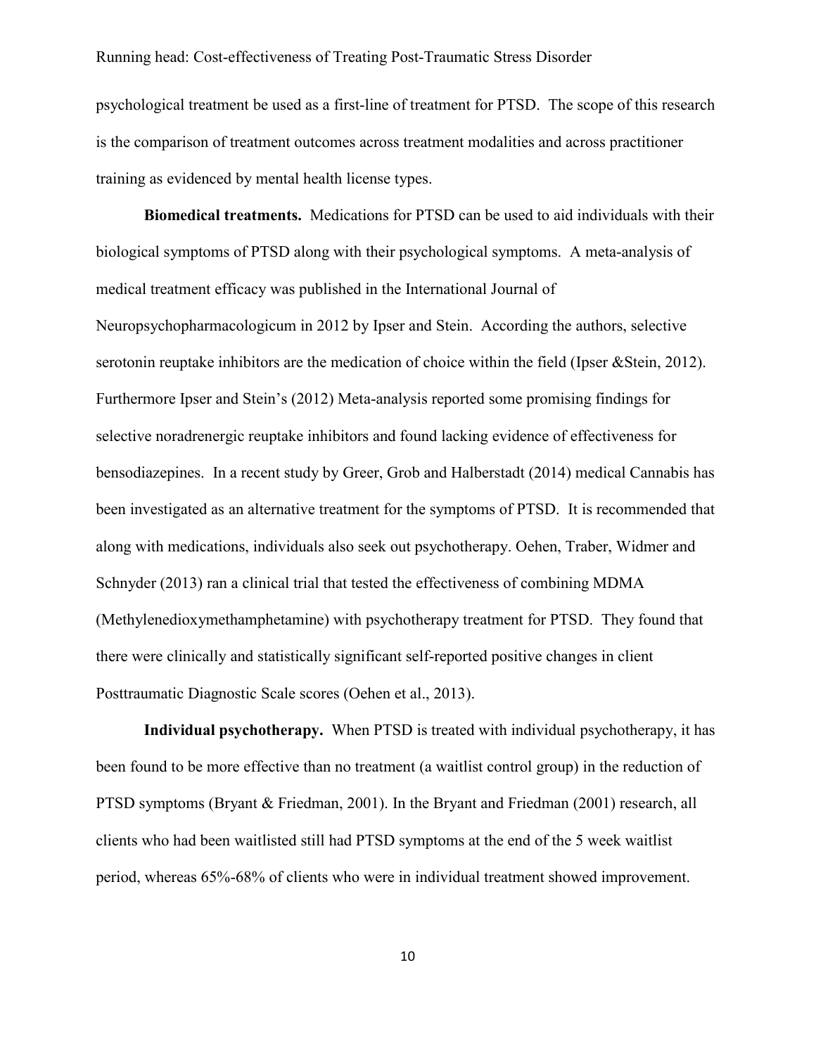psychological treatment be used as a first-line of treatment for PTSD. The scope of this research is the comparison of treatment outcomes across treatment modalities and across practitioner training as evidenced by mental health license types.

**Biomedical treatments.** Medications for PTSD can be used to aid individuals with their biological symptoms of PTSD along with their psychological symptoms. A meta-analysis of medical treatment efficacy was published in the International Journal of Neuropsychopharmacologicum in 2012 by Ipser and Stein. According the authors, selective serotonin reuptake inhibitors are the medication of choice within the field (Ipser &Stein, 2012). Furthermore Ipser and Stein's (2012) Meta-analysis reported some promising findings for selective noradrenergic reuptake inhibitors and found lacking evidence of effectiveness for bensodiazepines. In a recent study by Greer, Grob and Halberstadt (2014) medical Cannabis has been investigated as an alternative treatment for the symptoms of PTSD. It is recommended that along with medications, individuals also seek out psychotherapy. Oehen, Traber, Widmer and Schnyder (2013) ran a clinical trial that tested the effectiveness of combining MDMA (Methylenedioxymethamphetamine) with psychotherapy treatment for PTSD. They found that there were clinically and statistically significant self-reported positive changes in client Posttraumatic Diagnostic Scale scores (Oehen et al., 2013).

**Individual psychotherapy.** When PTSD is treated with individual psychotherapy, it has been found to be more effective than no treatment (a waitlist control group) in the reduction of PTSD symptoms (Bryant & Friedman, 2001). In the Bryant and Friedman (2001) research, all clients who had been waitlisted still had PTSD symptoms at the end of the 5 week waitlist period, whereas 65%-68% of clients who were in individual treatment showed improvement.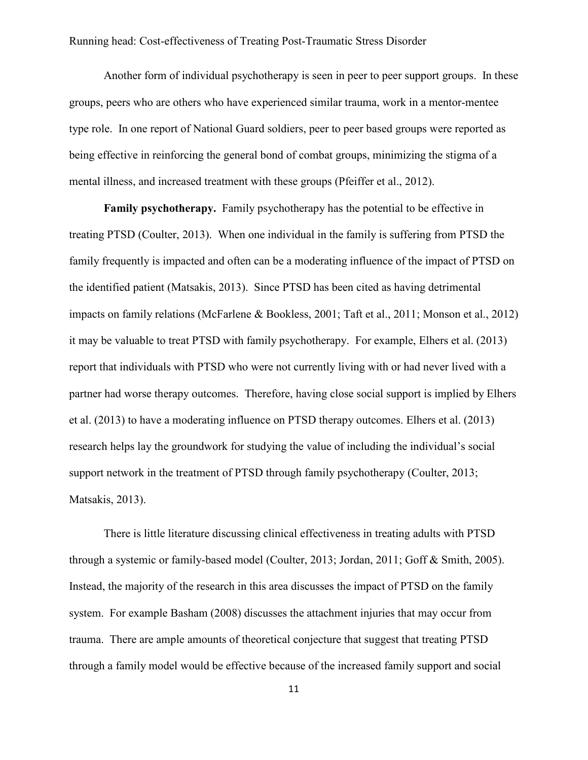Another form of individual psychotherapy is seen in peer to peer support groups. In these groups, peers who are others who have experienced similar trauma, work in a mentor-mentee type role. In one report of National Guard soldiers, peer to peer based groups were reported as being effective in reinforcing the general bond of combat groups, minimizing the stigma of a mental illness, and increased treatment with these groups (Pfeiffer et al., 2012).

**Family psychotherapy.** Family psychotherapy has the potential to be effective in treating PTSD (Coulter, 2013). When one individual in the family is suffering from PTSD the family frequently is impacted and often can be a moderating influence of the impact of PTSD on the identified patient (Matsakis, 2013). Since PTSD has been cited as having detrimental impacts on family relations (McFarlene & Bookless, 2001; Taft et al., 2011; Monson et al., 2012) it may be valuable to treat PTSD with family psychotherapy. For example, Elhers et al. (2013) report that individuals with PTSD who were not currently living with or had never lived with a partner had worse therapy outcomes. Therefore, having close social support is implied by Elhers et al. (2013) to have a moderating influence on PTSD therapy outcomes. Elhers et al. (2013) research helps lay the groundwork for studying the value of including the individual's social support network in the treatment of PTSD through family psychotherapy (Coulter, 2013; Matsakis, 2013).

There is little literature discussing clinical effectiveness in treating adults with PTSD through a systemic or family-based model (Coulter, 2013; Jordan, 2011; Goff & Smith, 2005). Instead, the majority of the research in this area discusses the impact of PTSD on the family system. For example Basham (2008) discusses the attachment injuries that may occur from trauma. There are ample amounts of theoretical conjecture that suggest that treating PTSD through a family model would be effective because of the increased family support and social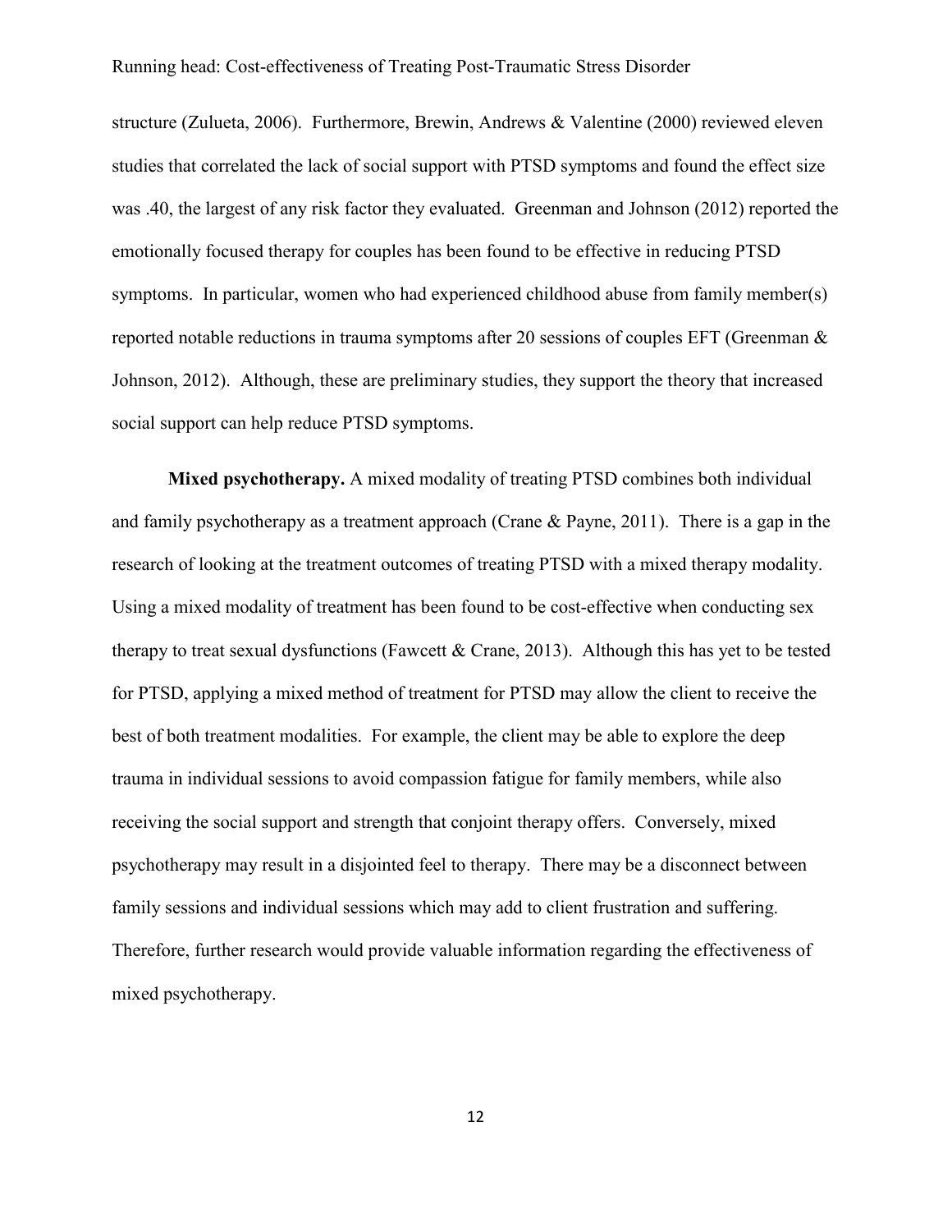structure (Zulueta, 2006). Furthermore, Brewin, Andrews & Valentine (2000) reviewed eleven studies that correlated the lack of social support with PTSD symptoms and found the effect size was .40, the largest of any risk factor they evaluated. Greenman and Johnson (2012) reported the emotionally focused therapy for couples has been found to be effective in reducing PTSD symptoms. In particular, women who had experienced childhood abuse from family member(s) reported notable reductions in trauma symptoms after 20 sessions of couples EFT (Greenman & Johnson, 2012). Although, these are preliminary studies, they support the theory that increased social support can help reduce PTSD symptoms.

**Mixed psychotherapy.** A mixed modality of treating PTSD combines both individual and family psychotherapy as a treatment approach (Crane & Payne, 2011). There is a gap in the research of looking at the treatment outcomes of treating PTSD with a mixed therapy modality. Using a mixed modality of treatment has been found to be cost-effective when conducting sex therapy to treat sexual dysfunctions (Fawcett & Crane, 2013). Although this has yet to be tested for PTSD, applying a mixed method of treatment for PTSD may allow the client to receive the best of both treatment modalities. For example, the client may be able to explore the deep trauma in individual sessions to avoid compassion fatigue for family members, while also receiving the social support and strength that conjoint therapy offers. Conversely, mixed psychotherapy may result in a disjointed feel to therapy. There may be a disconnect between family sessions and individual sessions which may add to client frustration and suffering. Therefore, further research would provide valuable information regarding the effectiveness of mixed psychotherapy.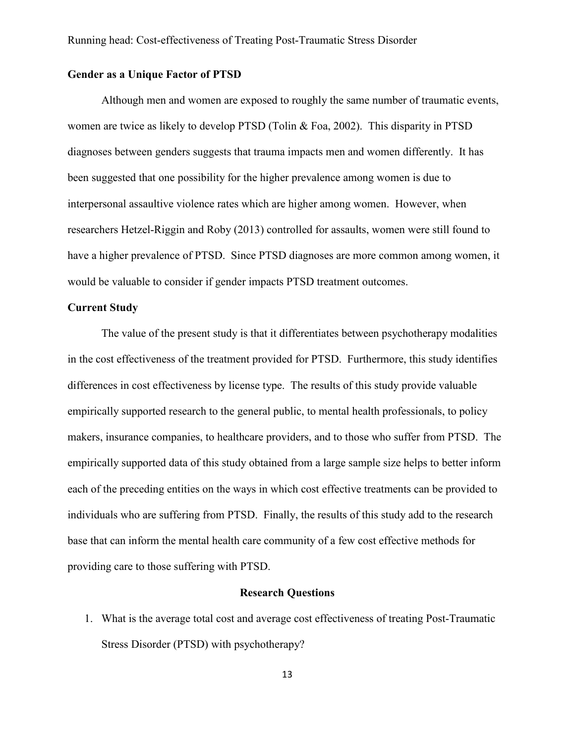### Gender as a Unique Factor of PTSD

Although men and women are exposed to roughly the same number of traumatic events, women are twice as likely to develop PTSD (Tolin & Foa, 2002). This disparity in PTSD diagnoses between genders suggests that trauma impacts men and women differently. It has been suggested that one possibility for the higher prevalence among women is due to interpersonal assaultive violence rates which are higher among women. However, when researchers Hetzel-Riggin and Roby (2013) controlled for assaults, women were still found to have a higher prevalence of PTSD. Since PTSD diagnoses are more common among women, it would be valuable to consider if gender impacts PTSD treatment outcomes.

### Current Study

The value of the present study is that it differentiates between psychotherapy modalities in the cost effectiveness of the treatment provided for PTSD. Furthermore, this study identifies differences in cost effectiveness by license type. The results of this study provide valuable empirically supported research to the general public, to mental health professionals, to policy makers, insurance companies, to healthcare providers, and to those who suffer from PTSD. The empirically supported data of this study obtained from a large sample size helps to better inform each of the preceding entities on the ways in which cost effective treatments can be provided to individuals who are suffering from PTSD. Finally, the results of this study add to the research base that can inform the mental health care community of a few cost effective methods for providing care to those suffering with PTSD.

## Research Questions

1. What is the average total cost and average cost effectiveness of treating Post-Traumatic Stress Disorder (PTSD) with psychotherapy?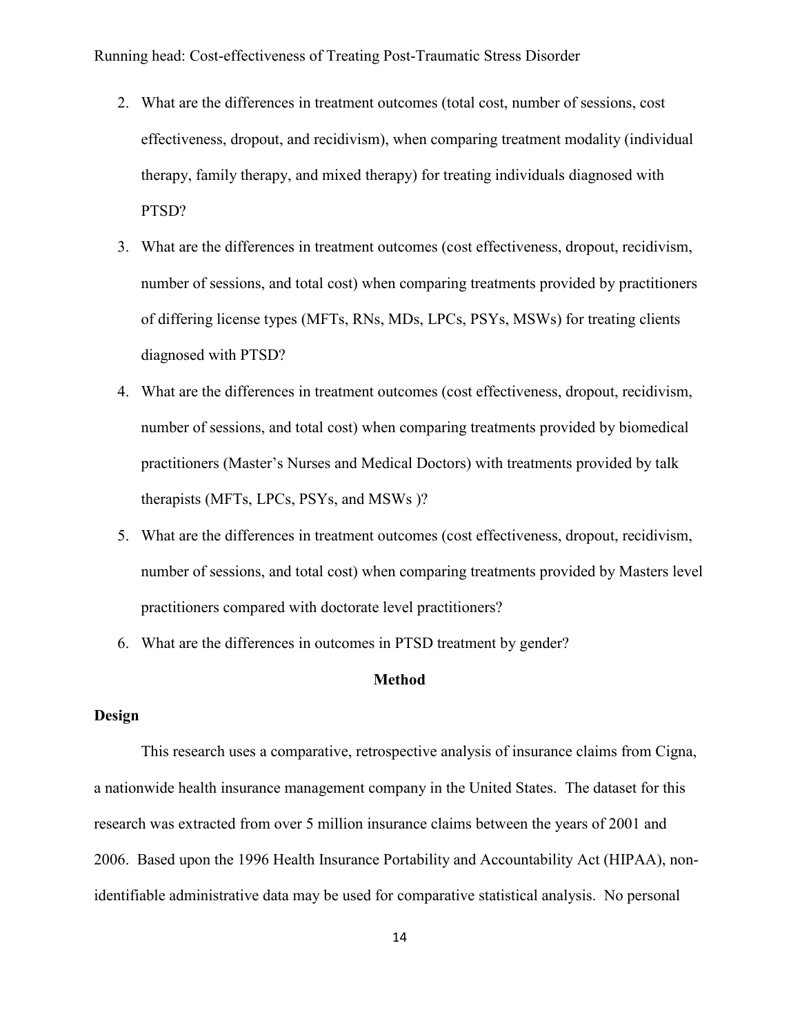2. What are the differences in treatment outcomes (total cost, number of sessions, cost effectiveness, dropout, and recidivism), when comparing treatment modality (individual therapy, family therapy, and mixed therapy) for treating individuals diagnosed with PTSD?
3. What are the differences in treatment outcomes (cost effectiveness, dropout, recidivism, number of sessions, and total cost) when comparing treatments provided by practitioners of differing license types (MFTs, RNs, MDs, LPCs, PSYs, MSWs) for treating clients diagnosed with PTSD?
4. What are the differences in treatment outcomes (cost effectiveness, dropout, recidivism, number of sessions, and total cost) when comparing treatments provided by biomedical practitioners (Master's Nurses and Medical Doctors) with treatments provided by talk therapists (MFTs, LPCs, PSYs, and MSWs )?
5. What are the differences in treatment outcomes (cost effectiveness, dropout, recidivism, number of sessions, and total cost) when comparing treatments provided by Masters level practitioners compared with doctorate level practitioners?
6. What are the differences in outcomes in PTSD treatment by gender?

## Method

### Design

This research uses a comparative, retrospective analysis of insurance claims from Cigna, a nationwide health insurance management company in the United States. The dataset for this research was extracted from over 5 million insurance claims between the years of 2001 and 2006. Based upon the 1996 Health Insurance Portability and Accountability Act (HIPAA), non-identifiable administrative data may be used for comparative statistical analysis. No personal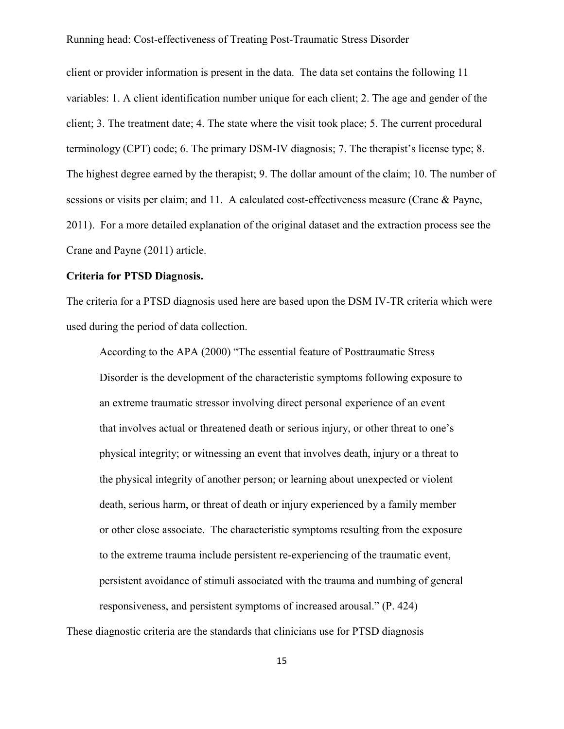client or provider information is present in the data. The data set contains the following 11 variables: 1. A client identification number unique for each client; 2. The age and gender of the client; 3. The treatment date; 4. The state where the visit took place; 5. The current procedural terminology (CPT) code; 6. The primary DSM-IV diagnosis; 7. The therapist's license type; 8. The highest degree earned by the therapist; 9. The dollar amount of the claim; 10. The number of sessions or visits per claim; and 11. A calculated cost-effectiveness measure (Crane & Payne, 2011). For a more detailed explanation of the original dataset and the extraction process see the Crane and Payne (2011) article.

**Criteria for PTSD Diagnosis.**

The criteria for a PTSD diagnosis used here are based upon the DSM IV-TR criteria which were used during the period of data collection.

> According to the APA (2000) "The essential feature of Posttraumatic Stress Disorder is the development of the characteristic symptoms following exposure to an extreme traumatic stressor involving direct personal experience of an event that involves actual or threatened death or serious injury, or other threat to one's physical integrity; or witnessing an event that involves death, injury or a threat to the physical integrity of another person; or learning about unexpected or violent death, serious harm, or threat of death or injury experienced by a family member or other close associate. The characteristic symptoms resulting from the exposure to the extreme trauma include persistent re-experiencing of the traumatic event, persistent avoidance of stimuli associated with the trauma and numbing of general responsiveness, and persistent symptoms of increased arousal." (P. 424)

These diagnostic criteria are the standards that clinicians use for PTSD diagnosis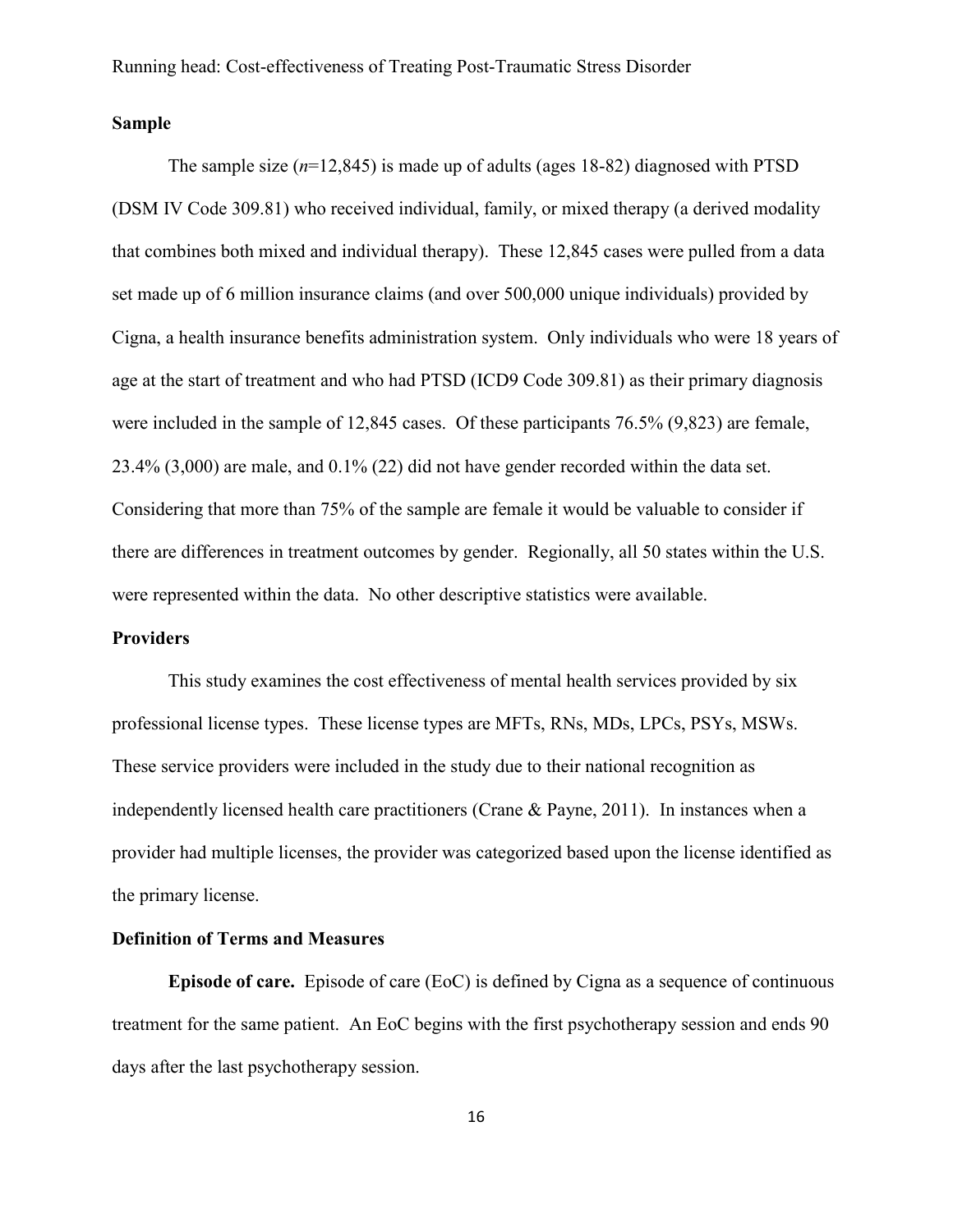## Sample

The sample size (*n*=12,845) is made up of adults (ages 18-82) diagnosed with PTSD (DSM IV Code 309.81) who received individual, family, or mixed therapy (a derived modality that combines both mixed and individual therapy). These 12,845 cases were pulled from a data set made up of 6 million insurance claims (and over 500,000 unique individuals) provided by Cigna, a health insurance benefits administration system. Only individuals who were 18 years of age at the start of treatment and who had PTSD (ICD9 Code 309.81) as their primary diagnosis were included in the sample of 12,845 cases. Of these participants 76.5% (9,823) are female, 23.4% (3,000) are male, and 0.1% (22) did not have gender recorded within the data set. Considering that more than 75% of the sample are female it would be valuable to consider if there are differences in treatment outcomes by gender. Regionally, all 50 states within the U.S. were represented within the data. No other descriptive statistics were available.

## Providers

This study examines the cost effectiveness of mental health services provided by six professional license types. These license types are MFTs, RNs, MDs, LPCs, PSYs, MSWs. These service providers were included in the study due to their national recognition as independently licensed health care practitioners (Crane & Payne, 2011). In instances when a provider had multiple licenses, the provider was categorized based upon the license identified as the primary license.

## Definition of Terms and Measures

**Episode of care.** Episode of care (EoC) is defined by Cigna as a sequence of continuous treatment for the same patient. An EoC begins with the first psychotherapy session and ends 90 days after the last psychotherapy session.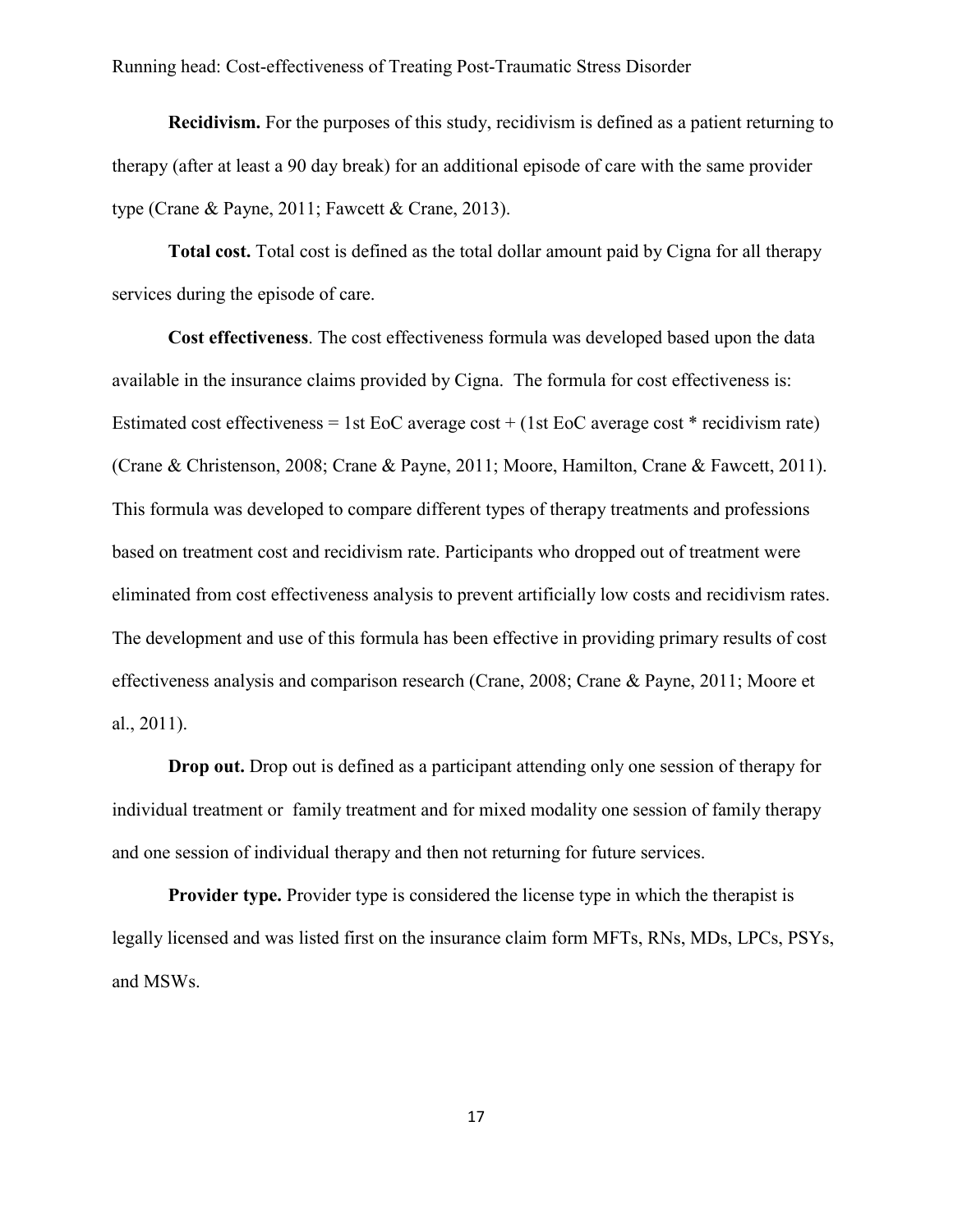**Recidivism.** For the purposes of this study, recidivism is defined as a patient returning to therapy (after at least a 90 day break) for an additional episode of care with the same provider type (Crane & Payne, 2011; Fawcett & Crane, 2013).

**Total cost.** Total cost is defined as the total dollar amount paid by Cigna for all therapy services during the episode of care.

**Cost effectiveness**. The cost effectiveness formula was developed based upon the data available in the insurance claims provided by Cigna. The formula for cost effectiveness is: Estimated cost effectiveness = 1st EoC average cost + (1st EoC average cost * recidivism rate) (Crane & Christenson, 2008; Crane & Payne, 2011; Moore, Hamilton, Crane & Fawcett, 2011). This formula was developed to compare different types of therapy treatments and professions based on treatment cost and recidivism rate. Participants who dropped out of treatment were eliminated from cost effectiveness analysis to prevent artificially low costs and recidivism rates. The development and use of this formula has been effective in providing primary results of cost effectiveness analysis and comparison research (Crane, 2008; Crane & Payne, 2011; Moore et al., 2011).

**Drop out.** Drop out is defined as a participant attending only one session of therapy for individual treatment or family treatment and for mixed modality one session of family therapy and one session of individual therapy and then not returning for future services.

**Provider type.** Provider type is considered the license type in which the therapist is legally licensed and was listed first on the insurance claim form MFTs, RNs, MDs, LPCs, PSYs, and MSWs.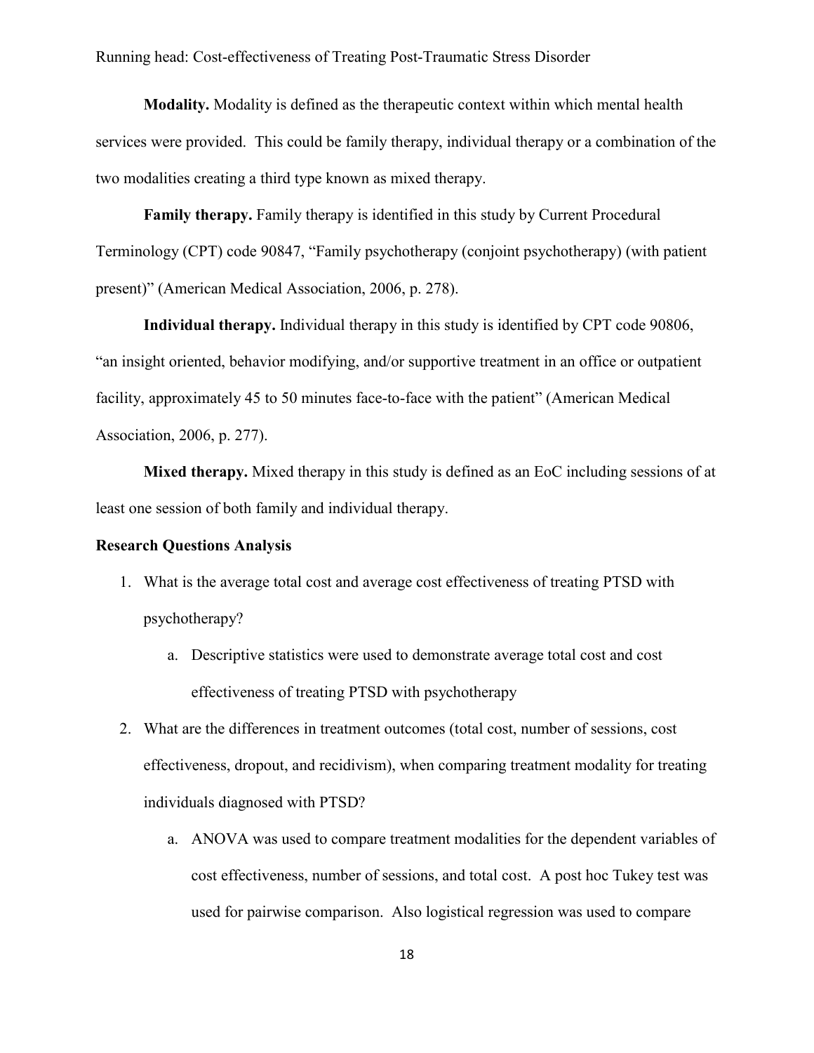**Modality.** Modality is defined as the therapeutic context within which mental health services were provided. This could be family therapy, individual therapy or a combination of the two modalities creating a third type known as mixed therapy.

**Family therapy.** Family therapy is identified in this study by Current Procedural Terminology (CPT) code 90847, "Family psychotherapy (conjoint psychotherapy) (with patient present)" (American Medical Association, 2006, p. 278).

**Individual therapy.** Individual therapy in this study is identified by CPT code 90806, "an insight oriented, behavior modifying, and/or supportive treatment in an office or outpatient facility, approximately 45 to 50 minutes face-to-face with the patient" (American Medical Association, 2006, p. 277).

**Mixed therapy.** Mixed therapy in this study is defined as an EoC including sessions of at least one session of both family and individual therapy.

**Research Questions Analysis**

1. What is the average total cost and average cost effectiveness of treating PTSD with psychotherapy?
   a. Descriptive statistics were used to demonstrate average total cost and cost effectiveness of treating PTSD with psychotherapy
2. What are the differences in treatment outcomes (total cost, number of sessions, cost effectiveness, dropout, and recidivism), when comparing treatment modality for treating individuals diagnosed with PTSD?
   a. ANOVA was used to compare treatment modalities for the dependent variables of cost effectiveness, number of sessions, and total cost. A post hoc Tukey test was used for pairwise comparison. Also logistical regression was used to compare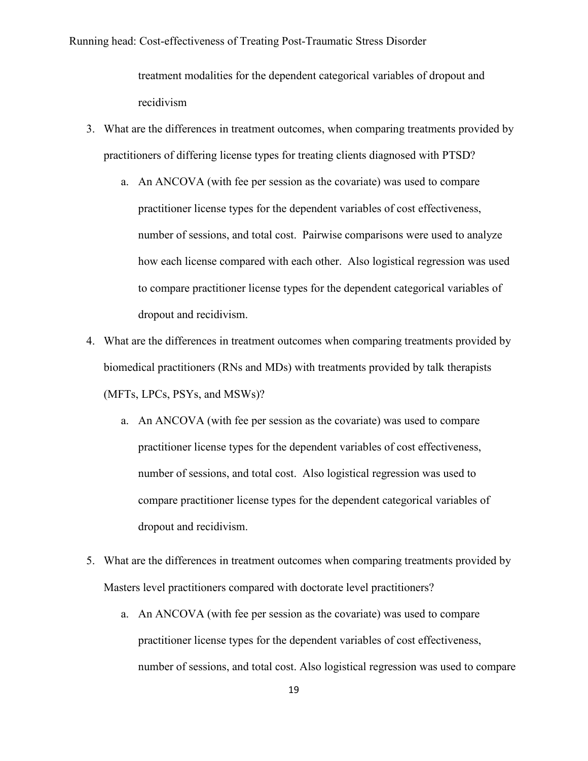treatment modalities for the dependent categorical variables of dropout and recidivism

3. What are the differences in treatment outcomes, when comparing treatments provided by practitioners of differing license types for treating clients diagnosed with PTSD?
    a. An ANCOVA (with fee per session as the covariate) was used to compare practitioner license types for the dependent variables of cost effectiveness, number of sessions, and total cost. Pairwise comparisons were used to analyze how each license compared with each other. Also logistical regression was used to compare practitioner license types for the dependent categorical variables of dropout and recidivism.
4. What are the differences in treatment outcomes when comparing treatments provided by biomedical practitioners (RNs and MDs) with treatments provided by talk therapists (MFTs, LPCs, PSYs, and MSWs)?
    a. An ANCOVA (with fee per session as the covariate) was used to compare practitioner license types for the dependent variables of cost effectiveness, number of sessions, and total cost. Also logistical regression was used to compare practitioner license types for the dependent categorical variables of dropout and recidivism.
5. What are the differences in treatment outcomes when comparing treatments provided by Masters level practitioners compared with doctorate level practitioners?
    a. An ANCOVA (with fee per session as the covariate) was used to compare practitioner license types for the dependent variables of cost effectiveness, number of sessions, and total cost. Also logistical regression was used to compare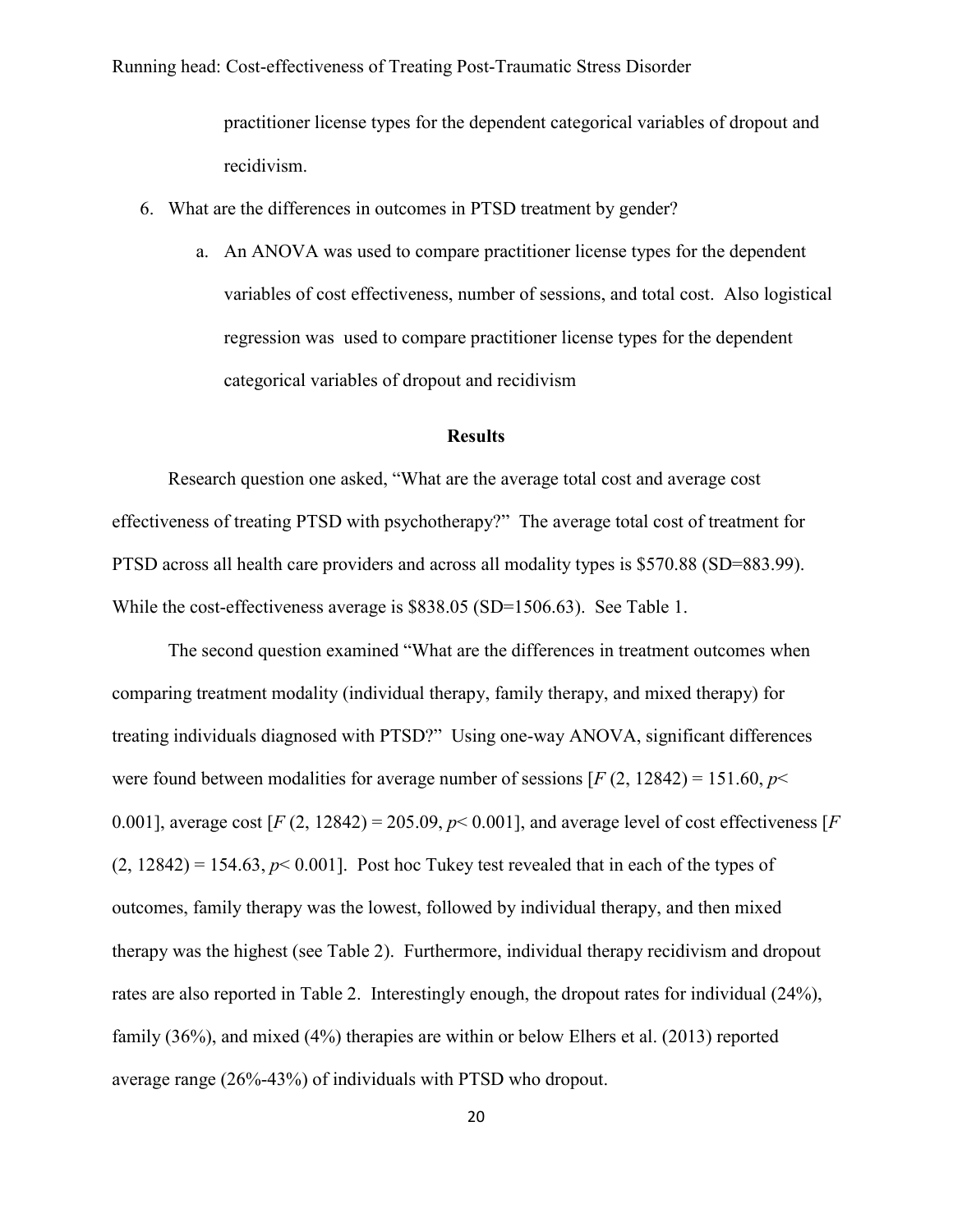practitioner license types for the dependent categorical variables of dropout and recidivism.

6. What are the differences in outcomes in PTSD treatment by gender?

    a. An ANOVA was used to compare practitioner license types for the dependent variables of cost effectiveness, number of sessions, and total cost. Also logistical regression was used to compare practitioner license types for the dependent categorical variables of dropout and recidivism

## Results

Research question one asked, "What are the average total cost and average cost effectiveness of treating PTSD with psychotherapy?" The average total cost of treatment for PTSD across all health care providers and across all modality types is \$570.88 (SD=883.99). While the cost-effectiveness average is \$838.05 (SD=1506.63). See Table 1.

The second question examined "What are the differences in treatment outcomes when comparing treatment modality (individual therapy, family therapy, and mixed therapy) for treating individuals diagnosed with PTSD?" Using one-way ANOVA, significant differences were found between modalities for average number of sessions [$F$ (2, 12842) = 151.60, $p$< 0.001], average cost [$F$ (2, 12842) = 205.09, $p$< 0.001], and average level of cost effectiveness [$F$ (2, 12842) = 154.63, $p$< 0.001]. Post hoc Tukey test revealed that in each of the types of outcomes, family therapy was the lowest, followed by individual therapy, and then mixed therapy was the highest (see Table 2). Furthermore, individual therapy recidivism and dropout rates are also reported in Table 2. Interestingly enough, the dropout rates for individual (24%), family (36%), and mixed (4%) therapies are within or below Elhers et al. (2013) reported average range (26%-43%) of individuals with PTSD who dropout.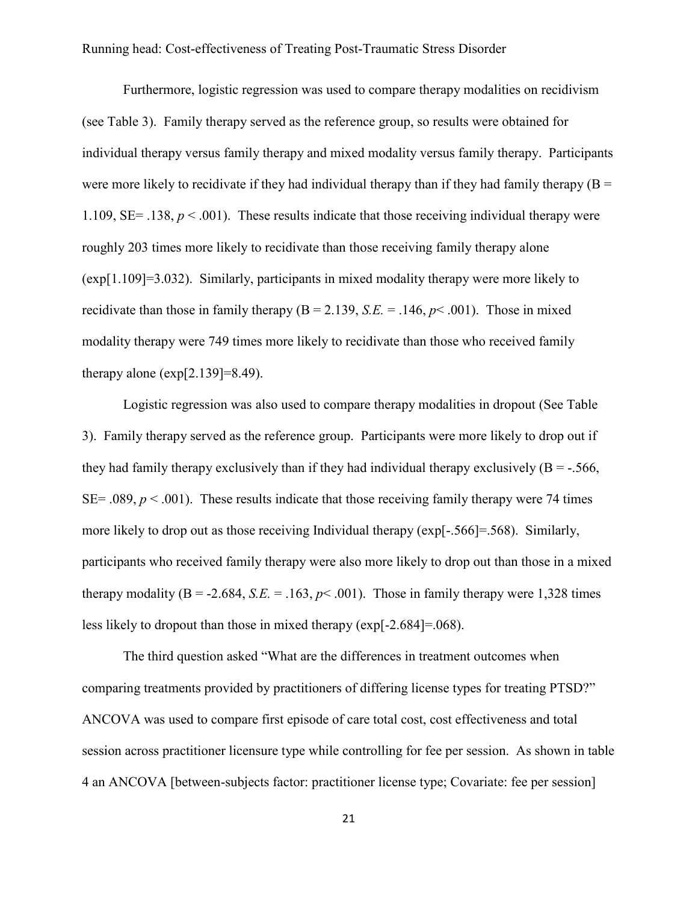Furthermore, logistic regression was used to compare therapy modalities on recidivism (see Table 3). Family therapy served as the reference group, so results were obtained for individual therapy versus family therapy and mixed modality versus family therapy. Participants were more likely to recidivate if they had individual therapy than if they had family therapy ($B = 1.109$, $SE = .138$, $p < .001$). These results indicate that those receiving individual therapy were roughly 203 times more likely to recidivate than those receiving family therapy alone ($\exp[1.109]=3.032$). Similarly, participants in mixed modality therapy were more likely to recidivate than those in family therapy ($B = 2.139$, $S.E. = .146$, $p < .001$). Those in mixed modality therapy were 749 times more likely to recidivate than those who received family therapy alone ($\exp[2.139]=8.49$).

Logistic regression was also used to compare therapy modalities in dropout (See Table 3). Family therapy served as the reference group. Participants were more likely to drop out if they had family therapy exclusively than if they had individual therapy exclusively ($B = -.566$, $SE = .089$, $p < .001$). These results indicate that those receiving family therapy were 74 times more likely to drop out as those receiving Individual therapy ($\exp[-.566]=.568$). Similarly, participants who received family therapy were also more likely to drop out than those in a mixed therapy modality ($B = -2.684$, $S.E. = .163$, $p < .001$). Those in family therapy were 1,328 times less likely to dropout than those in mixed therapy ($\exp[-2.684]=.068$).

The third question asked "What are the differences in treatment outcomes when comparing treatments provided by practitioners of differing license types for treating PTSD?" ANCOVA was used to compare first episode of care total cost, cost effectiveness and total session across practitioner licensure type while controlling for fee per session. As shown in table 4 an ANCOVA [between-subjects factor: practitioner license type; Covariate: fee per session]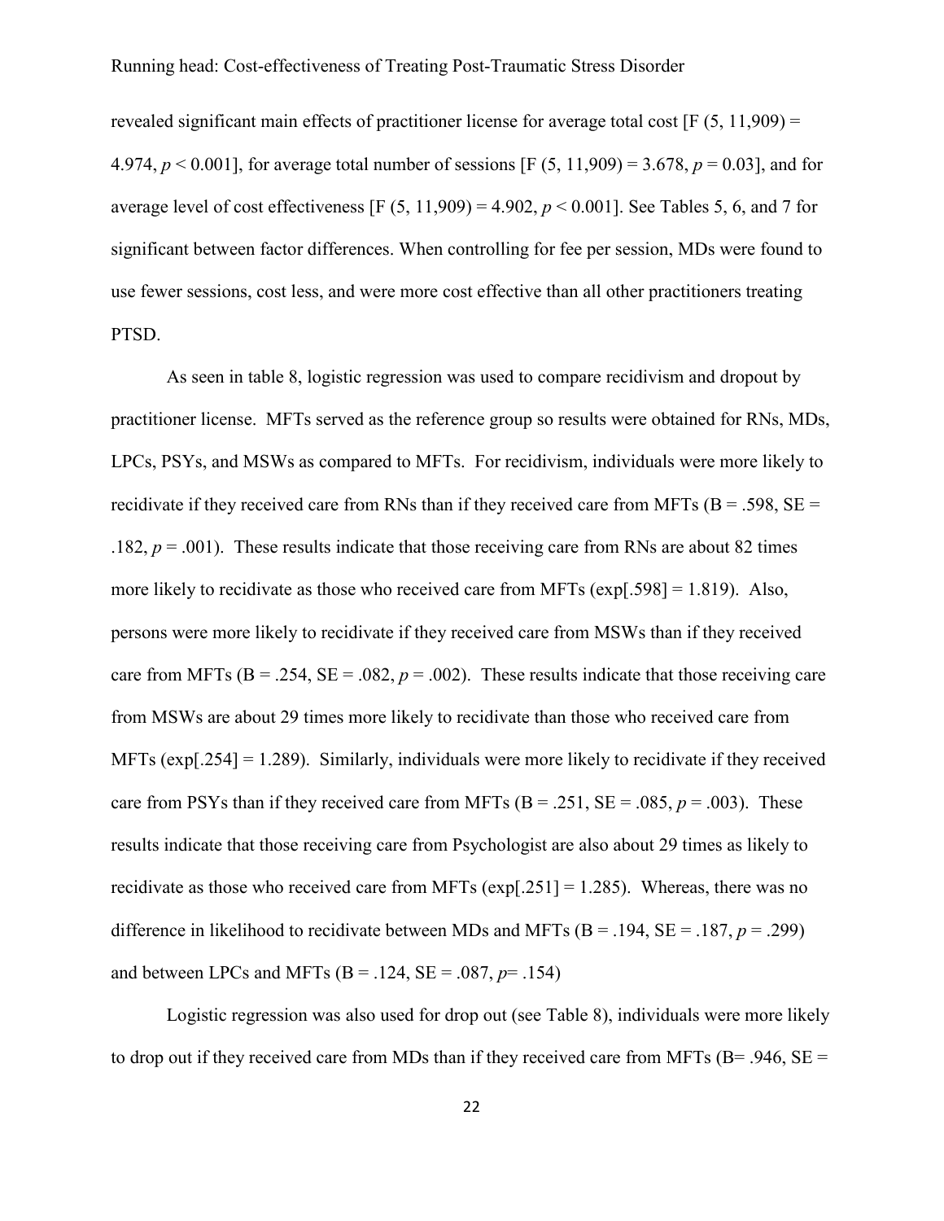revealed significant main effects of practitioner license for average total cost [F (5, 11,909) = 4.974, $p < 0.001$], for average total number of sessions [F (5, 11,909) = 3.678, $p = 0.03$], and for average level of cost effectiveness [F (5, 11,909) = 4.902, $p < 0.001$]. See Tables 5, 6, and 7 for significant between factor differences. When controlling for fee per session, MDs were found to use fewer sessions, cost less, and were more cost effective than all other practitioners treating PTSD.

As seen in table 8, logistic regression was used to compare recidivism and dropout by practitioner license. MFTs served as the reference group so results were obtained for RNs, MDs, LPCs, PSYs, and MSWs as compared to MFTs. For recidivism, individuals were more likely to recidivate if they received care from RNs than if they received care from MFTs (B = .598, SE = .182, $p = .001$). These results indicate that those receiving care from RNs are about 82 times more likely to recidivate as those who received care from MFTs (exp[.598] = 1.819). Also, persons were more likely to recidivate if they received care from MSWs than if they received care from MFTs (B = .254, SE = .082, $p = .002$). These results indicate that those receiving care from MSWs are about 29 times more likely to recidivate than those who received care from MFTs (exp[.254] = 1.289). Similarly, individuals were more likely to recidivate if they received care from PSYs than if they received care from MFTs (B = .251, SE = .085, $p = .003$). These results indicate that those receiving care from Psychologist are also about 29 times as likely to recidivate as those who received care from MFTs (exp[.251] = 1.285). Whereas, there was no difference in likelihood to recidivate between MDs and MFTs (B = .194, SE = .187, $p = .299$) and between LPCs and MFTs (B = .124, SE = .087, $p = .154$)

Logistic regression was also used for drop out (see Table 8), individuals were more likely to drop out if they received care from MDs than if they received care from MFTs (B= .946, SE =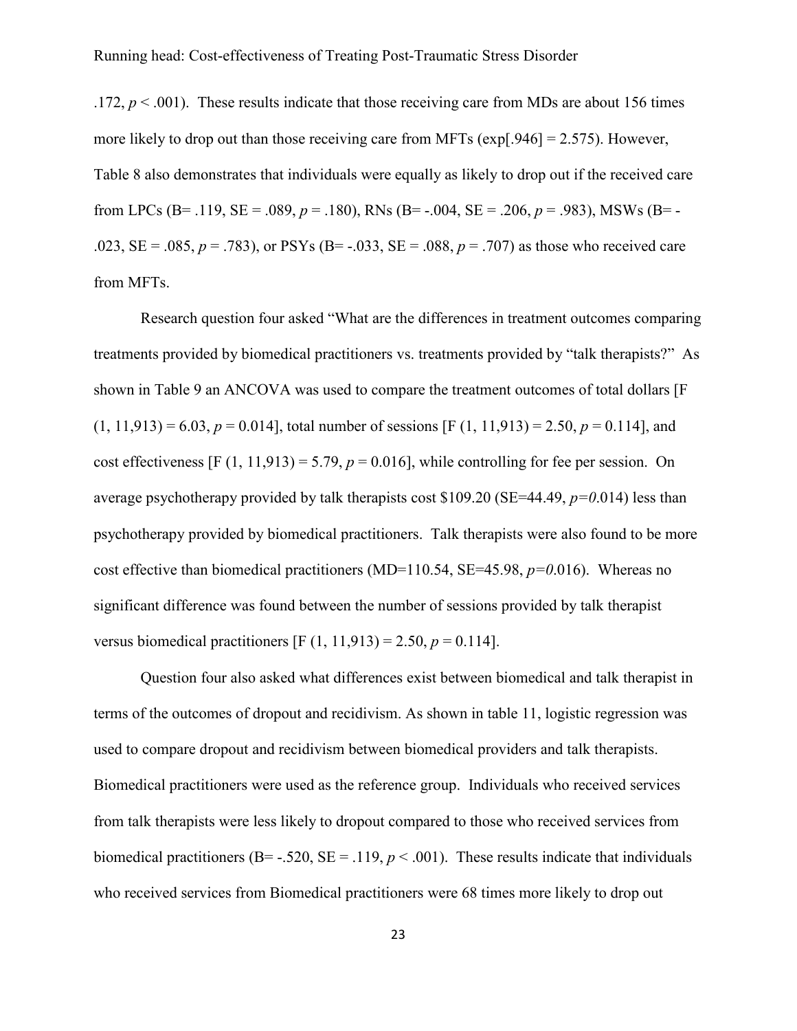.172, $p < .001$). These results indicate that those receiving care from MDs are about 156 times more likely to drop out than those receiving care from MFTs (exp[.946] = 2.575). However, Table 8 also demonstrates that individuals were equally as likely to drop out if the received care from LPCs (B= .119, SE = .089, $p = .180$), RNs (B= -.004, SE = .206, $p = .983$), MSWs (B= -.023, SE = .085, $p = .783$), or PSYs (B= -.033, SE = .088, $p = .707$) as those who received care from MFTs.

Research question four asked "What are the differences in treatment outcomes comparing treatments provided by biomedical practitioners vs. treatments provided by "talk therapists?" As shown in Table 9 an ANCOVA was used to compare the treatment outcomes of total dollars [$F$ (1, 11,913) = 6.03, $p = 0.014$], total number of sessions [$F$ (1, 11,913) = 2.50, $p = 0.114$], and cost effectiveness [$F$ (1, 11,913) = 5.79, $p = 0.016$], while controlling for fee per session. On average psychotherapy provided by talk therapists cost $109.20 (SE=44.49, $p=0.014$) less than psychotherapy provided by biomedical practitioners. Talk therapists were also found to be more cost effective than biomedical practitioners (MD=110.54, SE=45.98, $p=0.016$). Whereas no significant difference was found between the number of sessions provided by talk therapist versus biomedical practitioners [$F$ (1, 11,913) = 2.50, $p = 0.114$].

Question four also asked what differences exist between biomedical and talk therapist in terms of the outcomes of dropout and recidivism. As shown in table 11, logistic regression was used to compare dropout and recidivism between biomedical providers and talk therapists. Biomedical practitioners were used as the reference group. Individuals who received services from talk therapists were less likely to dropout compared to those who received services from biomedical practitioners (B= -.520, SE = .119, $p < .001$). These results indicate that individuals who received services from Biomedical practitioners were 68 times more likely to drop out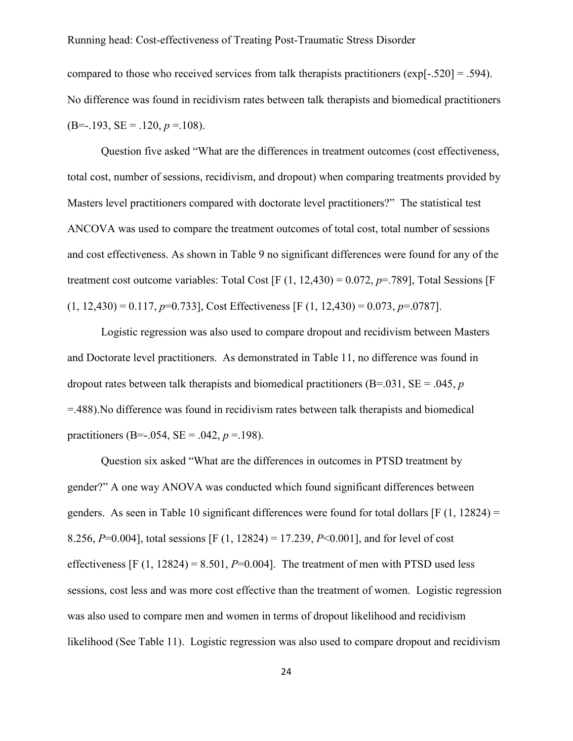compared to those who received services from talk therapists practitioners (exp[-.520] = .594). No difference was found in recidivism rates between talk therapists and biomedical practitioners (B=-.193, SE = .120, *p* =.108).

Question five asked "What are the differences in treatment outcomes (cost effectiveness, total cost, number of sessions, recidivism, and dropout) when comparing treatments provided by Masters level practitioners compared with doctorate level practitioners?" The statistical test ANCOVA was used to compare the treatment outcomes of total cost, total number of sessions and cost effectiveness. As shown in Table 9 no significant differences were found for any of the treatment cost outcome variables: Total Cost [F (1, 12,430) = 0.072, *p*=.789], Total Sessions [F (1, 12,430) = 0.117, *p*=0.733], Cost Effectiveness [F (1, 12,430) = 0.073, *p*=.0787].

Logistic regression was also used to compare dropout and recidivism between Masters and Doctorate level practitioners. As demonstrated in Table 11, no difference was found in dropout rates between talk therapists and biomedical practitioners (B=.031, SE = .045, *p* =.488).No difference was found in recidivism rates between talk therapists and biomedical practitioners (B=-.054, SE = .042, *p* =.198).

Question six asked "What are the differences in outcomes in PTSD treatment by gender?" A one way ANOVA was conducted which found significant differences between genders. As seen in Table 10 significant differences were found for total dollars [F (1, 12824) = 8.256, *P*=0.004], total sessions [F (1, 12824) = 17.239, *P*<0.001], and for level of cost effectiveness [F (1, 12824) = 8.501, *P*=0.004]. The treatment of men with PTSD used less sessions, cost less and was more cost effective than the treatment of women. Logistic regression was also used to compare men and women in terms of dropout likelihood and recidivism likelihood (See Table 11). Logistic regression was also used to compare dropout and recidivism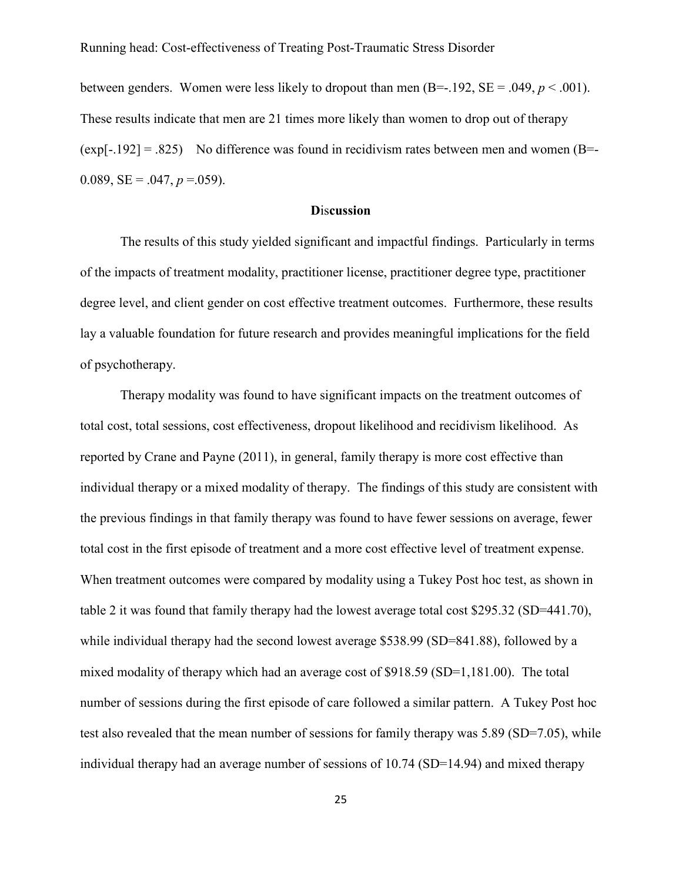between genders. Women were less likely to dropout than men (B=-.192, SE = .049, $p < .001$). These results indicate that men are 21 times more likely than women to drop out of therapy (exp[-.192] = .825) No difference was found in recidivism rates between men and women (B=-0.089, SE = .047, $p = .059$).

## Discussion

The results of this study yielded significant and impactful findings. Particularly in terms of the impacts of treatment modality, practitioner license, practitioner degree type, practitioner degree level, and client gender on cost effective treatment outcomes. Furthermore, these results lay a valuable foundation for future research and provides meaningful implications for the field of psychotherapy.

Therapy modality was found to have significant impacts on the treatment outcomes of total cost, total sessions, cost effectiveness, dropout likelihood and recidivism likelihood. As reported by Crane and Payne (2011), in general, family therapy is more cost effective than individual therapy or a mixed modality of therapy. The findings of this study are consistent with the previous findings in that family therapy was found to have fewer sessions on average, fewer total cost in the first episode of treatment and a more cost effective level of treatment expense. When treatment outcomes were compared by modality using a Tukey Post hoc test, as shown in table 2 it was found that family therapy had the lowest average total cost $295.32 (SD=441.70), while individual therapy had the second lowest average $538.99 (SD=841.88), followed by a mixed modality of therapy which had an average cost of $918.59 (SD=1,181.00). The total number of sessions during the first episode of care followed a similar pattern. A Tukey Post hoc test also revealed that the mean number of sessions for family therapy was 5.89 (SD=7.05), while individual therapy had an average number of sessions of 10.74 (SD=14.94) and mixed therapy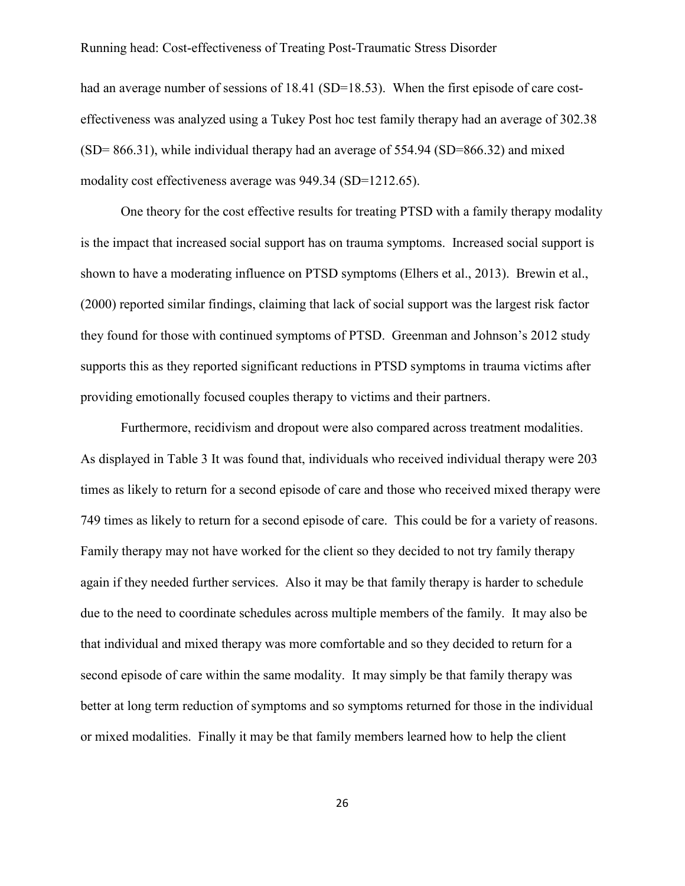had an average number of sessions of 18.41 (SD=18.53). When the first episode of care cost-effectiveness was analyzed using a Tukey Post hoc test family therapy had an average of 302.38 (SD= 866.31), while individual therapy had an average of 554.94 (SD=866.32) and mixed modality cost effectiveness average was 949.34 (SD=1212.65).

One theory for the cost effective results for treating PTSD with a family therapy modality is the impact that increased social support has on trauma symptoms. Increased social support is shown to have a moderating influence on PTSD symptoms (Elhers et al., 2013). Brewin et al., (2000) reported similar findings, claiming that lack of social support was the largest risk factor they found for those with continued symptoms of PTSD. Greenman and Johnson's 2012 study supports this as they reported significant reductions in PTSD symptoms in trauma victims after providing emotionally focused couples therapy to victims and their partners.

Furthermore, recidivism and dropout were also compared across treatment modalities. As displayed in Table 3 It was found that, individuals who received individual therapy were 203 times as likely to return for a second episode of care and those who received mixed therapy were 749 times as likely to return for a second episode of care. This could be for a variety of reasons. Family therapy may not have worked for the client so they decided to not try family therapy again if they needed further services. Also it may be that family therapy is harder to schedule due to the need to coordinate schedules across multiple members of the family. It may also be that individual and mixed therapy was more comfortable and so they decided to return for a second episode of care within the same modality. It may simply be that family therapy was better at long term reduction of symptoms and so symptoms returned for those in the individual or mixed modalities. Finally it may be that family members learned how to help the client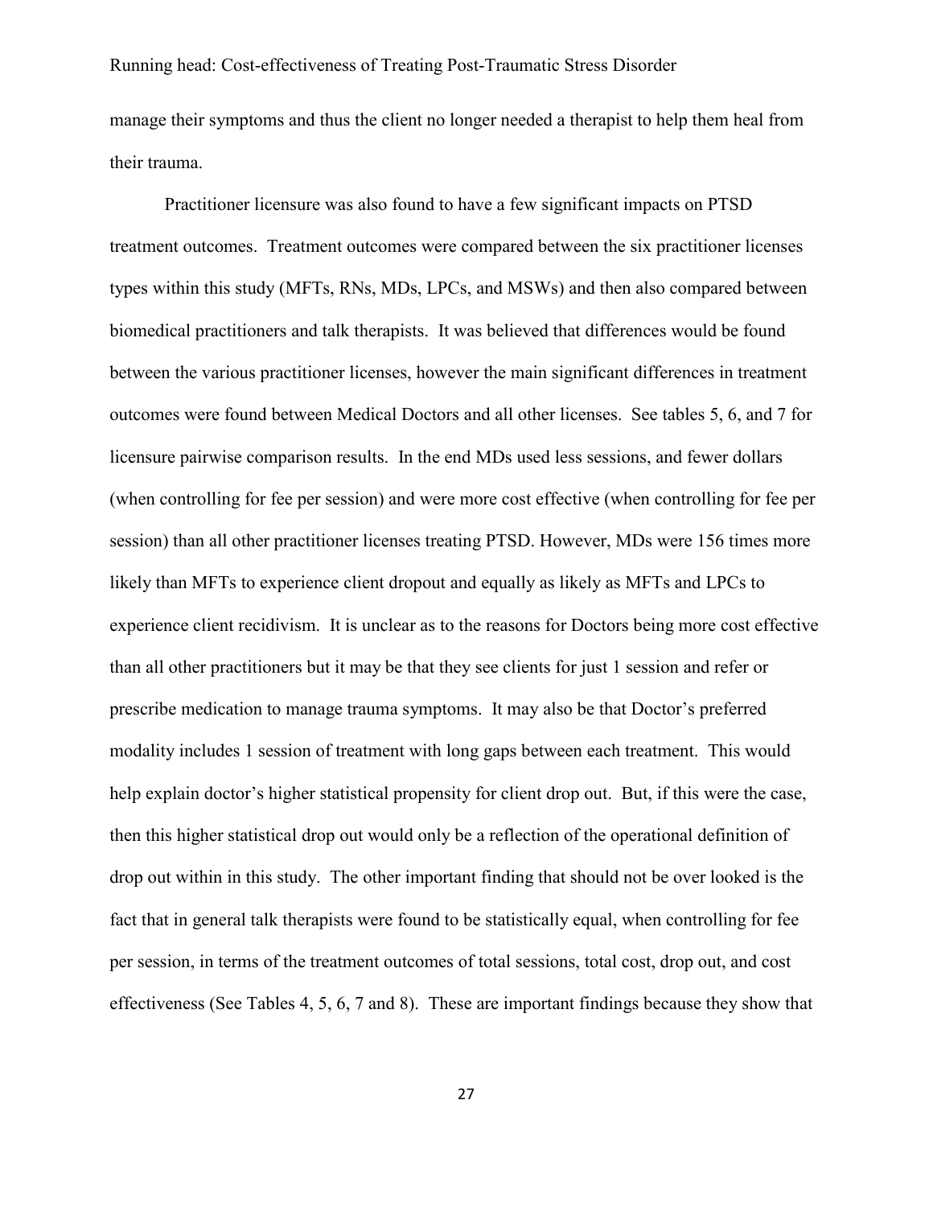manage their symptoms and thus the client no longer needed a therapist to help them heal from their trauma.

Practitioner licensure was also found to have a few significant impacts on PTSD treatment outcomes. Treatment outcomes were compared between the six practitioner licenses types within this study (MFTs, RNs, MDs, LPCs, and MSWs) and then also compared between biomedical practitioners and talk therapists. It was believed that differences would be found between the various practitioner licenses, however the main significant differences in treatment outcomes were found between Medical Doctors and all other licenses. See tables 5, 6, and 7 for licensure pairwise comparison results. In the end MDs used less sessions, and fewer dollars (when controlling for fee per session) and were more cost effective (when controlling for fee per session) than all other practitioner licenses treating PTSD. However, MDs were 156 times more likely than MFTs to experience client dropout and equally as likely as MFTs and LPCs to experience client recidivism. It is unclear as to the reasons for Doctors being more cost effective than all other practitioners but it may be that they see clients for just 1 session and refer or prescribe medication to manage trauma symptoms. It may also be that Doctor's preferred modality includes 1 session of treatment with long gaps between each treatment. This would help explain doctor's higher statistical propensity for client drop out. But, if this were the case, then this higher statistical drop out would only be a reflection of the operational definition of drop out within in this study. The other important finding that should not be over looked is the fact that in general talk therapists were found to be statistically equal, when controlling for fee per session, in terms of the treatment outcomes of total sessions, total cost, drop out, and cost effectiveness (See Tables 4, 5, 6, 7 and 8). These are important findings because they show that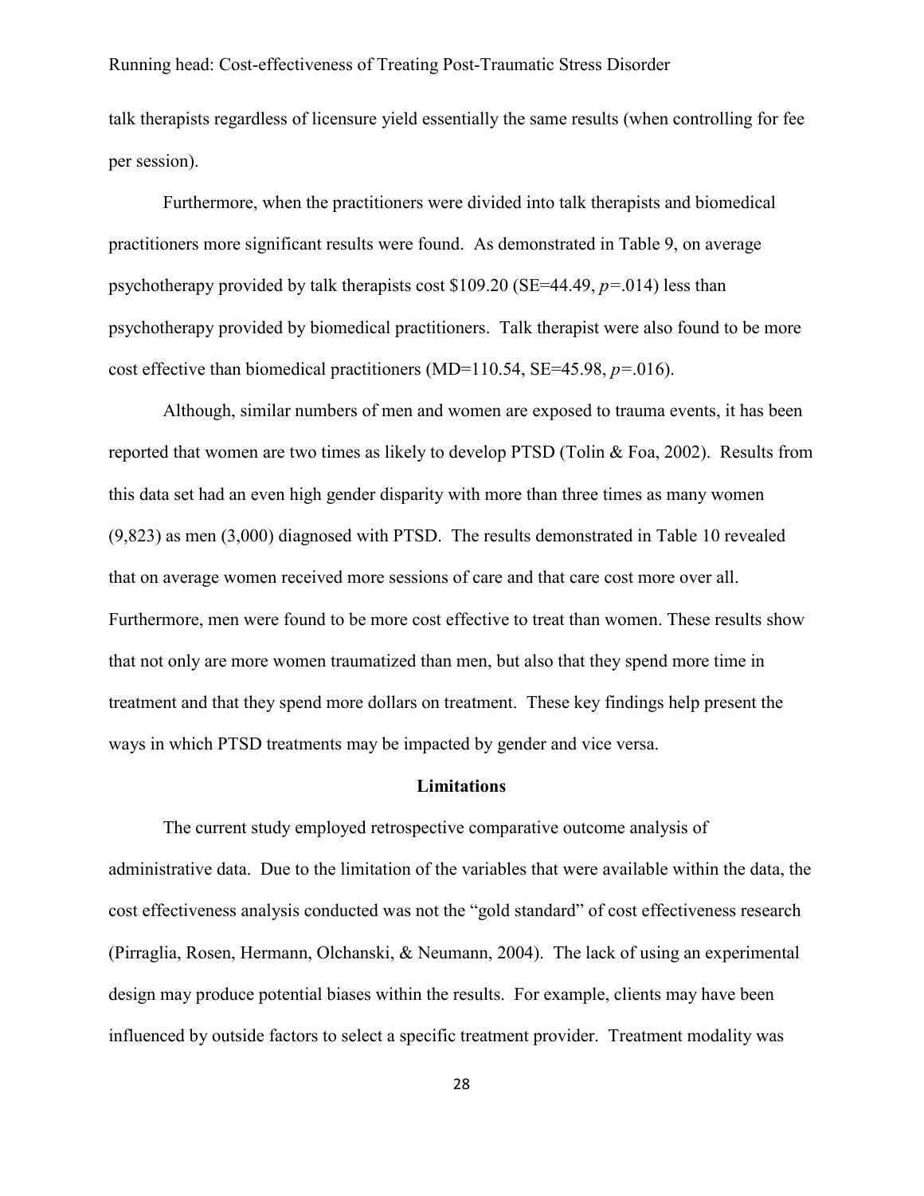talk therapists regardless of licensure yield essentially the same results (when controlling for fee per session).

Furthermore, when the practitioners were divided into talk therapists and biomedical practitioners more significant results were found. As demonstrated in Table 9, on average psychotherapy provided by talk therapists cost \$109.20 (SE=44.49, $p$=.014) less than psychotherapy provided by biomedical practitioners. Talk therapist were also found to be more cost effective than biomedical practitioners (MD=110.54, SE=45.98, $p$=.016).

Although, similar numbers of men and women are exposed to trauma events, it has been reported that women are two times as likely to develop PTSD (Tolin & Foa, 2002). Results from this data set had an even high gender disparity with more than three times as many women (9,823) as men (3,000) diagnosed with PTSD. The results demonstrated in Table 10 revealed that on average women received more sessions of care and that care cost more over all. Furthermore, men were found to be more cost effective to treat than women. These results show that not only are more women traumatized than men, but also that they spend more time in treatment and that they spend more dollars on treatment. These key findings help present the ways in which PTSD treatments may be impacted by gender and vice versa.

## Limitations

The current study employed retrospective comparative outcome analysis of administrative data. Due to the limitation of the variables that were available within the data, the cost effectiveness analysis conducted was not the "gold standard" of cost effectiveness research (Pirraglia, Rosen, Hermann, Olchanski, & Neumann, 2004). The lack of using an experimental design may produce potential biases within the results. For example, clients may have been influenced by outside factors to select a specific treatment provider. Treatment modality was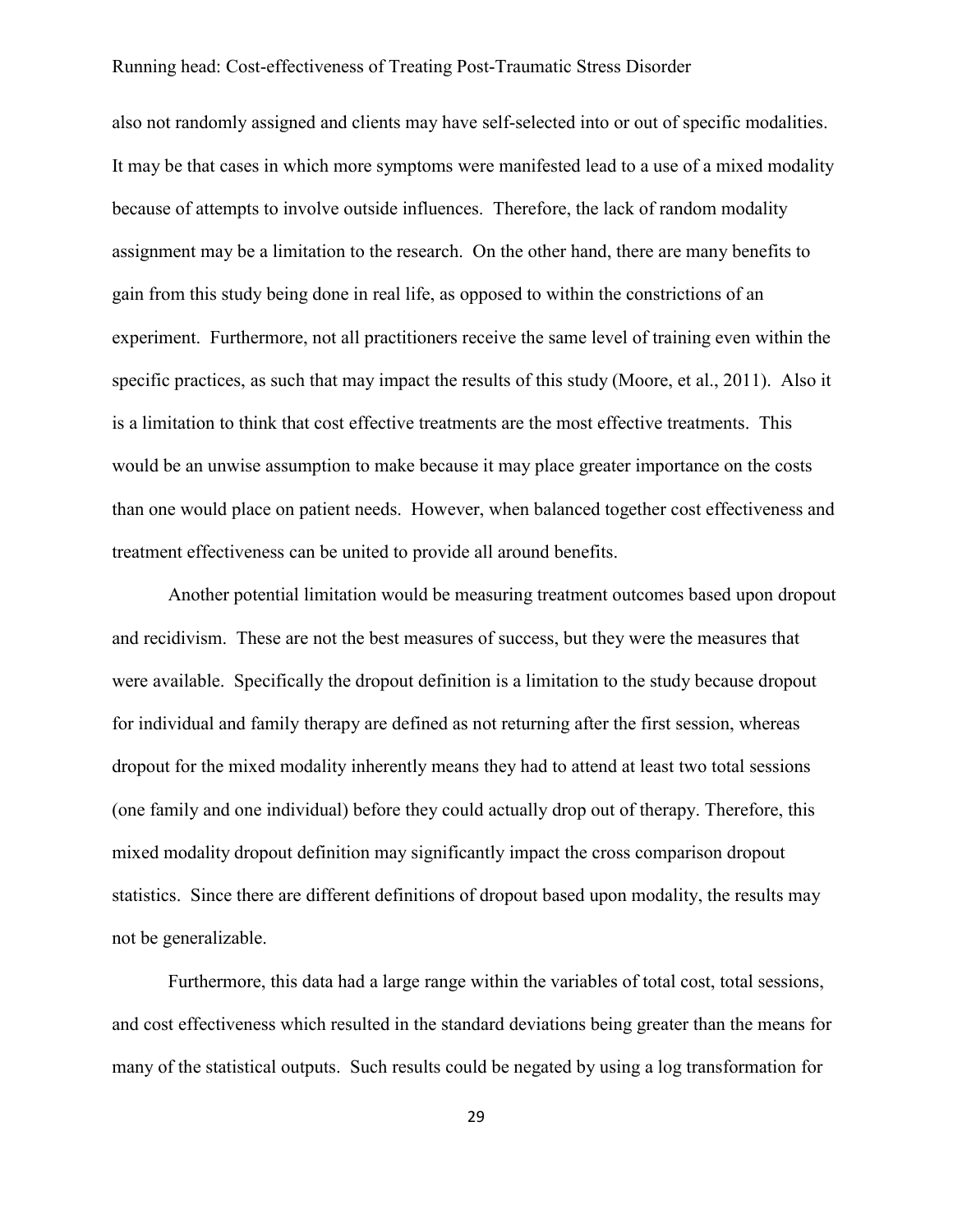also not randomly assigned and clients may have self-selected into or out of specific modalities. It may be that cases in which more symptoms were manifested lead to a use of a mixed modality because of attempts to involve outside influences. Therefore, the lack of random modality assignment may be a limitation to the research. On the other hand, there are many benefits to gain from this study being done in real life, as opposed to within the constrictions of an experiment. Furthermore, not all practitioners receive the same level of training even within the specific practices, as such that may impact the results of this study (Moore, et al., 2011). Also it is a limitation to think that cost effective treatments are the most effective treatments. This would be an unwise assumption to make because it may place greater importance on the costs than one would place on patient needs. However, when balanced together cost effectiveness and treatment effectiveness can be united to provide all around benefits.

Another potential limitation would be measuring treatment outcomes based upon dropout and recidivism. These are not the best measures of success, but they were the measures that were available. Specifically the dropout definition is a limitation to the study because dropout for individual and family therapy are defined as not returning after the first session, whereas dropout for the mixed modality inherently means they had to attend at least two total sessions (one family and one individual) before they could actually drop out of therapy. Therefore, this mixed modality dropout definition may significantly impact the cross comparison dropout statistics. Since there are different definitions of dropout based upon modality, the results may not be generalizable.

Furthermore, this data had a large range within the variables of total cost, total sessions, and cost effectiveness which resulted in the standard deviations being greater than the means for many of the statistical outputs. Such results could be negated by using a log transformation for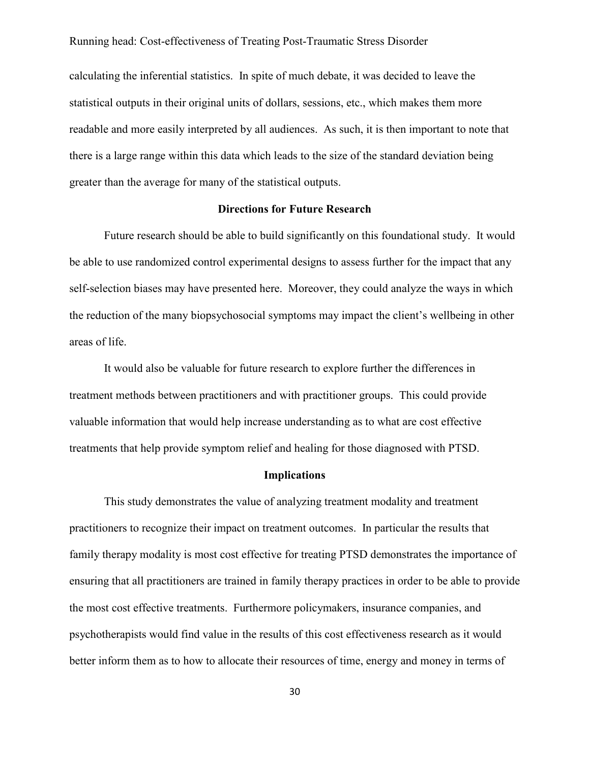calculating the inferential statistics. In spite of much debate, it was decided to leave the statistical outputs in their original units of dollars, sessions, etc., which makes them more readable and more easily interpreted by all audiences. As such, it is then important to note that there is a large range within this data which leads to the size of the standard deviation being greater than the average for many of the statistical outputs.

## Directions for Future Research

Future research should be able to build significantly on this foundational study. It would be able to use randomized control experimental designs to assess further for the impact that any self-selection biases may have presented here. Moreover, they could analyze the ways in which the reduction of the many biopsychosocial symptoms may impact the client's wellbeing in other areas of life.

It would also be valuable for future research to explore further the differences in treatment methods between practitioners and with practitioner groups. This could provide valuable information that would help increase understanding as to what are cost effective treatments that help provide symptom relief and healing for those diagnosed with PTSD.

## Implications

This study demonstrates the value of analyzing treatment modality and treatment practitioners to recognize their impact on treatment outcomes. In particular the results that family therapy modality is most cost effective for treating PTSD demonstrates the importance of ensuring that all practitioners are trained in family therapy practices in order to be able to provide the most cost effective treatments. Furthermore policymakers, insurance companies, and psychotherapists would find value in the results of this cost effectiveness research as it would better inform them as to how to allocate their resources of time, energy and money in terms of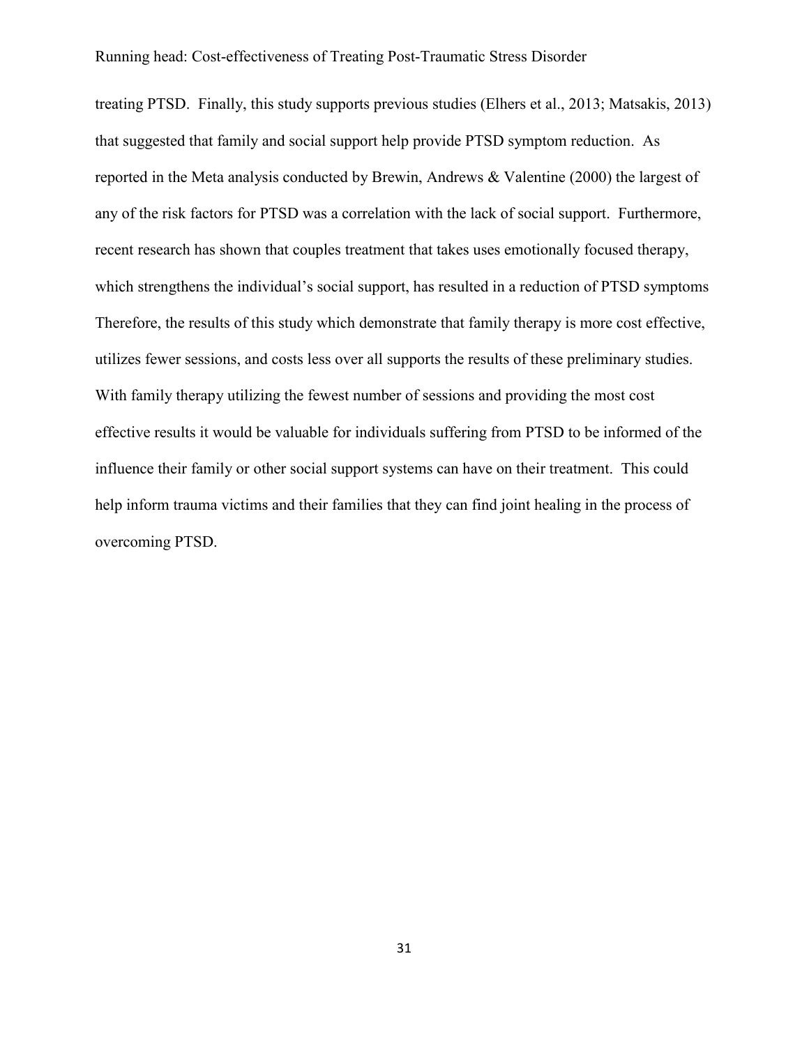treating PTSD. Finally, this study supports previous studies (Elhers et al., 2013; Matsakis, 2013) that suggested that family and social support help provide PTSD symptom reduction. As reported in the Meta analysis conducted by Brewin, Andrews & Valentine (2000) the largest of any of the risk factors for PTSD was a correlation with the lack of social support. Furthermore, recent research has shown that couples treatment that takes uses emotionally focused therapy, which strengthens the individual's social support, has resulted in a reduction of PTSD symptoms Therefore, the results of this study which demonstrate that family therapy is more cost effective, utilizes fewer sessions, and costs less over all supports the results of these preliminary studies. With family therapy utilizing the fewest number of sessions and providing the most cost effective results it would be valuable for individuals suffering from PTSD to be informed of the influence their family or other social support systems can have on their treatment. This could help inform trauma victims and their families that they can find joint healing in the process of overcoming PTSD.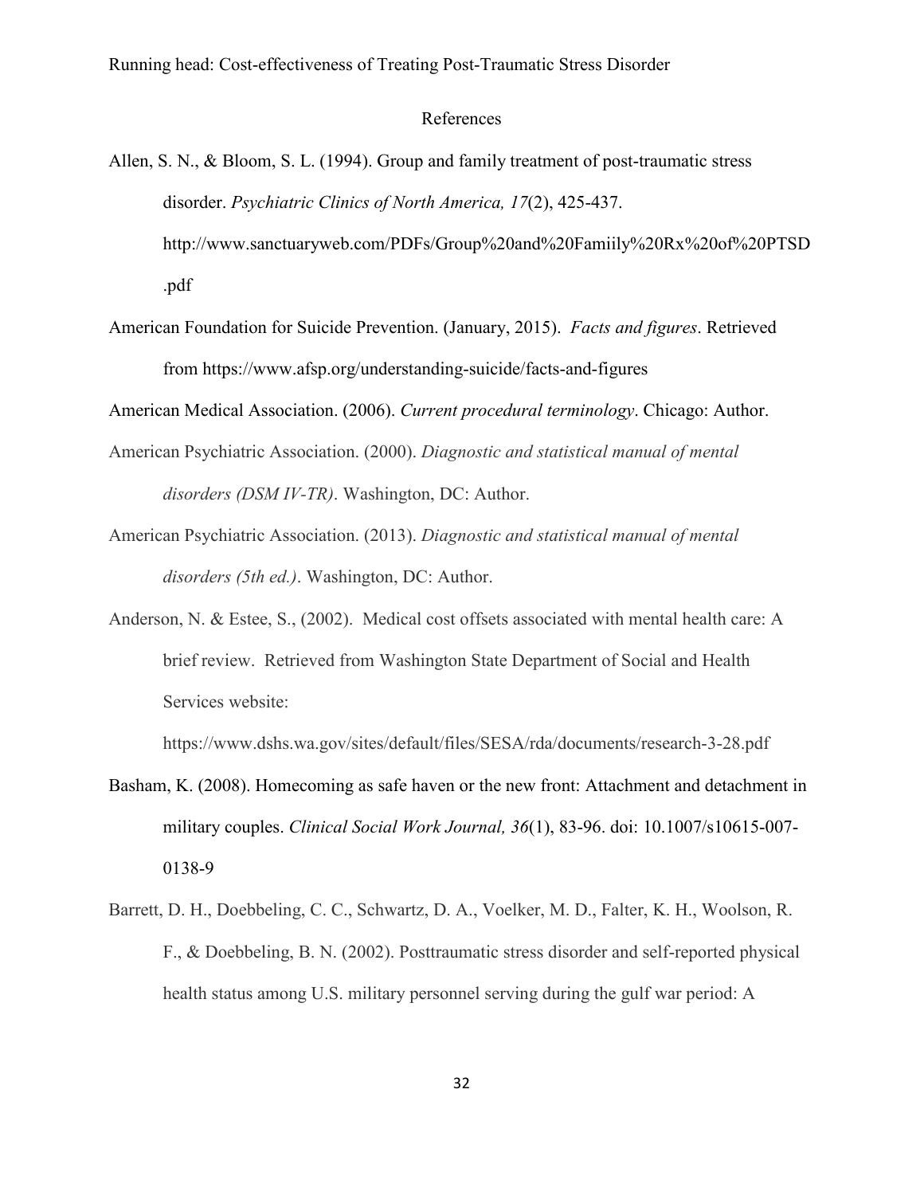# References

Allen, S. N., & Bloom, S. L. (1994). Group and family treatment of post-traumatic stress disorder. *Psychiatric Clinics of North America, 17*(2), 425-437. http://www.sanctuaryweb.com/PDFs/Group%20and%20Famiily%20Rx%20of%20PTSD.pdf

American Foundation for Suicide Prevention. (January, 2015). *Facts and figures*. Retrieved from https://www.afsp.org/understanding-suicide/facts-and-figures

American Medical Association. (2006). *Current procedural terminology*. Chicago: Author.

American Psychiatric Association. (2000). *Diagnostic and statistical manual of mental disorders (DSM IV-TR)*. Washington, DC: Author.

American Psychiatric Association. (2013). *Diagnostic and statistical manual of mental disorders (5th ed.)*. Washington, DC: Author.

Anderson, N. & Estee, S., (2002). Medical cost offsets associated with mental health care: A brief review. Retrieved from Washington State Department of Social and Health Services website: https://www.dshs.wa.gov/sites/default/files/SESA/rda/documents/research-3-28.pdf

Basham, K. (2008). Homecoming as safe haven or the new front: Attachment and detachment in military couples. *Clinical Social Work Journal, 36*(1), 83-96. doi: 10.1007/s10615-007-0138-9

Barrett, D. H., Doebbeling, C. C., Schwartz, D. A., Voelker, M. D., Falter, K. H., Woolson, R. F., & Doebbeling, B. N. (2002). Posttraumatic stress disorder and self-reported physical health status among U.S. military personnel serving during the gulf war period: A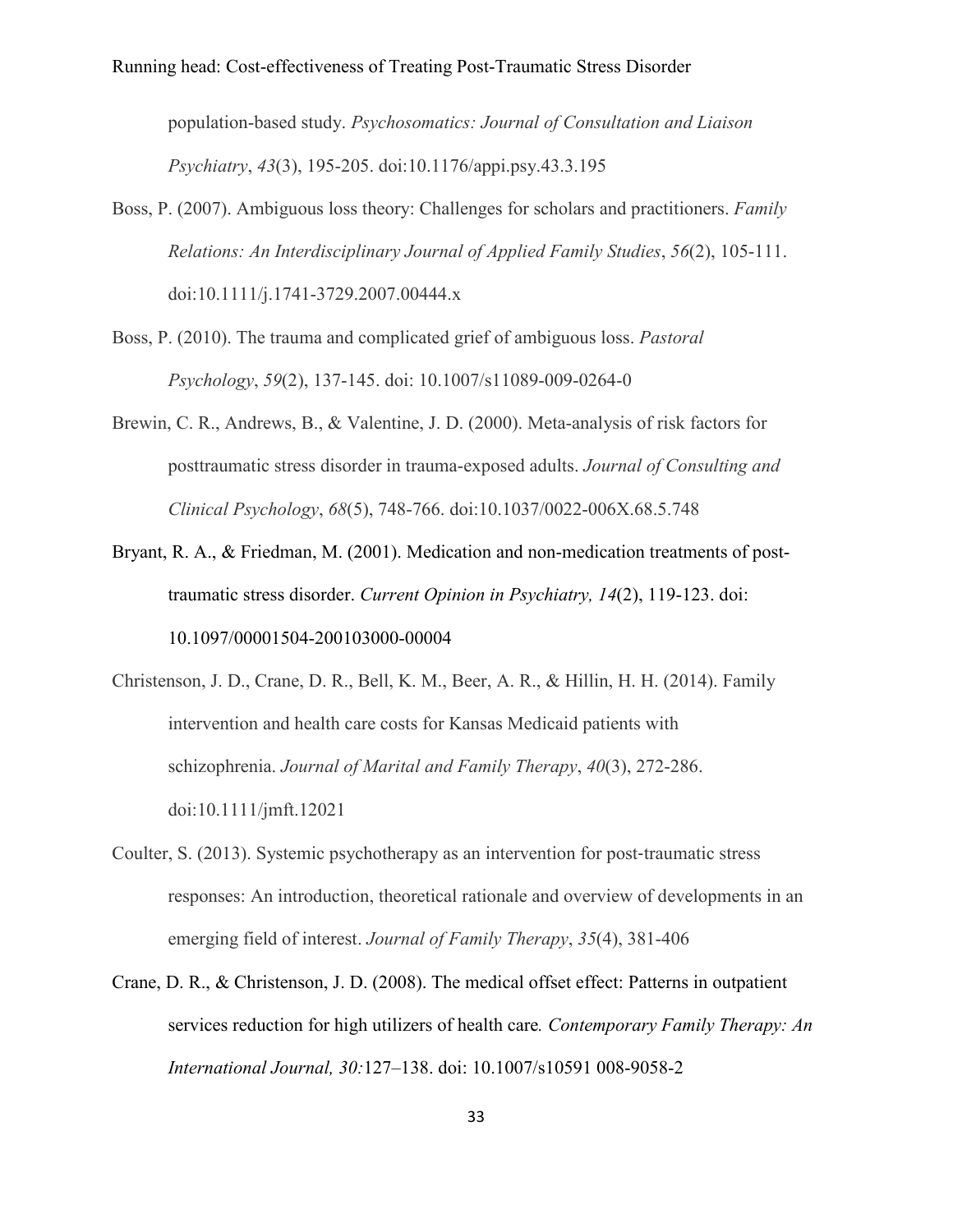population-based study. *Psychosomatics: Journal of Consultation and Liaison Psychiatry*, *43*(3), 195-205. doi:10.1176/appi.psy.43.3.195

Boss, P. (2007). Ambiguous loss theory: Challenges for scholars and practitioners. *Family Relations: An Interdisciplinary Journal of Applied Family Studies*, *56*(2), 105-111. doi:10.1111/j.1741-3729.2007.00444.x

Boss, P. (2010). The trauma and complicated grief of ambiguous loss. *Pastoral Psychology*, *59*(2), 137-145. doi: 10.1007/s11089-009-0264-0

Brewin, C. R., Andrews, B., & Valentine, J. D. (2000). Meta-analysis of risk factors for posttraumatic stress disorder in trauma-exposed adults. *Journal of Consulting and Clinical Psychology*, *68*(5), 748-766. doi:10.1037/0022-006X.68.5.748

Bryant, R. A., & Friedman, M. (2001). Medication and non-medication treatments of post-traumatic stress disorder. *Current Opinion in Psychiatry, 14*(2), 119-123. doi: 10.1097/00001504-200103000-00004

Christenson, J. D., Crane, D. R., Bell, K. M., Beer, A. R., & Hillin, H. H. (2014). Family intervention and health care costs for Kansas Medicaid patients with schizophrenia. *Journal of Marital and Family Therapy*, *40*(3), 272-286. doi:10.1111/jmft.12021

Coulter, S. (2013). Systemic psychotherapy as an intervention for post-traumatic stress responses: An introduction, theoretical rationale and overview of developments in an emerging field of interest. *Journal of Family Therapy*, *35*(4), 381-406

Crane, D. R., & Christenson, J. D. (2008). The medical offset effect: Patterns in outpatient services reduction for high utilizers of health care*. Contemporary Family Therapy: An International Journal, 30:*127–138. doi: 10.1007/s10591 008-9058-2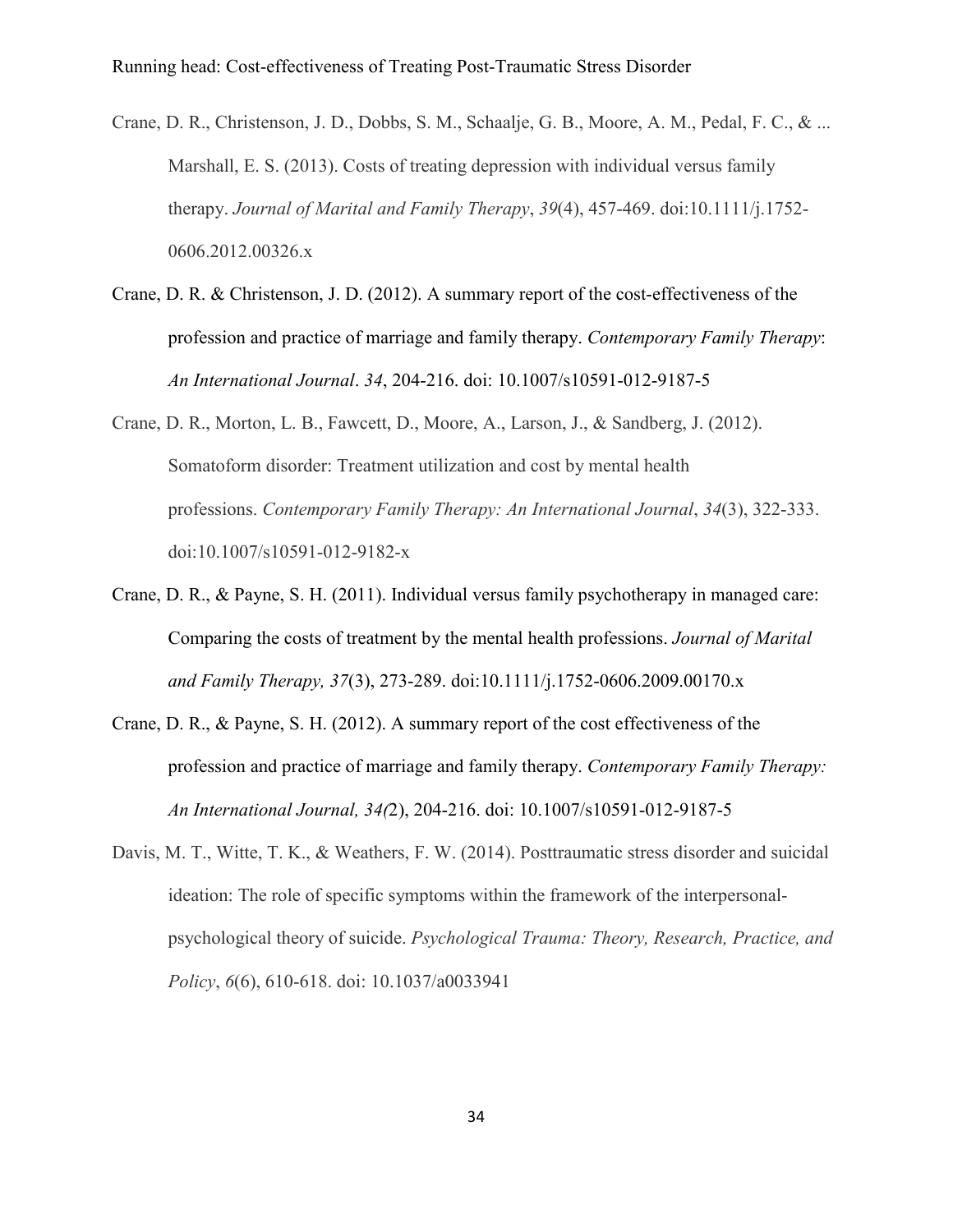Crane, D. R., Christenson, J. D., Dobbs, S. M., Schaalje, G. B., Moore, A. M., Pedal, F. C., & ... Marshall, E. S. (2013). Costs of treating depression with individual versus family therapy. *Journal of Marital and Family Therapy*, *39*(4), 457-469. doi:10.1111/j.1752-0606.2012.00326.x

Crane, D. R. & Christenson, J. D. (2012). A summary report of the cost-effectiveness of the profession and practice of marriage and family therapy. *Contemporary Family Therapy*: *An International Journal*. *34*, 204-216. doi: 10.1007/s10591-012-9187-5

Crane, D. R., Morton, L. B., Fawcett, D., Moore, A., Larson, J., & Sandberg, J. (2012). Somatoform disorder: Treatment utilization and cost by mental health professions. *Contemporary Family Therapy: An International Journal*, *34*(3), 322-333. doi:10.1007/s10591-012-9182-x

Crane, D. R., & Payne, S. H. (2011). Individual versus family psychotherapy in managed care: Comparing the costs of treatment by the mental health professions. *Journal of Marital and Family Therapy, 37*(3), 273-289. doi:10.1111/j.1752-0606.2009.00170.x

Crane, D. R., & Payne, S. H. (2012). A summary report of the cost effectiveness of the profession and practice of marriage and family therapy. *Contemporary Family Therapy: An International Journal, 34(*2), 204-216. doi: 10.1007/s10591-012-9187-5

Davis, M. T., Witte, T. K., & Weathers, F. W. (2014). Posttraumatic stress disorder and suicidal ideation: The role of specific symptoms within the framework of the interpersonal-psychological theory of suicide. *Psychological Trauma: Theory, Research, Practice, and Policy*, *6*(6), 610-618. doi: 10.1037/a0033941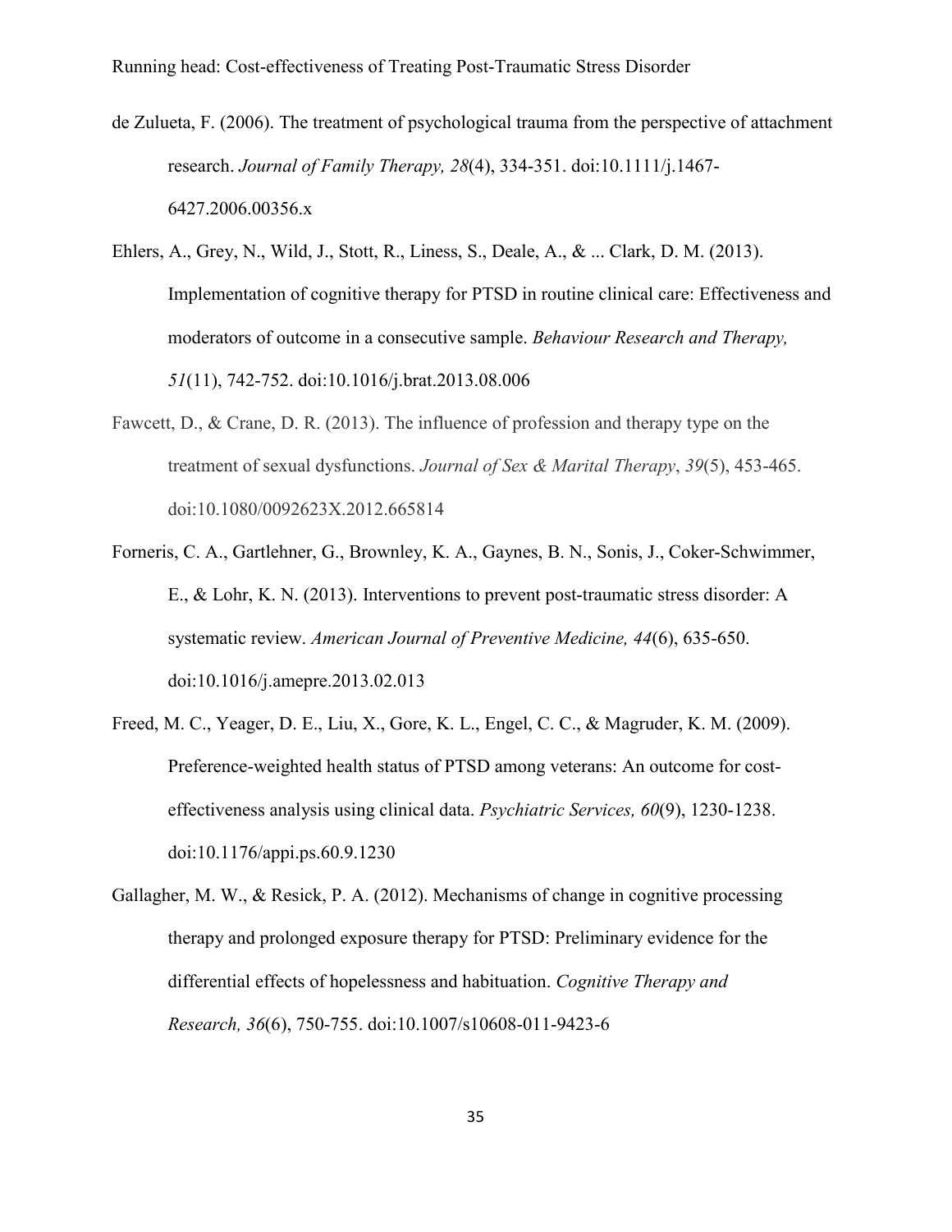de Zulueta, F. (2006). The treatment of psychological trauma from the perspective of attachment research. *Journal of Family Therapy, 28*(4), 334-351. doi:10.1111/j.1467-6427.2006.00356.x

Ehlers, A., Grey, N., Wild, J., Stott, R., Liness, S., Deale, A., & ... Clark, D. M. (2013). Implementation of cognitive therapy for PTSD in routine clinical care: Effectiveness and moderators of outcome in a consecutive sample. *Behaviour Research and Therapy, 51*(11), 742-752. doi:10.1016/j.brat.2013.08.006

Fawcett, D., & Crane, D. R. (2013). The influence of profession and therapy type on the treatment of sexual dysfunctions. *Journal of Sex & Marital Therapy*, *39*(5), 453-465. doi:10.1080/0092623X.2012.665814

Forneris, C. A., Gartlehner, G., Brownley, K. A., Gaynes, B. N., Sonis, J., Coker-Schwimmer, E., & Lohr, K. N. (2013). Interventions to prevent post-traumatic stress disorder: A systematic review. *American Journal of Preventive Medicine, 44*(6), 635-650. doi:10.1016/j.amepre.2013.02.013

Freed, M. C., Yeager, D. E., Liu, X., Gore, K. L., Engel, C. C., & Magruder, K. M. (2009). Preference-weighted health status of PTSD among veterans: An outcome for cost-effectiveness analysis using clinical data. *Psychiatric Services, 60*(9), 1230-1238. doi:10.1176/appi.ps.60.9.1230

Gallagher, M. W., & Resick, P. A. (2012). Mechanisms of change in cognitive processing therapy and prolonged exposure therapy for PTSD: Preliminary evidence for the differential effects of hopelessness and habituation. *Cognitive Therapy and Research, 36*(6), 750-755. doi:10.1007/s10608-011-9423-6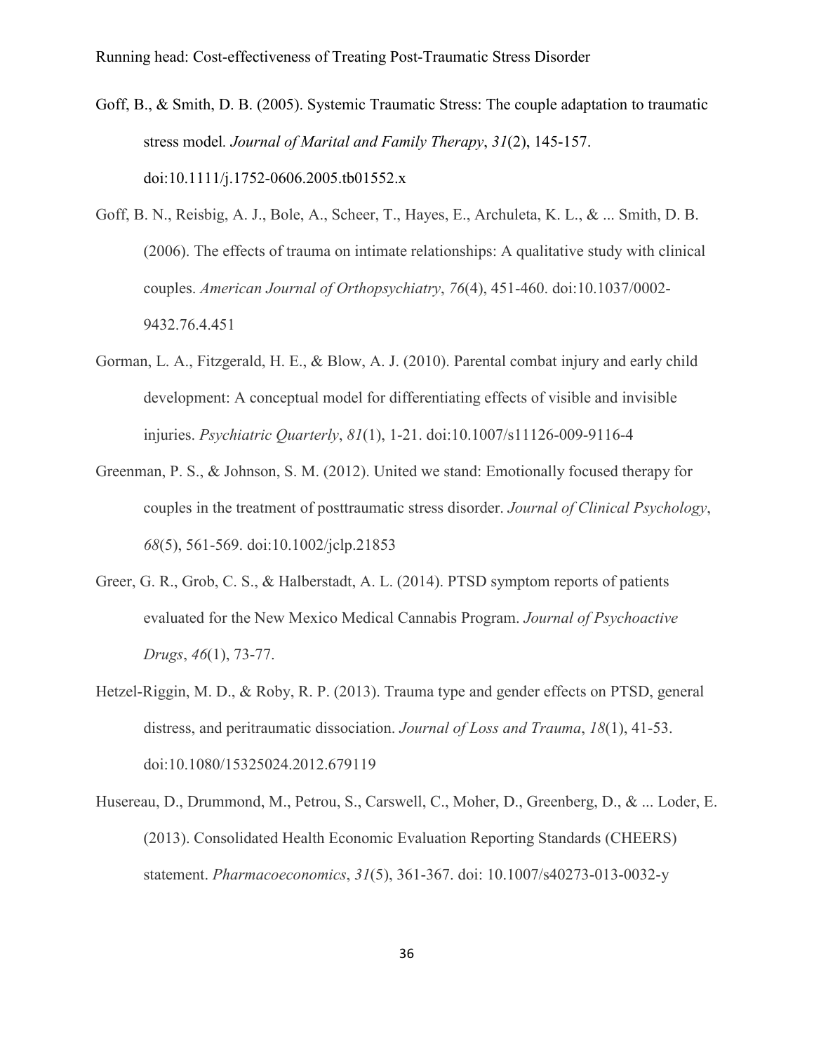Goff, B., & Smith, D. B. (2005). Systemic Traumatic Stress: The couple adaptation to traumatic stress model. *Journal of Marital and Family Therapy*, *31*(2), 145-157. doi:10.1111/j.1752-0606.2005.tb01552.x

Goff, B. N., Reisbig, A. J., Bole, A., Scheer, T., Hayes, E., Archuleta, K. L., & ... Smith, D. B. (2006). The effects of trauma on intimate relationships: A qualitative study with clinical couples. *American Journal of Orthopsychiatry*, *76*(4), 451-460. doi:10.1037/0002-9432.76.4.451

Gorman, L. A., Fitzgerald, H. E., & Blow, A. J. (2010). Parental combat injury and early child development: A conceptual model for differentiating effects of visible and invisible injuries. *Psychiatric Quarterly*, *81*(1), 1-21. doi:10.1007/s11126-009-9116-4

Greenman, P. S., & Johnson, S. M. (2012). United we stand: Emotionally focused therapy for couples in the treatment of posttraumatic stress disorder. *Journal of Clinical Psychology*, *68*(5), 561-569. doi:10.1002/jclp.21853

Greer, G. R., Grob, C. S., & Halberstadt, A. L. (2014). PTSD symptom reports of patients evaluated for the New Mexico Medical Cannabis Program. *Journal of Psychoactive Drugs*, *46*(1), 73-77.

Hetzel-Riggin, M. D., & Roby, R. P. (2013). Trauma type and gender effects on PTSD, general distress, and peritraumatic dissociation. *Journal of Loss and Trauma*, *18*(1), 41-53. doi:10.1080/15325024.2012.679119

Husereau, D., Drummond, M., Petrou, S., Carswell, C., Moher, D., Greenberg, D., & ... Loder, E. (2013). Consolidated Health Economic Evaluation Reporting Standards (CHEERS) statement. *Pharmacoeconomics*, *31*(5), 361-367. doi: 10.1007/s40273-013-0032-y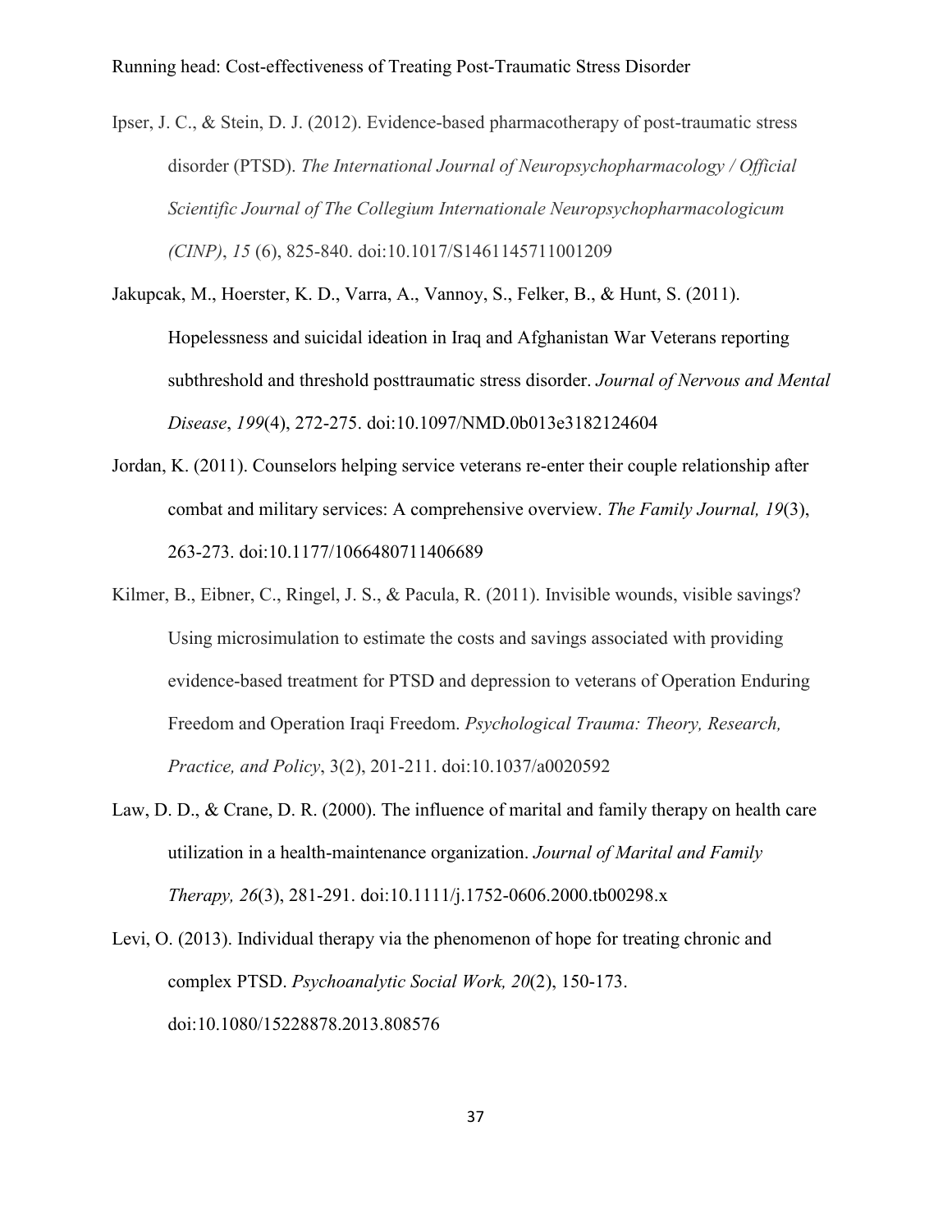Ipser, J. C., & Stein, D. J. (2012). Evidence-based pharmacotherapy of post-traumatic stress disorder (PTSD). *The International Journal of Neuropsychopharmacology / Official Scientific Journal of The Collegium Internationale Neuropsychopharmacologicum (CINP)*, *15* (6), 825-840. doi:10.1017/S1461145711001209

Jakupcak, M., Hoerster, K. D., Varra, A., Vannoy, S., Felker, B., & Hunt, S. (2011). Hopelessness and suicidal ideation in Iraq and Afghanistan War Veterans reporting subthreshold and threshold posttraumatic stress disorder. *Journal of Nervous and Mental Disease*, *199*(4), 272-275. doi:10.1097/NMD.0b013e3182124604

Jordan, K. (2011). Counselors helping service veterans re-enter their couple relationship after combat and military services: A comprehensive overview. *The Family Journal, 19*(3), 263-273. doi:10.1177/1066480711406689

Kilmer, B., Eibner, C., Ringel, J. S., & Pacula, R. (2011). Invisible wounds, visible savings? Using microsimulation to estimate the costs and savings associated with providing evidence-based treatment for PTSD and depression to veterans of Operation Enduring Freedom and Operation Iraqi Freedom. *Psychological Trauma: Theory, Research, Practice, and Policy*, 3(2), 201-211. doi:10.1037/a0020592

Law, D. D., & Crane, D. R. (2000). The influence of marital and family therapy on health care utilization in a health-maintenance organization. *Journal of Marital and Family Therapy, 26*(3), 281-291. doi:10.1111/j.1752-0606.2000.tb00298.x

Levi, O. (2013). Individual therapy via the phenomenon of hope for treating chronic and complex PTSD. *Psychoanalytic Social Work, 20*(2), 150-173. doi:10.1080/15228878.2013.808576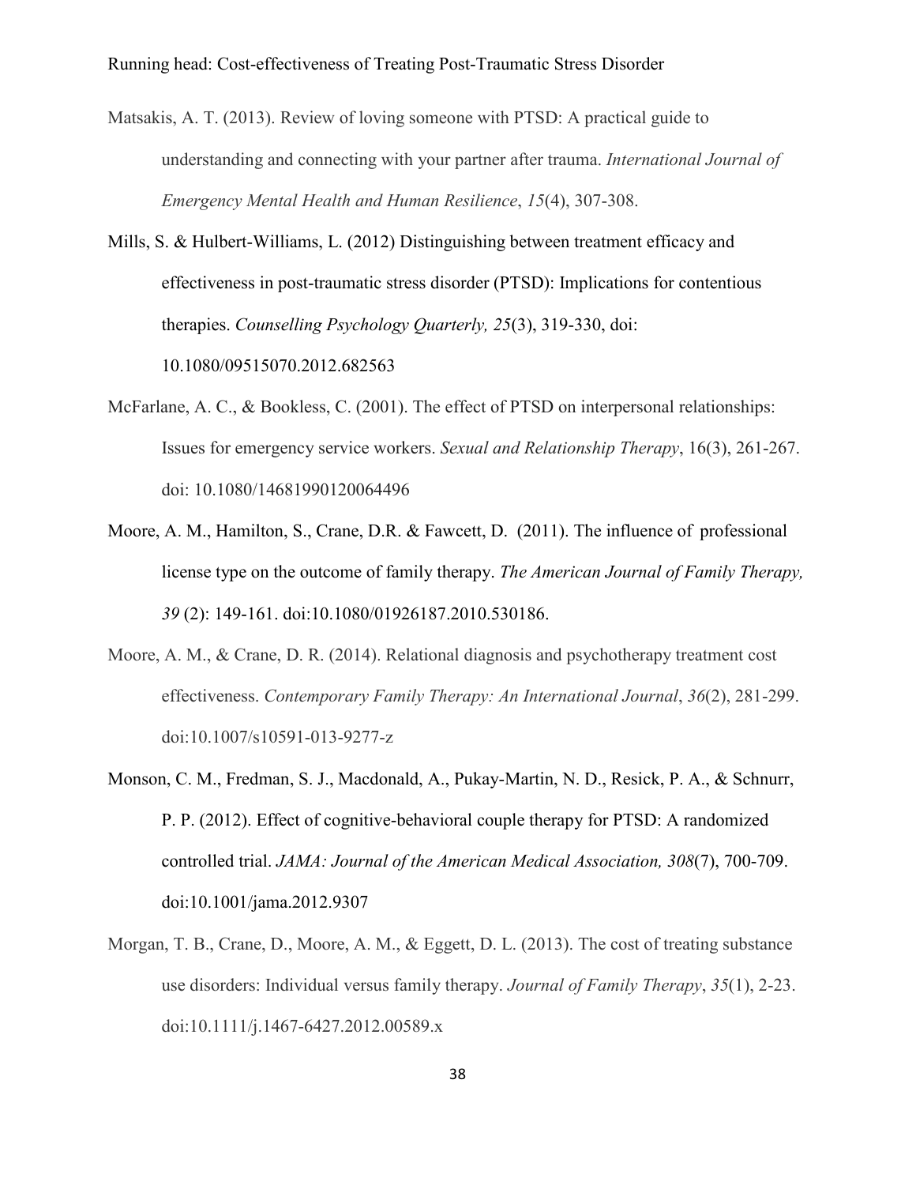Matsakis, A. T. (2013). Review of loving someone with PTSD: A practical guide to understanding and connecting with your partner after trauma. *International Journal of Emergency Mental Health and Human Resilience*, *15*(4), 307-308.

Mills, S. & Hulbert-Williams, L. (2012) Distinguishing between treatment efficacy and effectiveness in post-traumatic stress disorder (PTSD): Implications for contentious therapies. *Counselling Psychology Quarterly, 25*(3), 319-330, doi: 10.1080/09515070.2012.682563

McFarlane, A. C., & Bookless, C. (2001). The effect of PTSD on interpersonal relationships: Issues for emergency service workers. *Sexual and Relationship Therapy*, 16(3), 261-267. doi: 10.1080/14681990120064496

Moore, A. M., Hamilton, S., Crane, D.R. & Fawcett, D. (2011). The influence of professional license type on the outcome of family therapy. *The American Journal of Family Therapy, 39* (2): 149-161. doi:10.1080/01926187.2010.530186.

Moore, A. M., & Crane, D. R. (2014). Relational diagnosis and psychotherapy treatment cost effectiveness. *Contemporary Family Therapy: An International Journal*, *36*(2), 281-299. doi:10.1007/s10591-013-9277-z

Monson, C. M., Fredman, S. J., Macdonald, A., Pukay-Martin, N. D., Resick, P. A., & Schnurr, P. P. (2012). Effect of cognitive-behavioral couple therapy for PTSD: A randomized controlled trial. *JAMA: Journal of the American Medical Association, 308*(7), 700-709. doi:10.1001/jama.2012.9307

Morgan, T. B., Crane, D., Moore, A. M., & Eggett, D. L. (2013). The cost of treating substance use disorders: Individual versus family therapy. *Journal of Family Therapy*, *35*(1), 2-23. doi:10.1111/j.1467-6427.2012.00589.x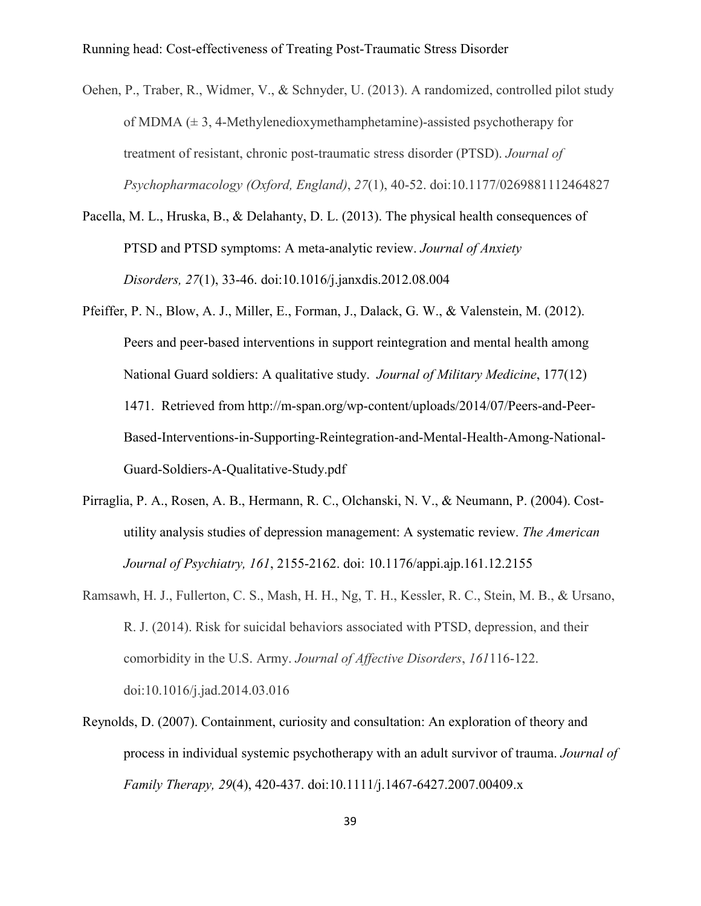Oehen, P., Traber, R., Widmer, V., & Schnyder, U. (2013). A randomized, controlled pilot study of MDMA (± 3, 4-Methylenedioxymethamphetamine)-assisted psychotherapy for treatment of resistant, chronic post-traumatic stress disorder (PTSD). *Journal of Psychopharmacology (Oxford, England)*, *27*(1), 40-52. doi:10.1177/0269881112464827

Pacella, M. L., Hruska, B., & Delahanty, D. L. (2013). The physical health consequences of PTSD and PTSD symptoms: A meta-analytic review. *Journal of Anxiety Disorders, 27*(1), 33-46. doi:10.1016/j.janxdis.2012.08.004

Pfeiffer, P. N., Blow, A. J., Miller, E., Forman, J., Dalack, G. W., & Valenstein, M. (2012). Peers and peer-based interventions in support reintegration and mental health among National Guard soldiers: A qualitative study. *Journal of Military Medicine*, 177(12) 1471. Retrieved from http://m-span.org/wp-content/uploads/2014/07/Peers-and-Peer-Based-Interventions-in-Supporting-Reintegration-and-Mental-Health-Among-National-Guard-Soldiers-A-Qualitative-Study.pdf

Pirraglia, P. A., Rosen, A. B., Hermann, R. C., Olchanski, N. V., & Neumann, P. (2004). Cost-utility analysis studies of depression management: A systematic review. *The American Journal of Psychiatry, 161*, 2155-2162. doi: 10.1176/appi.ajp.161.12.2155

Ramsawh, H. J., Fullerton, C. S., Mash, H. H., Ng, T. H., Kessler, R. C., Stein, M. B., & Ursano, R. J. (2014). Risk for suicidal behaviors associated with PTSD, depression, and their comorbidity in the U.S. Army. *Journal of Affective Disorders*, *161*116-122. doi:10.1016/j.jad.2014.03.016

Reynolds, D. (2007). Containment, curiosity and consultation: An exploration of theory and process in individual systemic psychotherapy with an adult survivor of trauma. *Journal of Family Therapy, 29*(4), 420-437. doi:10.1111/j.1467-6427.2007.00409.x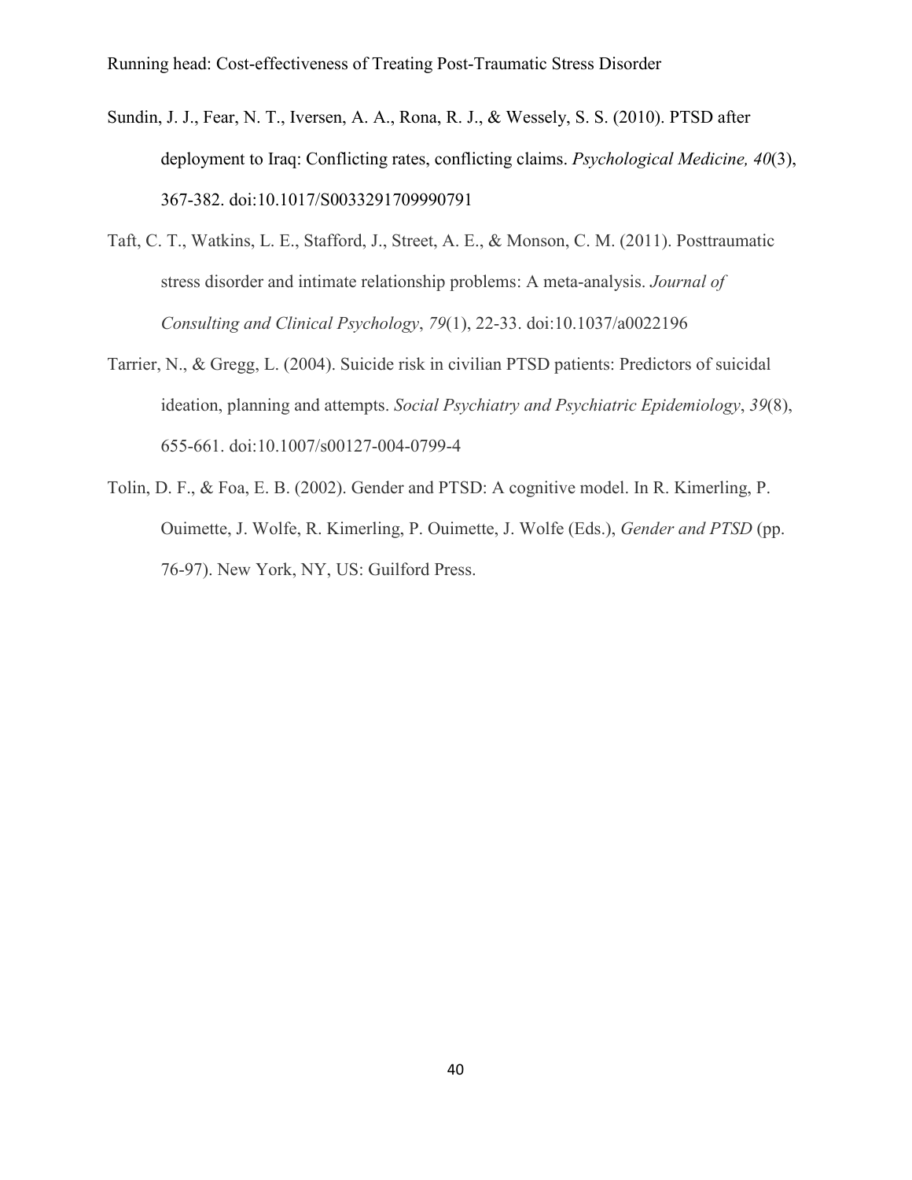Sundin, J. J., Fear, N. T., Iversen, A. A., Rona, R. J., & Wessely, S. S. (2010). PTSD after deployment to Iraq: Conflicting rates, conflicting claims. *Psychological Medicine, 40*(3), 367-382. doi:10.1017/S0033291709990791

Taft, C. T., Watkins, L. E., Stafford, J., Street, A. E., & Monson, C. M. (2011). Posttraumatic stress disorder and intimate relationship problems: A meta-analysis. *Journal of Consulting and Clinical Psychology*, *79*(1), 22-33. doi:10.1037/a0022196

Tarrier, N., & Gregg, L. (2004). Suicide risk in civilian PTSD patients: Predictors of suicidal ideation, planning and attempts. *Social Psychiatry and Psychiatric Epidemiology*, *39*(8), 655-661. doi:10.1007/s00127-004-0799-4

Tolin, D. F., & Foa, E. B. (2002). Gender and PTSD: A cognitive model. In R. Kimerling, P. Ouimette, J. Wolfe, R. Kimerling, P. Ouimette, J. Wolfe (Eds.), *Gender and PTSD* (pp. 76-97). New York, NY, US: Guilford Press.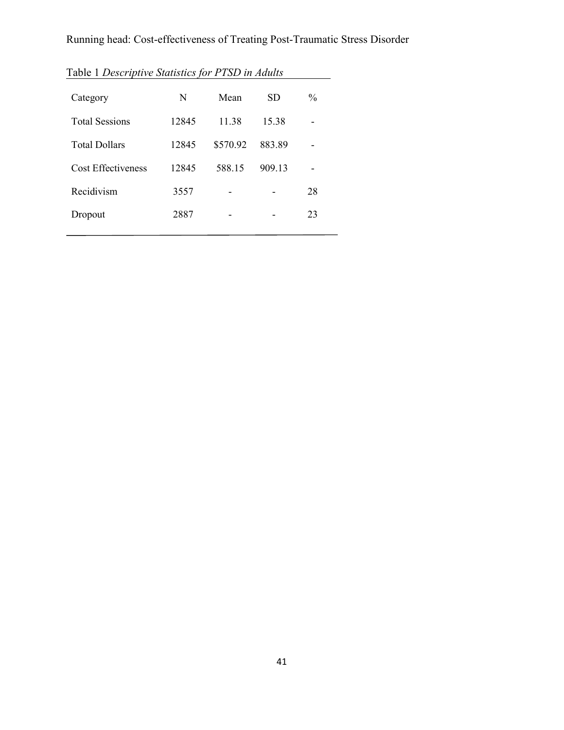Table 1 *Descriptive Statistics for PTSD in Adults*

| Category | N | Mean | SD | % |
|---|---|---|---|---|
| Total Sessions | 12845 | 11.38 | 15.38 | - |
| Total Dollars | 12845 | $570.92 | 883.89 | - |
| Cost Effectiveness | 12845 | 588.15 | 909.13 | - |
| Recidivism | 3557 | - | - | 28 |
| Dropout | 2887 | - | - | 23 |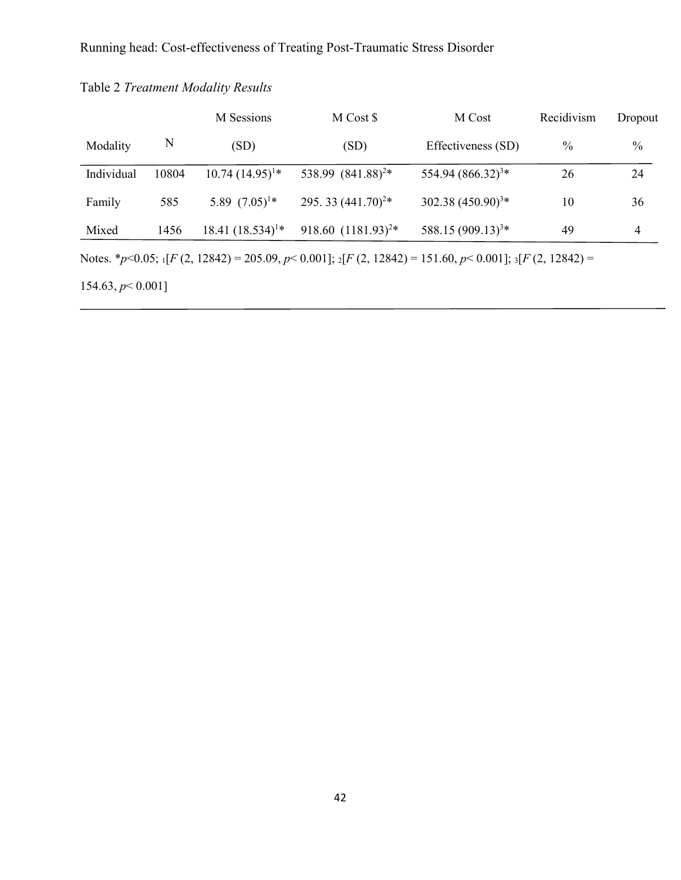Table 2 *Treatment Modality Results*

| Modality | N | M Sessions (SD) | M Cost $ (SD) | M Cost Effectiveness (SD) | Recidivism % | Dropout % |
|---|---|---|---|---|---|---|
| Individual | 10804 | 10.74 (14.95)[1]* | 538.99 (841.88)[2]* | 554.94 (866.32)[3]* | 26 | 24 |
| Family | 585 | 5.89 (7.05)[1]* | 295. 33 (441.70)[2]* | 302.38 (450.90)[3]* | 10 | 36 |
| Mixed | 1456 | 18.41 (18.534)[1]* | 918.60 (1181.93)[2]* | 588.15 (909.13)[3]* | 49 | 4 |

Notes. *$p<0.05$; [1][$F$ (2, 12842) = 205.09, $p< 0.001$]; [2][$F$ (2, 12842) = 151.60, $p< 0.001$]; [3][$F$ (2, 12842) = 154.63, $p< 0.001$]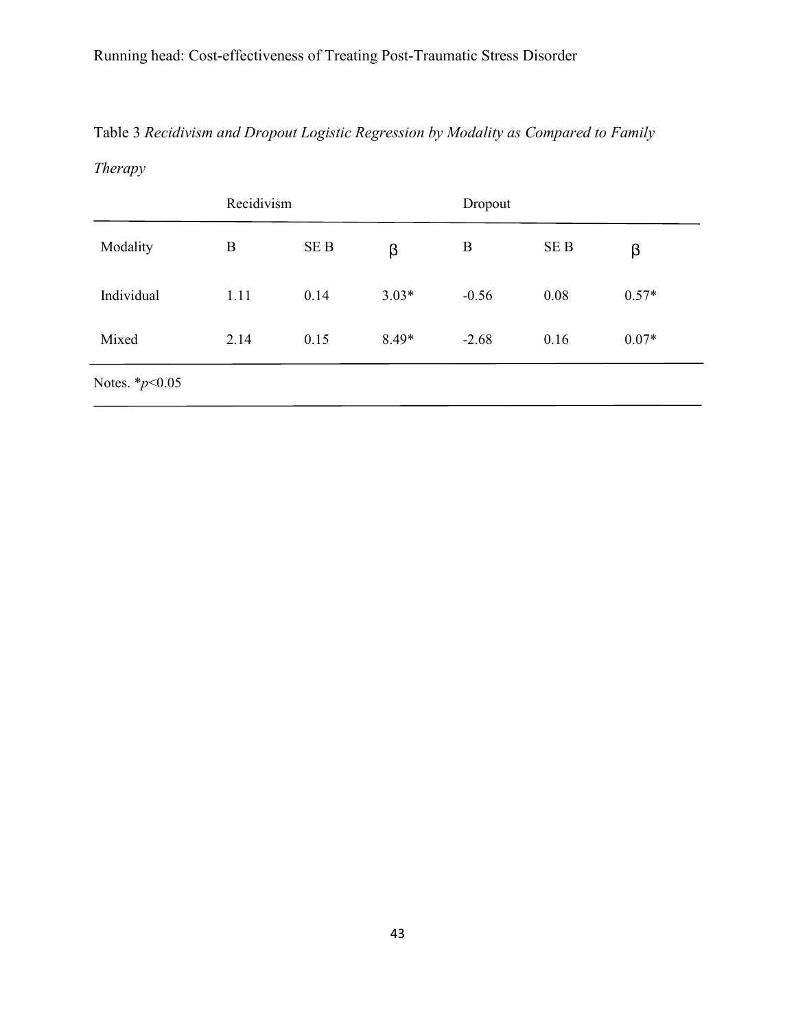Table 3 *Recidivism and Dropout Logistic Regression by Modality as Compared to Family Therapy*

| | Recidivism | | | Dropout | | |
|---|---|---|---|---|---|---|
| Modality | B | SE B | β | B | SE B | β |
| Individual | 1.11 | 0.14 | 3.03* | -0.56 | 0.08 | 0.57* |
| Mixed | 2.14 | 0.15 | 8.49* | -2.68 | 0.16 | 0.07* |

Notes. *$p<0.05$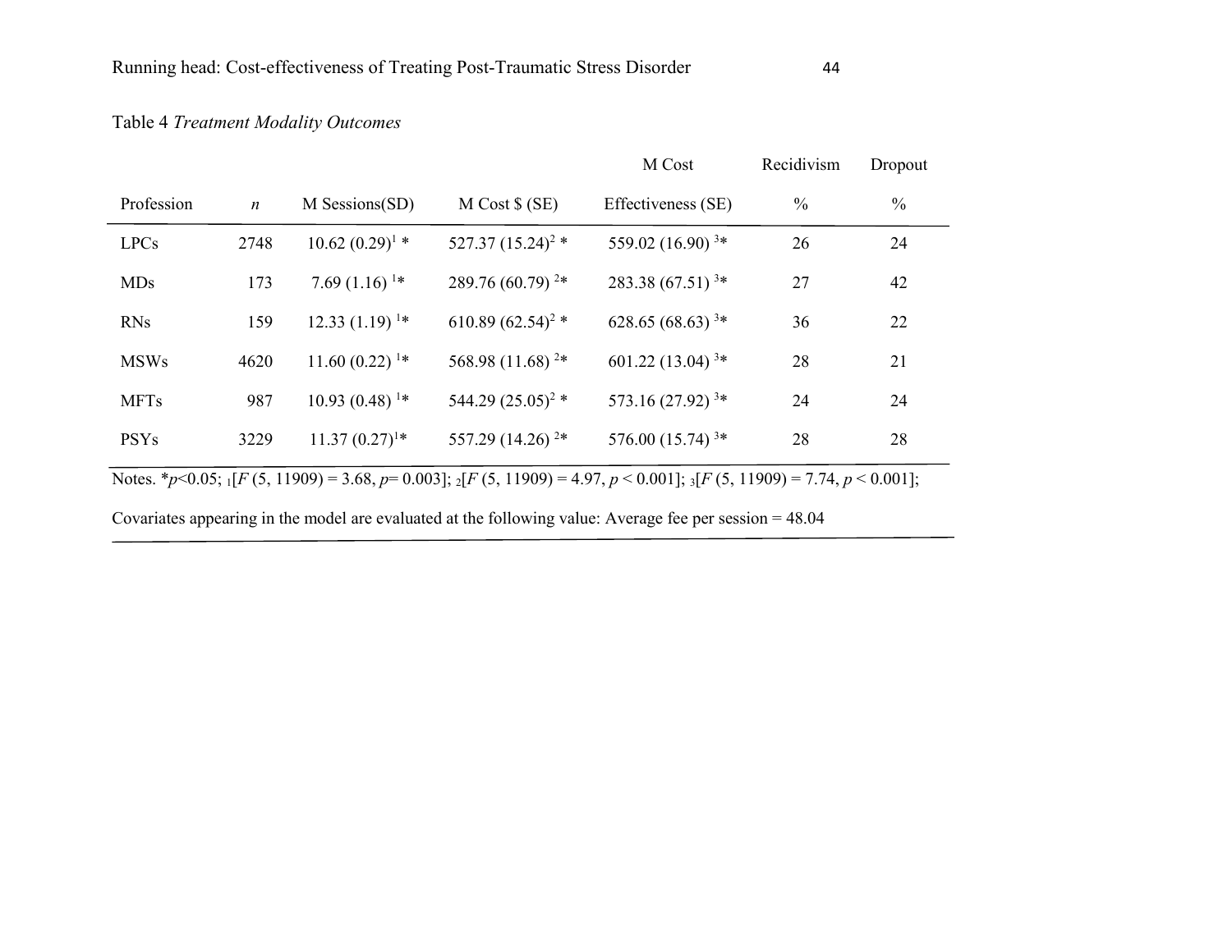Table 4 *Treatment Modality Outcomes*

| Profession | *n* | M Sessions(SD) | M Cost $ (SE) | M Cost Effectiveness (SE) | Recidivism % | Dropout % |
|---|---|---|---|---|---|---|
| LPCs | 2748 | 10.62 (0.29)[1] * | 527.37 (15.24)[2] * | 559.02 (16.90) [3]* | 26 | 24 |
| MDs | 173 | 7.69 (1.16) [1]* | 289.76 (60.79) [2]* | 283.38 (67.51) [3]* | 27 | 42 |
| RNs | 159 | 12.33 (1.19) [1]* | 610.89 (62.54)[2] * | 628.65 (68.63) [3]* | 36 | 22 |
| MSWs | 4620 | 11.60 (0.22) [1]* | 568.98 (11.68) [2]* | 601.22 (13.04) [3]* | 28 | 21 |
| MFTs | 987 | 10.93 (0.48) [1]* | 544.29 (25.05)[2] * | 573.16 (27.92) [3]* | 24 | 24 |
| PSYs | 3229 | 11.37 (0.27)[1]* | 557.29 (14.26) [2]* | 576.00 (15.74) [3]* | 28 | 28 |

Notes. *$p<0.05$; [1][$F$ (5, 11909) = 3.68, $p$= 0.003]; [2][$F$ (5, 11909) = 4.97, $p < 0.001$]; [3][$F$ (5, 11909) = 7.74, $p < 0.001$];

Covariates appearing in the model are evaluated at the following value: Average fee per session = 48.04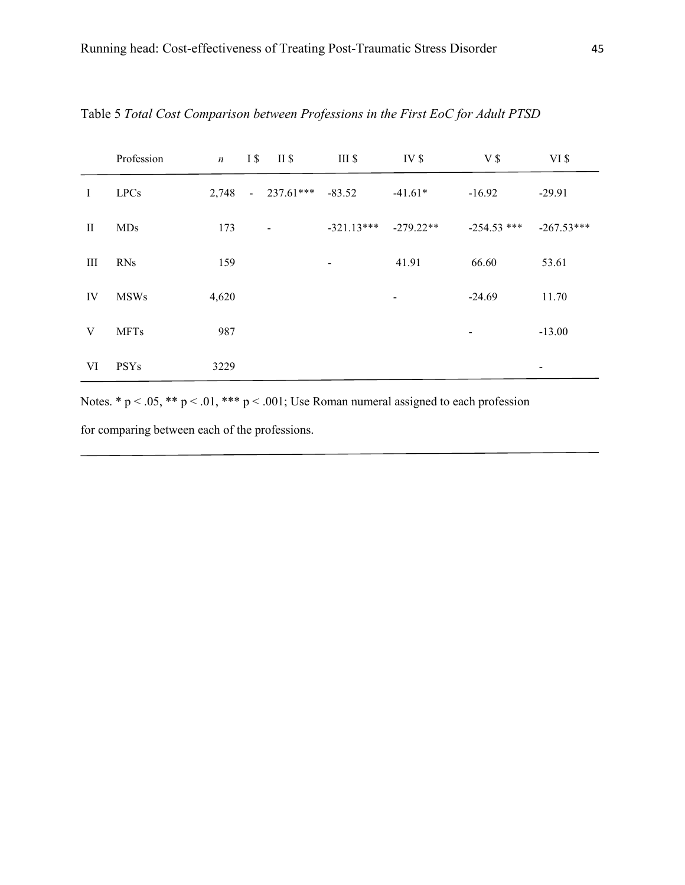Table 5 *Total Cost Comparison between Professions in the First EoC for Adult PTSD*

| | Profession | *n* | I $ | II $ | III $ | IV $ | V $ | VI $ |
|---|---|---|---|---|---|---|---|---|
| I | LPCs | 2,748 | - | 237.61*** | -83.52 | -41.61* | -16.92 | -29.91 |
| II | MDs | 173 | | - | -321.13*** | -279.22** | -254.53 *** | -267.53*** |
| III | RNs | 159 | | | - | 41.91 | 66.60 | 53.61 |
| IV | MSWs | 4,620 | | | | - | -24.69 | 11.70 |
| V | MFTs | 987 | | | | | - | -13.00 |
| VI | PSYs | 3229 | | | | | | - |

Notes. * $p < .05$, ** $p < .01$, *** $p < .001$; Use Roman numeral assigned to each profession for comparing between each of the professions.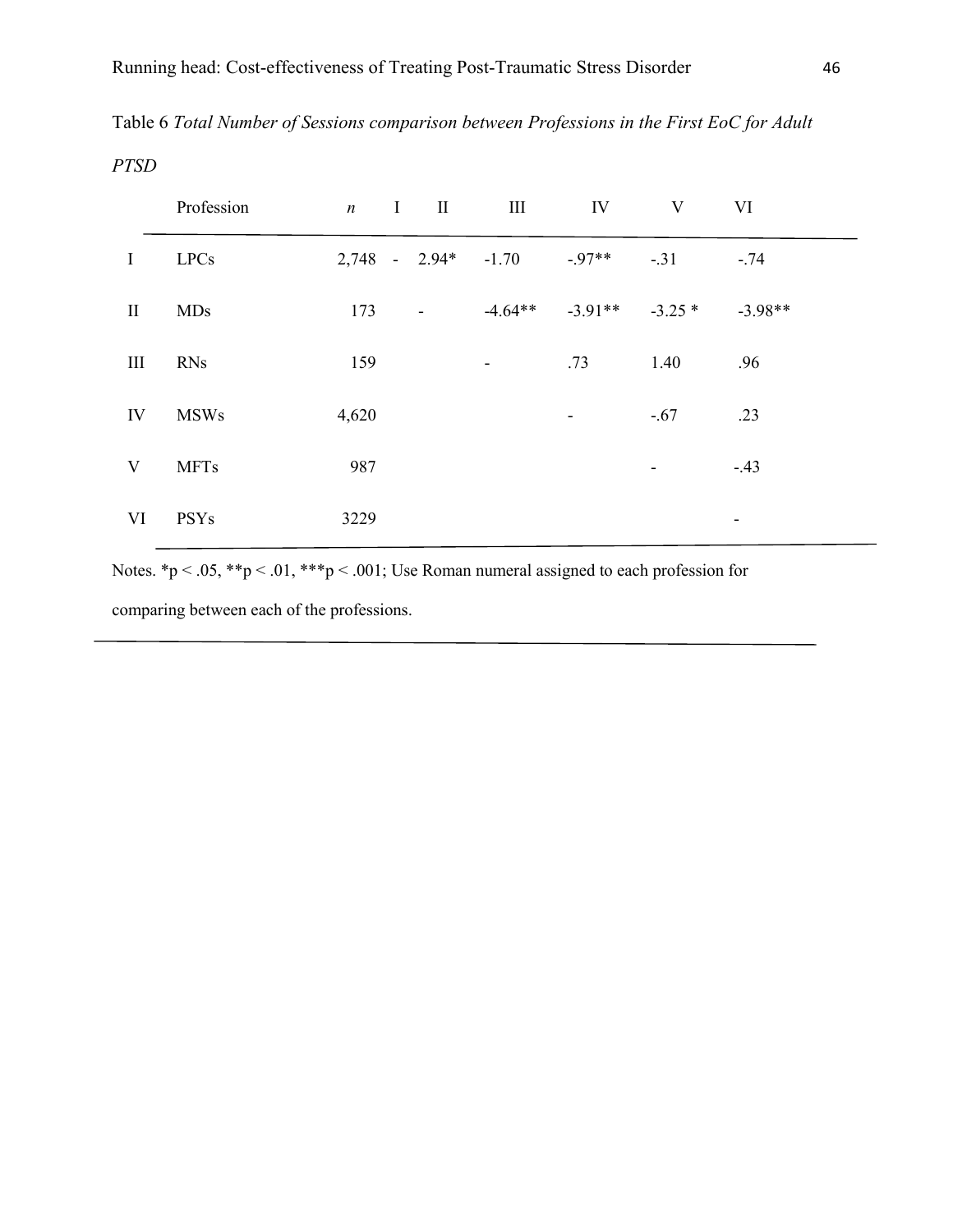Table 6 *Total Number of Sessions comparison between Professions in the First EoC for Adult PTSD*

| | Profession | *n* | I | II | III | IV | V | VI |
|---|---|---|---|---|---|---|---|---|
| I | LPCs | 2,748 | - | 2.94* | -1.70 | -.97** | -.31 | -.74 |
| II | MDs | 173 | | - | -4.64** | -3.91** | -3.25 * | -3.98** |
| III | RNs | 159 | | | - | .73 | 1.40 | .96 |
| IV | MSWs | 4,620 | | | | - | -.67 | .23 |
| V | MFTs | 987 | | | | | - | -.43 |
| VI | PSYs | 3229 | | | | | | - |

Notes. *p < .05, **p < .01, ***p < .001; Use Roman numeral assigned to each profession for comparing between each of the professions.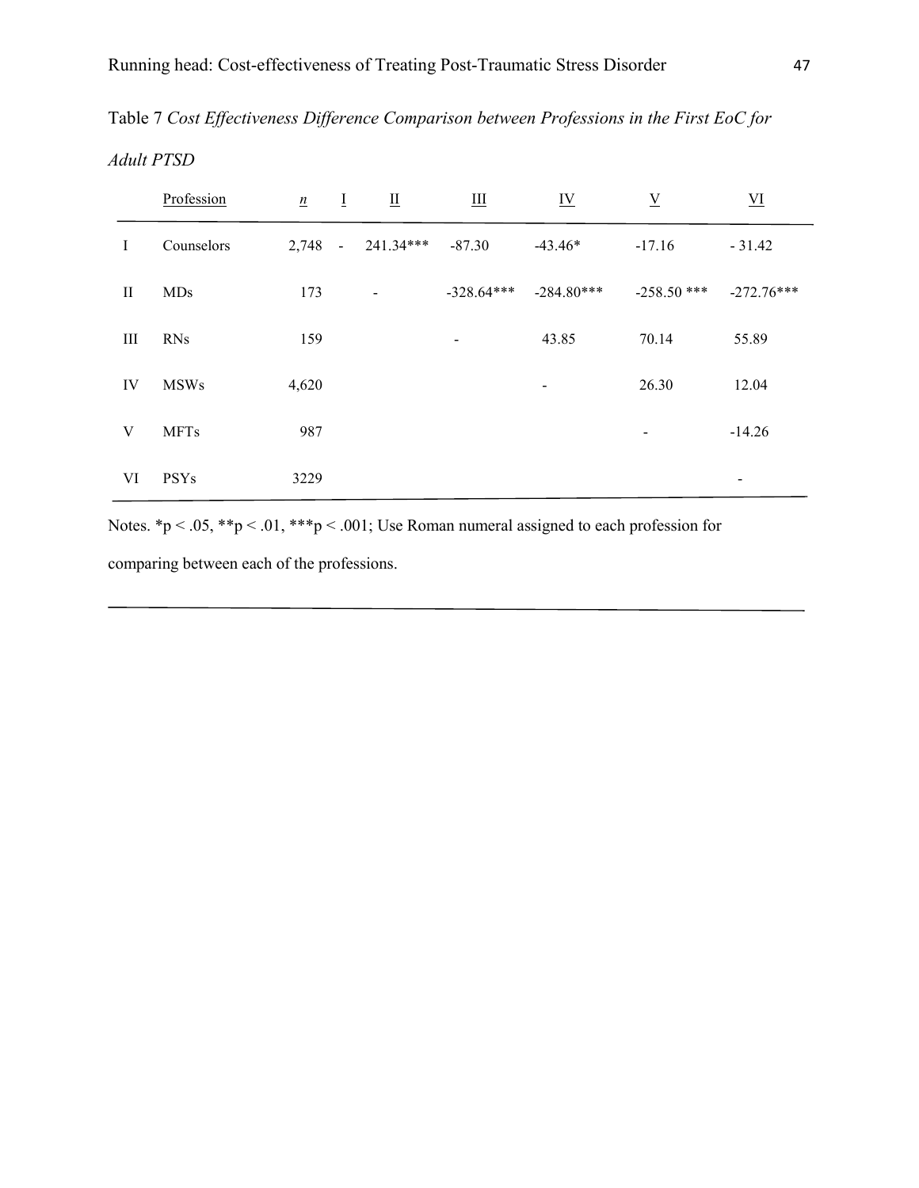Table 7 *Cost Effectiveness Difference Comparison between Professions in the First EoC for Adult PTSD*

| | Profession | *n* | I | II | III | IV | V | VI |
|---|---|---|---|---|---|---|---|---|
| I | Counselors | 2,748 | - | 241.34*** | -87.30 | -43.46* | -17.16 | - 31.42 |
| II | MDs | 173 | | - | -328.64*** | -284.80*** | -258.50 *** | -272.76*** |
| III | RNs | 159 | | | - | 43.85 | 70.14 | 55.89 |
| IV | MSWs | 4,620 | | | | - | 26.30 | 12.04 |
| V | MFTs | 987 | | | | | - | -14.26 |
| VI | PSYs | 3229 | | | | | | - |

Notes. *p < .05, **p < .01, ***p < .001; Use Roman numeral assigned to each profession for comparing between each of the professions.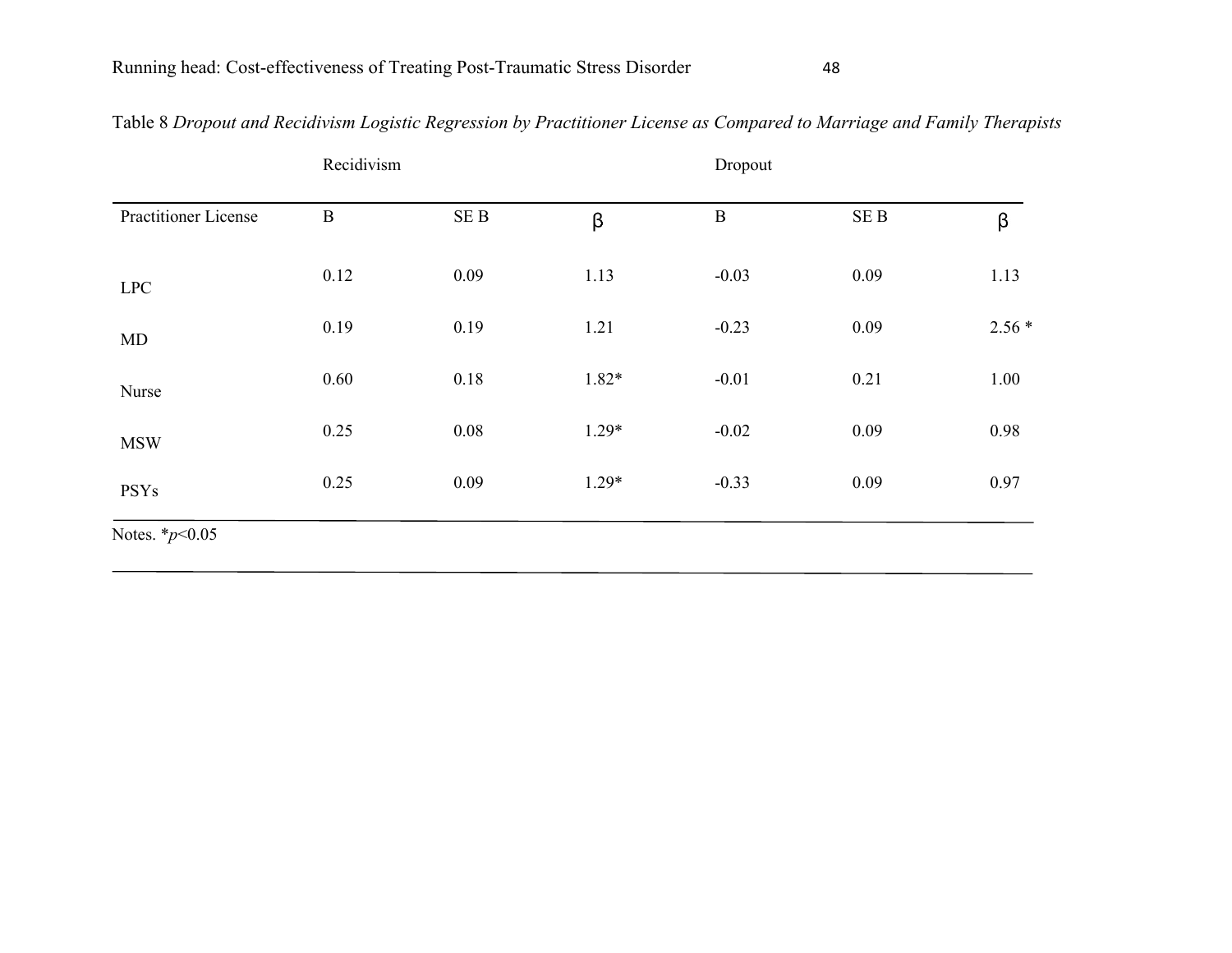Table 8 *Dropout and Recidivism Logistic Regression by Practitioner License as Compared to Marriage and Family Therapists*

| | Recidivism | | | Dropout | | |
|---|---|---|---|---|---|---|
| Practitioner License | B | SE B | β | B | SE B | β |
| LPC | 0.12 | 0.09 | 1.13 | -0.03 | 0.09 | 1.13 |
| MD | 0.19 | 0.19 | 1.21 | -0.23 | 0.09 | 2.56 * |
| Nurse | 0.60 | 0.18 | 1.82* | -0.01 | 0.21 | 1.00 |
| MSW | 0.25 | 0.08 | 1.29* | -0.02 | 0.09 | 0.98 |
| PSYs | 0.25 | 0.09 | 1.29* | -0.33 | 0.09 | 0.97 |

Notes. \*$p<0.05$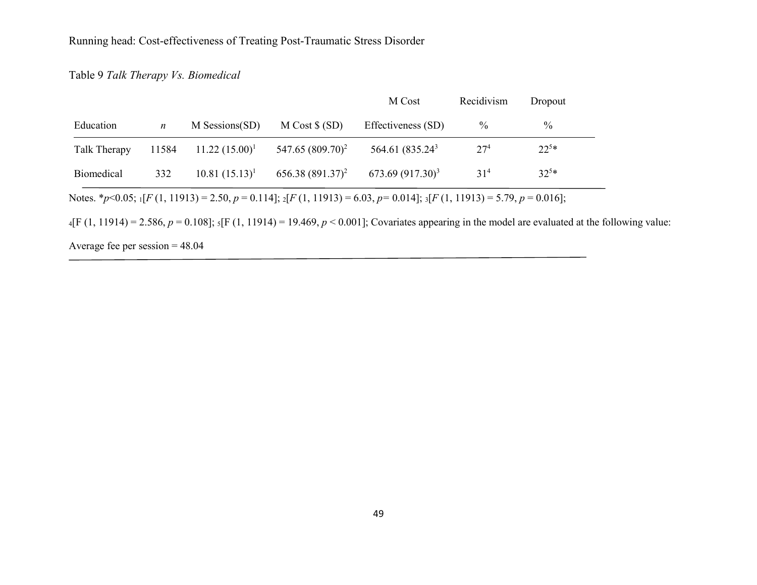Table 9 *Talk Therapy Vs. Biomedical*

| Education | *n* | M Sessions(SD) | M Cost $ (SD) | M Cost Effectiveness (SD) | Recidivism % | Dropout % |
|---|---|---|---|---|---|---|
| Talk Therapy | 11584 | 11.22 (15.00)[1] | 547.65 (809.70)[2] | 564.61 (835.24[3] | 27[4] | 22[5]* |
| Biomedical | 332 | 10.81 (15.13)[1] | 656.38 (891.37)[2] | 673.69 (917.30)[3] | 31[4] | 32[5]* |

Notes. *$p<0.05$; [1][$F$ (1, 11913) = 2.50, $p$ = 0.114]; [2][$F$ (1, 11913) = 6.03, $p$= 0.014]; [3][$F$ (1, 11913) = 5.79, $p$ = 0.016]; [4][F (1, 11914) = 2.586, $p$ = 0.108]; [5][F (1, 11914) = 19.469, $p$ < 0.001]; Covariates appearing in the model are evaluated at the following value: Average fee per session = 48.04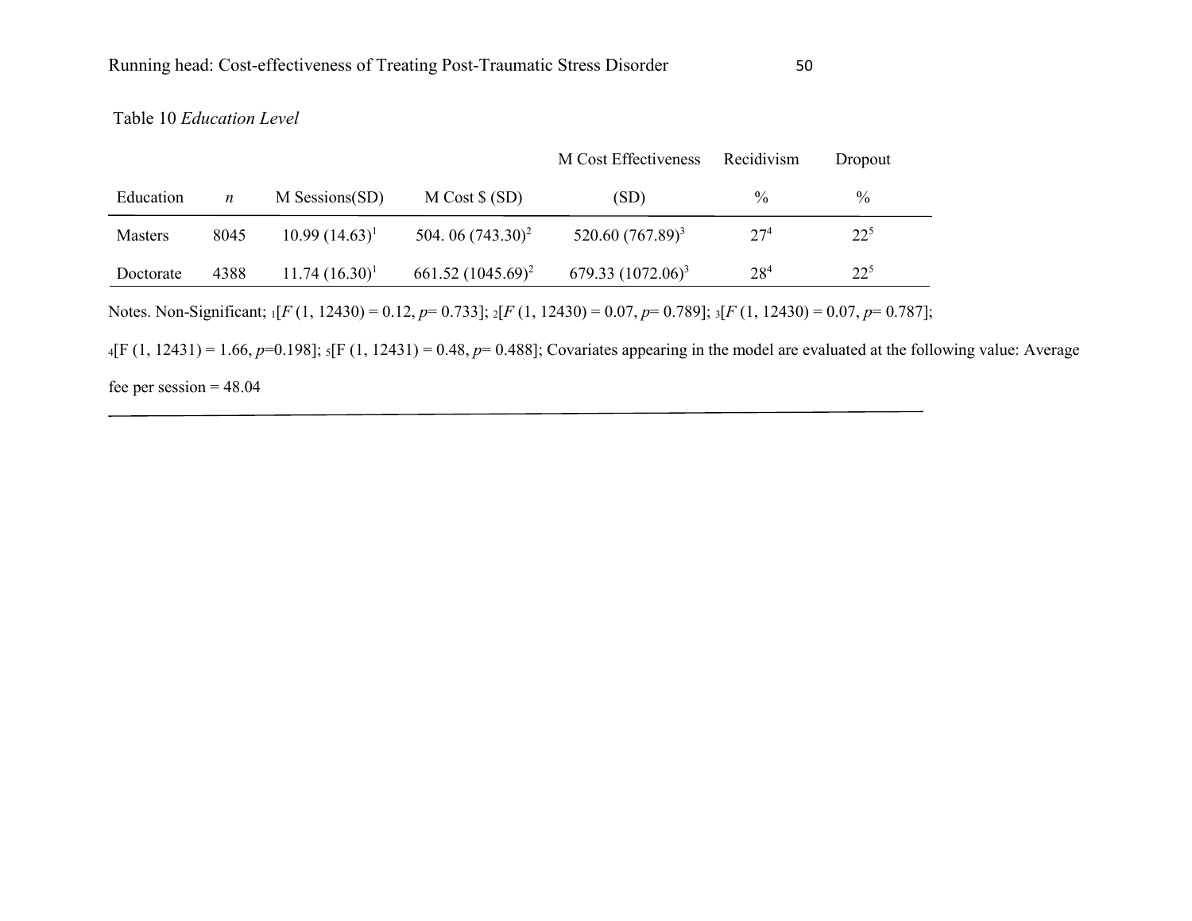Table 10 *Education Level*

| Education | *n* | M Sessions(SD) | M Cost $ (SD) | M Cost Effectiveness (SD) | Recidivism % | Dropout % |
|---|---|---|---|---|---|---|
| Masters | 8045 | 10.99 (14.63)[1] | 504. 06 (743.30)[2] | 520.60 (767.89)[3] | 27[4] | 22[5] |
| Doctorate | 4388 | 11.74 (16.30)[1] | 661.52 (1045.69)[2] | 679.33 (1072.06)[3] | 28[4] | 22[5] |

Notes. Non-Significant; [1][$F$ (1, 12430) = 0.12, $p$= 0.733]; [2][$F$ (1, 12430) = 0.07, $p$= 0.789]; [3][$F$ (1, 12430) = 0.07, $p$= 0.787]; [4][F (1, 12431) = 1.66, $p$=0.198]; [5][F (1, 12431) = 0.48, $p$= 0.488]; Covariates appearing in the model are evaluated at the following value: Average fee per session = 48.04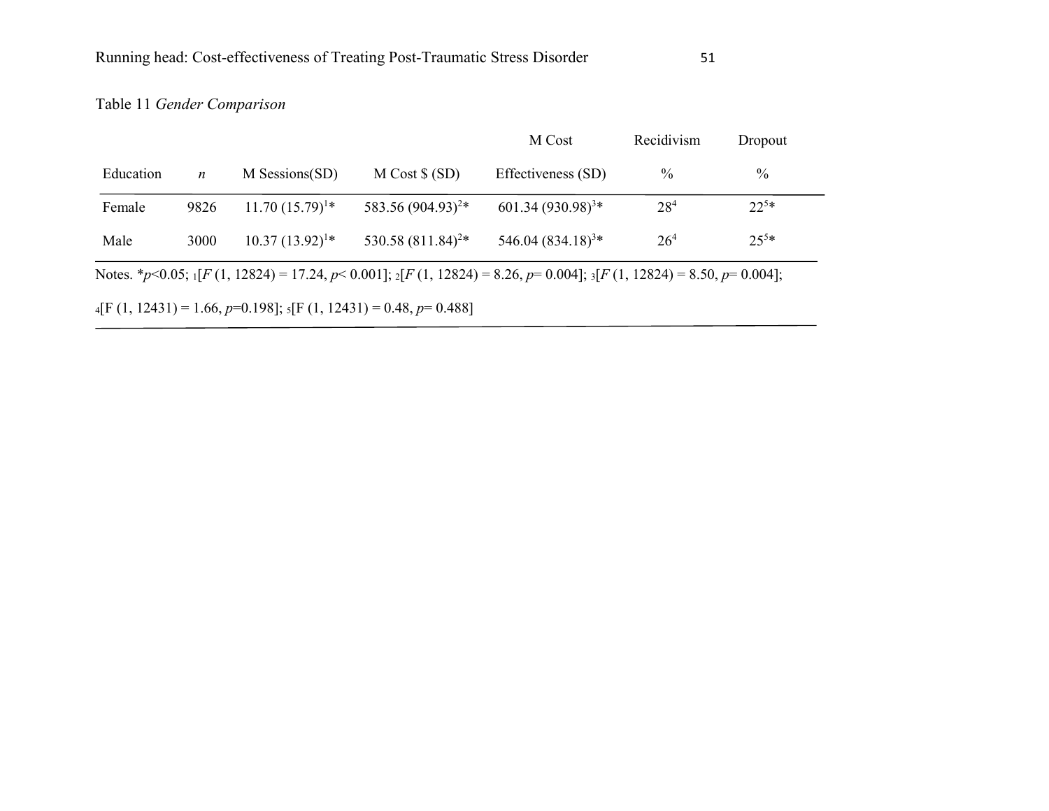Table 11 *Gender Comparison*

| Education | *n* | M Sessions(SD) | M Cost $ (SD) | M Cost Effectiveness (SD) | Recidivism % | Dropout % |
|---|---|---|---|---|---|---|
| Female | 9826 | 11.70 (15.79)[1]* | 583.56 (904.93)[2]* | 601.34 (930.98)[3]* | 28[4] | 22[5]* |
| Male | 3000 | 10.37 (13.92)[1]* | 530.58 (811.84)[2]* | 546.04 (834.18)[3]* | 26[4] | 25[5]* |

Notes. *$p<0.05$; [1][$F$ (1, 12824) = 17.24, $p< 0.001$]; [2][$F$ (1, 12824) = 8.26, $p= 0.004$]; [3][$F$ (1, 12824) = 8.50, $p= 0.004$]; [4][F (1, 12431) = 1.66, $p=0.198$]; [5][F (1, 12431) = 0.48, $p= 0.488$]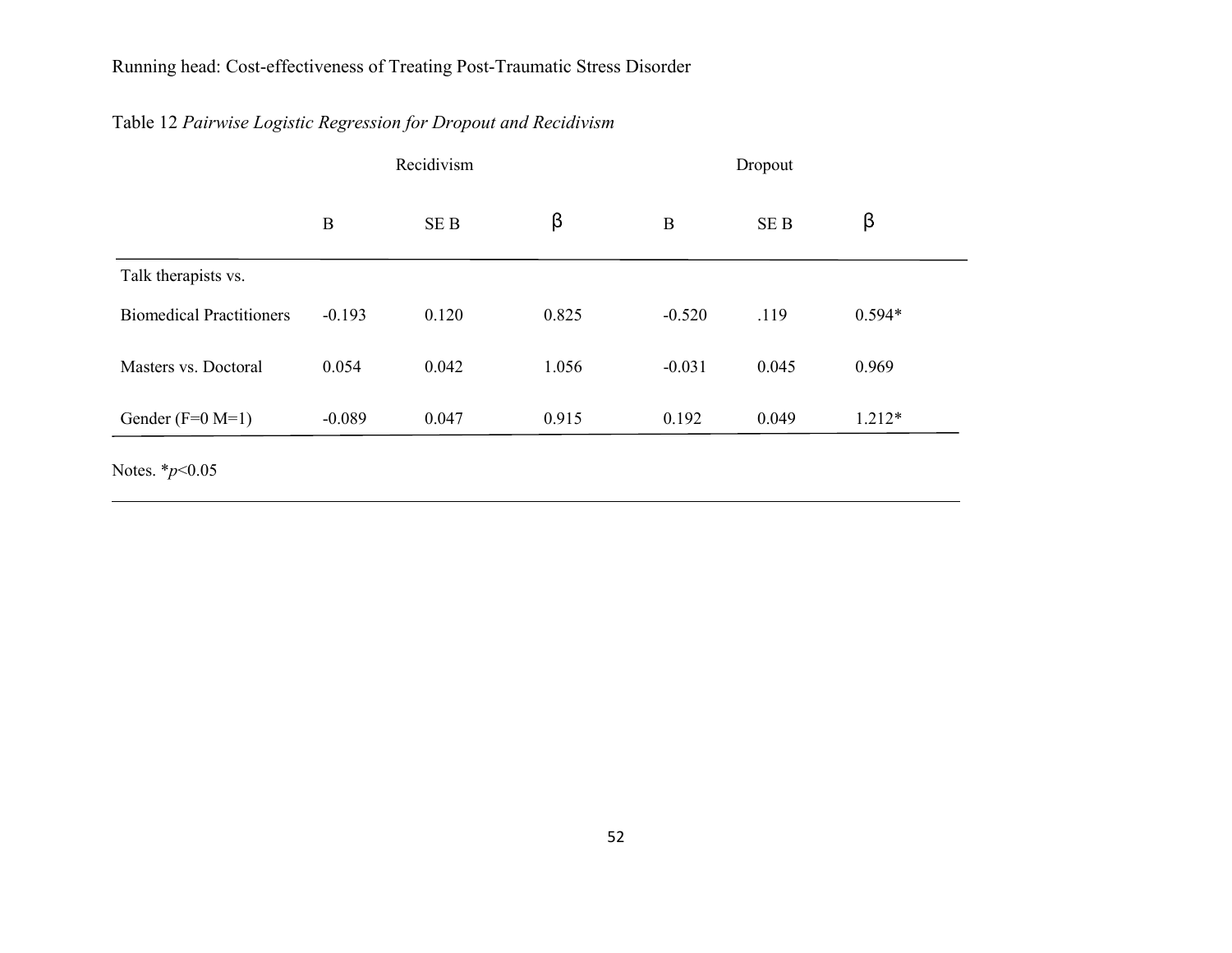Table 12 *Pairwise Logistic Regression for Dropout and Recidivism*

| | Recidivism | | | Dropout | | |
|---|---|---|---|---|---|---|
| | B | SE B | β | B | SE B | β |
| Talk therapists vs. | | | | | | |
| Biomedical Practitioners | -0.193 | 0.120 | 0.825 | -0.520 | .119 | 0.594* |
| Masters vs. Doctoral | 0.054 | 0.042 | 1.056 | -0.031 | 0.045 | 0.969 |
| Gender (F=0 M=1) | -0.089 | 0.047 | 0.915 | 0.192 | 0.049 | 1.212* |

Notes. *$p<0.05$